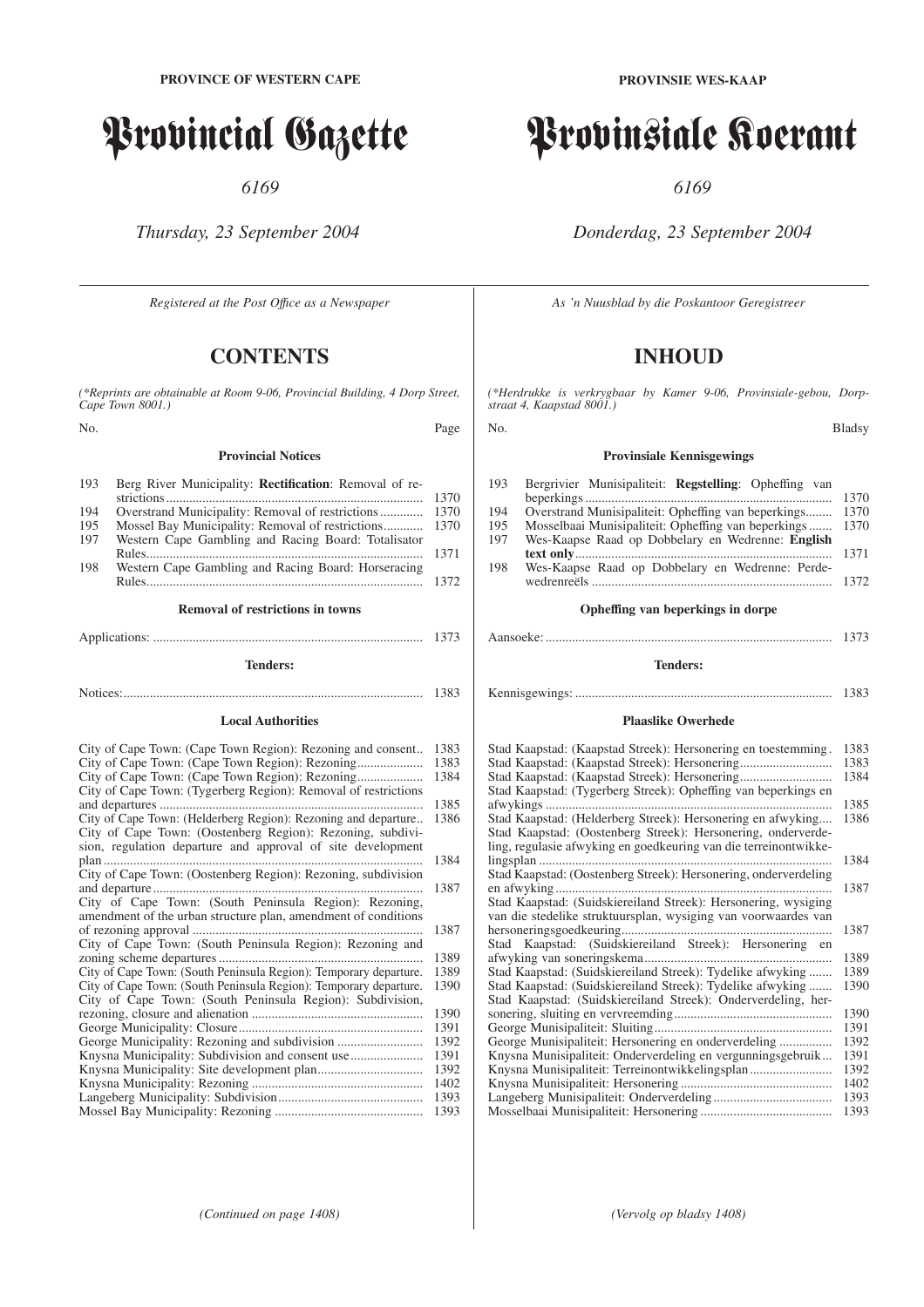**PROVINCE OF WESTERN CAPE**

# Provincial Gazette

*6169*

*Thursday, 23 September 2004*

*Registered at the Post Office as a Newspaper*

## CONTENTS

*(\*Reprints are obtainable at Room 9-06, Provincial Building, 4 Dorp Street, Cape Town 8001.)*

| No. | | Page |
|---|---|---|
| | **Provincial Notices** | |
| 193 | Berg River Municipality: **Rectification**: Removal of restrictions | 1370 |
| 194 | Overstrand Municipality: Removal of restrictions | 1370 |
| 195 | Mossel Bay Municipality: Removal of restrictions | 1370 |
| 197 | Western Cape Gambling and Racing Board: Totalisator Rules | 1371 |
| 198 | Western Cape Gambling and Racing Board: Horseracing Rules | 1372 |
| | **Removal of restrictions in towns** | |
| | Applications: | 1373 |
| | **Tenders:** | |
| | Notices: | 1383 |
| | **Local Authorities** | |
| | City of Cape Town: (Cape Town Region): Rezoning and consent | 1383 |
| | City of Cape Town: (Cape Town Region): Rezoning | 1383 |
| | City of Cape Town: (Cape Town Region): Rezoning | 1384 |
| | City of Cape Town: (Tygerberg Region): Removal of restrictions and departures | 1385 |
| | City of Cape Town: (Helderberg Region): Rezoning and departure | 1386 |
| | City of Cape Town: (Oostenberg Region): Rezoning, subdivision, regulation departure and approval of site development plan | 1384 |
| | City of Cape Town: (Oostenberg Region): Rezoning, subdivision and departure | 1387 |
| | City of Cape Town: (South Peninsula Region): Rezoning, amendment of the urban structure plan, amendment of conditions of rezoning approval | 1387 |
| | City of Cape Town: (South Peninsula Region): Rezoning and zoning scheme departures | 1389 |
| | City of Cape Town: (South Peninsula Region): Temporary departure. | 1389 |
| | City of Cape Town: (South Peninsula Region): Temporary departure. | 1390 |
| | City of Cape Town: (South Peninsula Region): Subdivision, rezoning, closure and alienation | 1390 |
| | George Municipality: Closure | 1391 |
| | George Municipality: Rezoning and subdivision | 1392 |
| | Knysna Municipality: Subdivision and consent use | 1391 |
| | Knysna Municipality: Site development plan | 1392 |
| | Knysna Municipality: Rezoning | 1402 |
| | Langeberg Municipality: Subdivision | 1393 |
| | Mossel Bay Municipality: Rezoning | 1393 |

*(Continued on page 1408)*

**PROVINSIE WES-KAAP**

# Provinsiale Koerant

*6169*

*Donderdag, 23 September 2004*

*As 'n Nuusblad by die Poskantoor Geregistreer*

## INHOUD

*(\*Herdrukke is verkrygbaar by Kamer 9-06, Provinsiale-gebou, Dorpstraat 4, Kaapstad 8001.)*

| No. | | Bladsy |
|---|---|---|
| | **Provinsiale Kennisgewings** | |
| 193 | Bergrivier Munisipaliteit: **Regstelling**: Opheffing van beperkings | 1370 |
| 194 | Overstrand Munisipaliteit: Opheffing van beperkings | 1370 |
| 195 | Mosselbaai Munisipaliteit: Opheffing van beperkings | 1370 |
| 197 | Wes-Kaapse Raad op Dobbelary en Wedrenne: **English text only** | 1371 |
| 198 | Wes-Kaapse Raad op Dobbelary en Wedrenne: Perdewedrenreëls | 1372 |
| | **Opheffing van beperkings in dorpe** | |
| | Aansoeke: | 1373 |
| | **Tenders:** | |
| | Kennisgewings: | 1383 |
| | **Plaaslike Owerhede** | |
| | Stad Kaapstad: (Kaapstad Streek): Hersonering en toestemming | 1383 |
| | Stad Kaapstad: (Kaapstad Streek): Hersonering | 1383 |
| | Stad Kaapstad: (Kaapstad Streek): Hersonering | 1384 |
| | Stad Kaapstad: (Tygerberg Streek): Opheffing van beperkings en afwykings | 1385 |
| | Stad Kaapstad: (Helderberg Streek): Hersonering en afwyking | 1386 |
| | Stad Kaapstad: (Oostenberg Streek): Hersonering, onderverdeling, regulasie afwyking en goedkeuring van die terreinontwikkelingsplan | 1384 |
| | Stad Kaapstad: (Oostenberg Streek): Hersonering, onderverdeling en afwyking | 1387 |
| | Stad Kaapstad: (Suidskiereiland Streek): Hersonering, wysiging van die stedelike struktuursplan, wysiging van voorwaardes van hersoneringsgoedkeuring | 1387 |
| | Stad Kaapstad: (Suidskiereiland Streek): Hersonering en afwyking van soneringskema | 1389 |
| | Stad Kaapstad: (Suidskiereiland Streek): Tydelike afwyking | 1389 |
| | Stad Kaapstad: (Suidskiereiland Streek): Tydelike afwyking | 1390 |
| | Stad Kaapstad: (Suidskiereiland Streek): Onderverdeling, hersonering, sluiting en vervreemding | 1390 |
| | George Munisipaliteit: Sluiting | 1391 |
| | George Munisipaliteit: Hersonering en onderverdeling | 1392 |
| | Knysna Munisipaliteit: Onderverdeling en vergunningsgebruik | 1391 |
| | Knysna Munisipaliteit: Terreinontwikkelingsplan | 1392 |
| | Knysna Munisipaliteit: Hersonering | 1402 |
| | Langeberg Munisipaliteit: Onderverdeling | 1393 |
| | Mosselbaai Munisipaliteit: Hersonering | 1393 |

*(Vervolg op bladsy 1408)*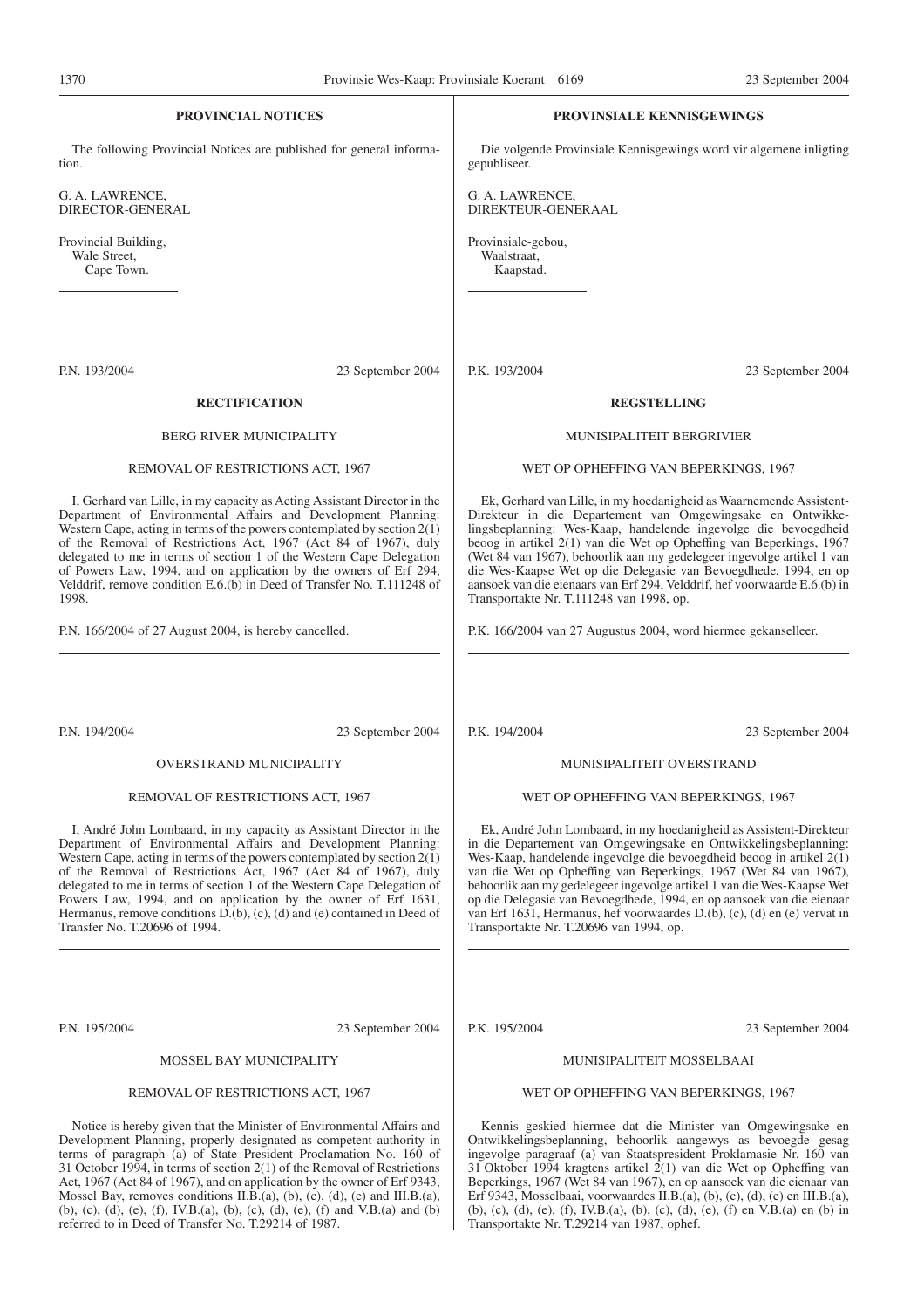## PROVINCIAL NOTICES

The following Provincial Notices are published for general information.

G. A. LAWRENCE,
DIRECTOR-GENERAL

Provincial Building,
Wale Street,
Cape Town.

---

P.N. 193/2004 23 September 2004

### RECTIFICATION

BERG RIVER MUNICIPALITY

REMOVAL OF RESTRICTIONS ACT, 1967

I, Gerhard van Lille, in my capacity as Acting Assistant Director in the Department of Environmental Affairs and Development Planning: Western Cape, acting in terms of the powers contemplated by section 2(1) of the Removal of Restrictions Act, 1967 (Act 84 of 1967), duly delegated to me in terms of section 1 of the Western Cape Delegation of Powers Law, 1994, and on application by the owners of Erf 294, Velddrif, remove condition E.6.(b) in Deed of Transfer No. T.111248 of 1998.

P.N. 166/2004 of 27 August 2004, is hereby cancelled.

---

P.N. 194/2004 23 September 2004

OVERSTRAND MUNICIPALITY

REMOVAL OF RESTRICTIONS ACT, 1967

I, André John Lombaard, in my capacity as Assistant Director in the Department of Environmental Affairs and Development Planning: Western Cape, acting in terms of the powers contemplated by section 2(1) of the Removal of Restrictions Act, 1967 (Act 84 of 1967), duly delegated to me in terms of section 1 of the Western Cape Delegation of Powers Law, 1994, and on application by the owner of Erf 1631, Hermanus, remove conditions D.(b), (c), (d) and (e) contained in Deed of Transfer No. T.20696 of 1994.

---

P.N. 195/2004 23 September 2004

MOSSEL BAY MUNICIPALITY

REMOVAL OF RESTRICTIONS ACT, 1967

Notice is hereby given that the Minister of Environmental Affairs and Development Planning, properly designated as competent authority in terms of paragraph (a) of State President Proclamation No. 160 of 31 October 1994, in terms of section 2(1) of the Removal of Restrictions Act, 1967 (Act 84 of 1967), and on application by the owner of Erf 9343, Mossel Bay, removes conditions II.B.(a), (b), (c), (d), (e) and III.B.(a), (b), (c), (d), (e), (f), IV.B.(a), (b), (c), (d), (e), (f) and V.B.(a) and (b) referred to in Deed of Transfer No. T.29214 of 1987.

---

## PROVINSIALE KENNISGEWINGS

Die volgende Provinsiale Kennisgewings word vir algemene inligting gepubliseer.

G. A. LAWRENCE,
DIREKTEUR-GENERAAL

Provinsiale-gebou,
Waalstraat,
Kaapstad.

---

P.K. 193/2004 23 September 2004

### REGSTELLING

MUNISIPALITEIT BERGRIVIER

WET OP OPHEFFING VAN BEPERKINGS, 1967

Ek, Gerhard van Lille, in my hoedanigheid as Waarnemende Assistent-Direkteur in die Departement van Omgewingsake en Ontwikkelingsbeplanning: Wes-Kaap, handelende ingevolge die bevoegdheid beoog in artikel 2(1) van die Wet op Opheffing van Beperkings, 1967 (Wet 84 van 1967), behoorlik aan my gedelegeer ingevolge artikel 1 van die Wes-Kaapse Wet op die Delegasie van Bevoegdhede, 1994, en op aansoek van die eienaars van Erf 294, Velddrif, hef voorwaarde E.6.(b) in Transportakte Nr. T.111248 van 1998, op.

P.K. 166/2004 van 27 Augustus 2004, word hiermee gekanselleer.

---

P.K. 194/2004 23 September 2004

MUNISIPALITEIT OVERSTRAND

WET OP OPHEFFING VAN BEPERKINGS, 1967

Ek, André John Lombaard, in my hoedanigheid as Assistent-Direkteur in die Departement van Omgewingsake en Ontwikkelingsbeplanning: Wes-Kaap, handelende ingevolge die bevoegdheid beoog in artikel 2(1) van die Wet op Opheffing van Beperkings, 1967 (Wet 84 van 1967), behoorlik aan my gedelegeer ingevolge artikel 1 van die Wes-Kaapse Wet op die Delegasie van Bevoegdhede, 1994, en op aansoek van die eienaar van Erf 1631, Hermanus, hef voorwaardes D.(b), (c), (d) en (e) vervat in Transportakte Nr. T.20696 van 1994, op.

---

P.K. 195/2004 23 September 2004

MUNISIPALITEIT MOSSELBAAI

WET OP OPHEFFING VAN BEPERKINGS, 1967

Kennis geskied hiermee dat die Minister van Omgewingsake en Ontwikkelingsbeplanning, behoorlik aangewys as bevoegde gesag ingevolge paragraaf (a) van Staatspresident Proklamasie Nr. 160 van 31 Oktober 1994 kragtens artikel 2(1) van die Wet op Opheffing van Beperkings, 1967 (Wet 84 van 1967), en op aansoek van die eienaar van Erf 9343, Mosselbaai, voorwaardes II.B.(a), (b), (c), (d), (e) en III.B.(a), (b), (c), (d), (e), (f), IV.B.(a), (b), (c), (d), (e), (f) en V.B.(a) en (b) in Transportakte Nr. T.29214 van 1987, ophef.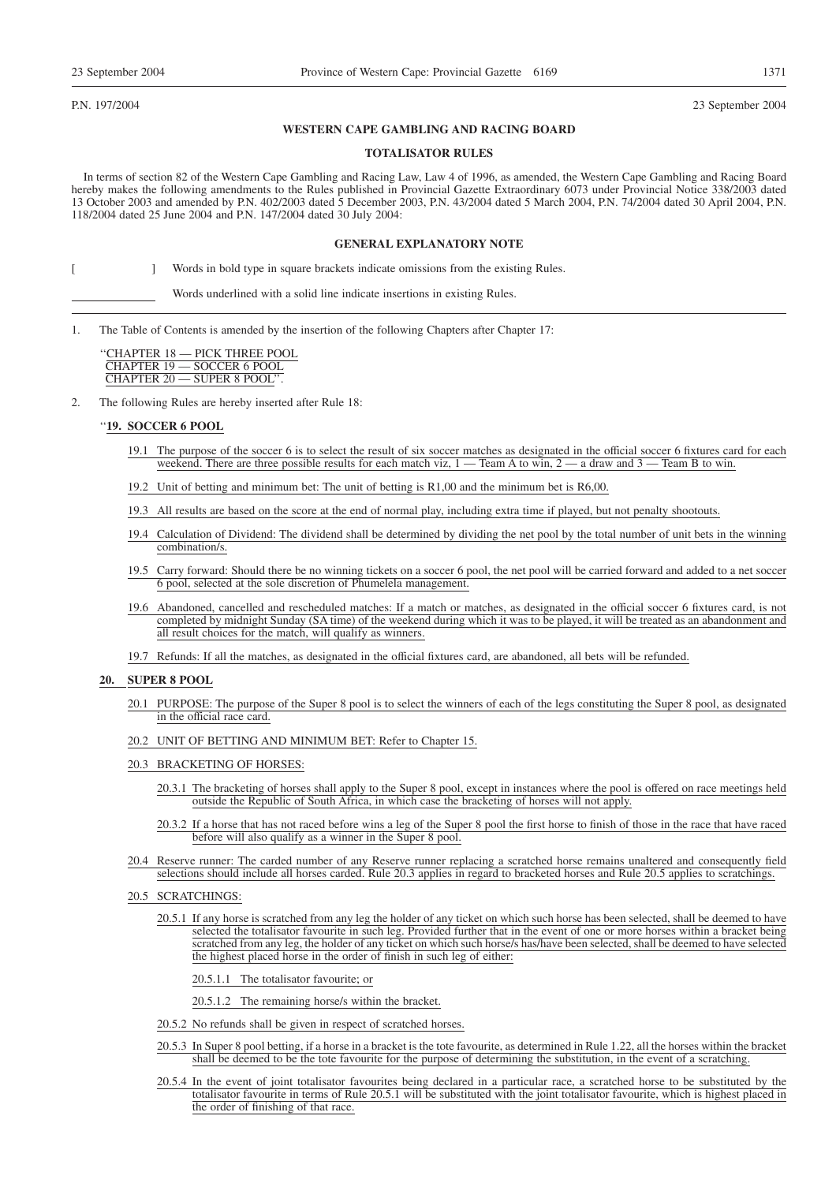P.N. 197/2004 23 September 2004

**WESTERN CAPE GAMBLING AND RACING BOARD**

**TOTALISATOR RULES**

In terms of section 82 of the Western Cape Gambling and Racing Law, Law 4 of 1996, as amended, the Western Cape Gambling and Racing Board hereby makes the following amendments to the Rules published in Provincial Gazette Extraordinary 6073 under Provincial Notice 338/2003 dated 13 October 2003 and amended by P.N. 402/2003 dated 5 December 2003, P.N. 43/2004 dated 5 March 2004, P.N. 74/2004 dated 30 April 2004, P.N. 118/2004 dated 25 June 2004 and P.N. 147/2004 dated 30 July 2004:

**GENERAL EXPLANATORY NOTE**

[ ] Words in bold type in square brackets indicate omissions from the existing Rules.

\_\_\_\_\_\_\_\_\_\_ Words underlined with a solid line indicate insertions in existing Rules.

---

1. The Table of Contents is amended by the insertion of the following Chapters after Chapter 17:

"CHAPTER 18 — PICK THREE POOL
CHAPTER 19 — SOCCER 6 POOL
CHAPTER 20 — SUPER 8 POOL".

2. The following Rules are hereby inserted after Rule 18:

"**19. SOCCER 6 POOL**

19.1 The purpose of the soccer 6 is to select the result of six soccer matches as designated in the official soccer 6 fixtures card for each weekend. There are three possible results for each match viz, 1 — Team A to win, 2 — a draw and 3 — Team B to win.

19.2 Unit of betting and minimum bet: The unit of betting is R1,00 and the minimum bet is R6,00.

19.3 All results are based on the score at the end of normal play, including extra time if played, but not penalty shootouts.

19.4 Calculation of Dividend: The dividend shall be determined by dividing the net pool by the total number of unit bets in the winning combination/s.

19.5 Carry forward: Should there be no winning tickets on a soccer 6 pool, the net pool will be carried forward and added to a net soccer 6 pool, selected at the sole discretion of Phumelela management.

19.6 Abandoned, cancelled and rescheduled matches: If a match or matches, as designated in the official soccer 6 fixtures card, is not completed by midnight Sunday (SA time) of the weekend during which it was to be played, it will be treated as an abandonment and all result choices for the match, will qualify as winners.

19.7 Refunds: If all the matches, as designated in the official fixtures card, are abandoned, all bets will be refunded.

**20. SUPER 8 POOL**

20.1 PURPOSE: The purpose of the Super 8 pool is to select the winners of each of the legs constituting the Super 8 pool, as designated in the official race card.

20.2 UNIT OF BETTING AND MINIMUM BET: Refer to Chapter 15.

20.3 BRACKETING OF HORSES:

20.3.1 The bracketing of horses shall apply to the Super 8 pool, except in instances where the pool is offered on race meetings held outside the Republic of South Africa, in which case the bracketing of horses will not apply.

20.3.2 If a horse that has not raced before wins a leg of the Super 8 pool the first horse to finish of those in the race that have raced before will also qualify as a winner in the Super 8 pool.

20.4 Reserve runner: The carded number of any Reserve runner replacing a scratched horse remains unaltered and consequently field selections should include all horses carded. Rule 20.3 applies in regard to bracketed horses and Rule 20.5 applies to scratchings.

20.5 SCRATCHINGS:

20.5.1 If any horse is scratched from any leg the holder of any ticket on which such horse has been selected, shall be deemed to have selected the totalisator favourite in such leg. Provided further that in the event of one or more horses within a bracket being scratched from any leg, the holder of any ticket on which such horse/s has/have been selected, shall be deemed to have selected the highest placed horse in the order of finish in such leg of either:

20.5.1.1 The totalisator favourite; or

20.5.1.2 The remaining horse/s within the bracket.

20.5.2 No refunds shall be given in respect of scratched horses.

20.5.3 In Super 8 pool betting, if a horse in a bracket is the tote favourite, as determined in Rule 1.22, all the horses within the bracket shall be deemed to be the tote favourite for the purpose of determining the substitution, in the event of a scratching.

20.5.4 In the event of joint totalisator favourites being declared in a particular race, a scratched horse to be substituted by the totalisator favourite in terms of Rule 20.5.1 will be substituted with the joint totalisator favourite, which is highest placed in the order of finishing of that race.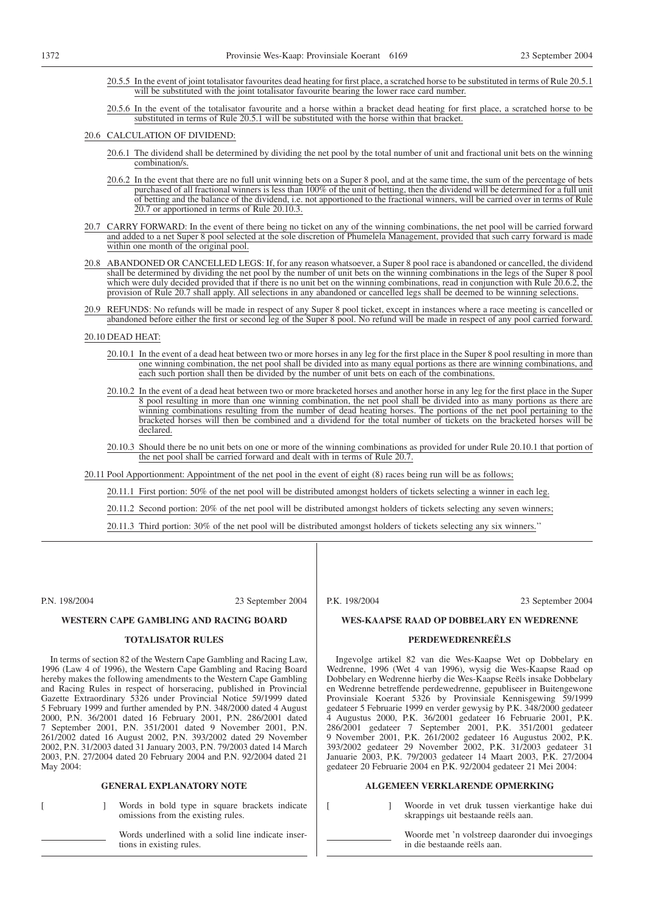20.5.5 In the event of joint totalisator favourites dead heating for first place, a scratched horse to be substituted in terms of Rule 20.5.1 will be substituted with the joint totalisator favourite bearing the lower race card number.

20.5.6 In the event of the totalisator favourite and a horse within a bracket dead heating for first place, a scratched horse to be substituted in terms of Rule 20.5.1 will be substituted with the horse within that bracket.

20.6 CALCULATION OF DIVIDEND:

20.6.1 The dividend shall be determined by dividing the net pool by the total number of unit and fractional unit bets on the winning combination/s.

20.6.2 In the event that there are no full unit winning bets on a Super 8 pool, and at the same time, the sum of the percentage of bets purchased of all fractional winners is less than 100% of the unit of betting, then the dividend will be determined for a full unit of betting and the balance of the dividend, i.e. not apportioned to the fractional winners, will be carried over in terms of Rule 20.7 or apportioned in terms of Rule 20.10.3.

20.7 CARRY FORWARD: In the event of there being no ticket on any of the winning combinations, the net pool will be carried forward and added to a net Super 8 pool selected at the sole discretion of Phumelela Management, provided that such carry forward is made within one month of the original pool.

20.8 ABANDONED OR CANCELLED LEGS: If, for any reason whatsoever, a Super 8 pool race is abandoned or cancelled, the dividend shall be determined by dividing the net pool by the number of unit bets on the winning combinations in the legs of the Super 8 pool which were duly decided provided that if there is no unit bet on the winning combinations, read in conjunction with Rule 20.6.2, the provision of Rule 20.7 shall apply. All selections in any abandoned or cancelled legs shall be deemed to be winning selections.

20.9 REFUNDS: No refunds will be made in respect of any Super 8 pool ticket, except in instances where a race meeting is cancelled or abandoned before either the first or second leg of the Super 8 pool. No refund will be made in respect of any pool carried forward.

20.10 DEAD HEAT:

20.10.1 In the event of a dead heat between two or more horses in any leg for the first place in the Super 8 pool resulting in more than one winning combination, the net pool shall be divided into as many equal portions as there are winning combinations, and each such portion shall then be divided by the number of unit bets on each of the combinations.

20.10.2 In the event of a dead heat between two or more bracketed horses and another horse in any leg for the first place in the Super 8 pool resulting in more than one winning combination, the net pool shall be divided into as many portions as there are winning combinations resulting from the number of dead heating horses. The portions of the net pool pertaining to the bracketed horses will then be combined and a dividend for the total number of tickets on the bracketed horses will be declared.

20.10.3 Should there be no unit bets on one or more of the winning combinations as provided for under Rule 20.10.1 that portion of the net pool shall be carried forward and dealt with in terms of Rule 20.7.

20.11 Pool Apportionment: Appointment of the net pool in the event of eight (8) races being run will be as follows;

20.11.1 First portion: 50% of the net pool will be distributed amongst holders of tickets selecting a winner in each leg.

20.11.2 Second portion: 20% of the net pool will be distributed amongst holders of tickets selecting any seven winners;

20.11.3 Third portion: 30% of the net pool will be distributed amongst holders of tickets selecting any six winners.''

---

P.N. 198/2004 23 September 2004

## WESTERN CAPE GAMBLING AND RACING BOARD

### TOTALISATOR RULES

In terms of section 82 of the Western Cape Gambling and Racing Law, 1996 (Law 4 of 1996), the Western Cape Gambling and Racing Board hereby makes the following amendments to the Western Cape Gambling and Racing Rules in respect of horseracing, published in Provincial Gazette Extraordinary 5326 under Provincial Notice 59/1999 dated 5 February 1999 and further amended by P.N. 348/2000 dated 4 August 2000, P.N. 36/2001 dated 16 February 2001, P.N. 286/2001 dated 7 September 2001, P.N. 351/2001 dated 9 November 2001, P.N. 261/2002 dated 16 August 2002, P.N. 393/2002 dated 29 November 2002, P.N. 31/2003 dated 31 January 2003, P.N. 79/2003 dated 14 March 2003, P.N. 27/2004 dated 20 February 2004 and P.N. 92/2004 dated 21 May 2004:

### GENERAL EXPLANATORY NOTE

[ ] Words in bold type in square brackets indicate omissions from the existing rules.

\_\_\_\_\_\_ Words underlined with a solid line indicate insertions in existing rules.

---

P.K. 198/2004 23 September 2004

## WES-KAAPSE RAAD OP DOBBELARY EN WEDRENNE

### PERDEWEDRENREËLS

Ingevolge artikel 82 van die Wes-Kaapse Wet op Dobbelary en Wedrenne, 1996 (Wet 4 van 1996), wysig die Wes-Kaapse Raad op Dobbelary en Wedrenne hierby die Wes-Kaapse Reëls insake Dobbelary en Wedrenne betreffende perdewedrenne, gepubliseer in Buitengewone Provinsiale Koerant 5326 by Provinsiale Kennisgewing 59/1999 gedateer 5 Februarie 1999 en verder gewysig by P.K. 348/2000 gedateer 4 Augustus 2000, P.K. 36/2001 gedateer 16 Februarie 2001, P.K. 286/2001 gedateer 7 September 2001, P.K. 351/2001 gedateer 9 November 2001, P.K. 261/2002 gedateer 16 Augustus 2002, P.K. 393/2002 gedateer 29 November 2002, P.K. 31/2003 gedateer 31 Januarie 2003, P.K. 79/2003 gedateer 14 Maart 2003, P.K. 27/2004 gedateer 20 Februarie 2004 en P.K. 92/2004 gedateer 21 Mei 2004:

### ALGEMEEN VERKLARENDE OPMERKING

[ ] Woorde in vet druk tussen vierkantige hake dui skrappings uit bestaande reëls aan.

\_\_\_\_\_\_ Woorde met 'n volstreep daaronder dui invoegings in die bestaande reëls aan.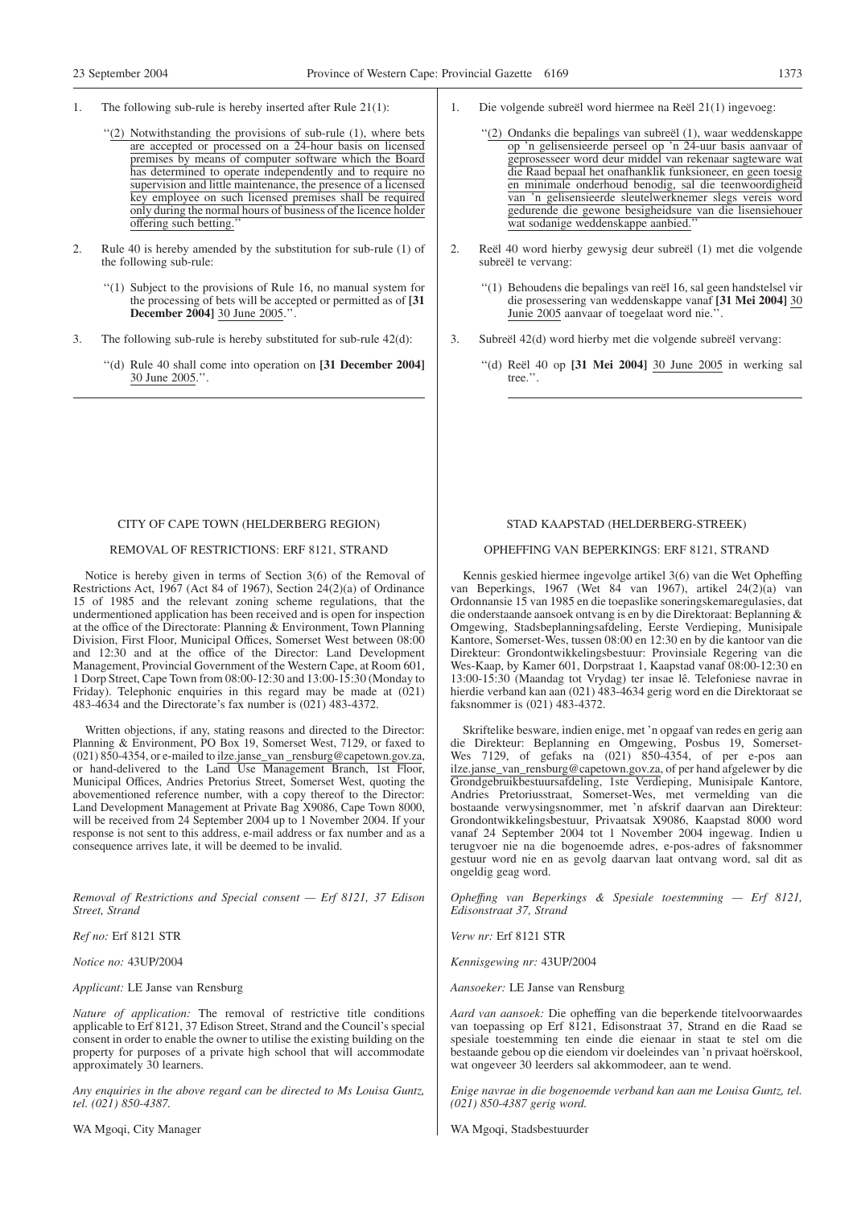1. The following sub-rule is hereby inserted after Rule 21(1):

   "(2) Notwithstanding the provisions of sub-rule (1), where bets are accepted or processed on a 24-hour basis on licensed premises by means of computer software which the Board has determined to operate independently and to require no supervision and little maintenance, the presence of a licensed key employee on such licensed premises shall be required only during the normal hours of business of the licence holder offering such betting."

2. Rule 40 is hereby amended by the substitution for sub-rule (1) of the following sub-rule:

   "(1) Subject to the provisions of Rule 16, no manual system for the processing of bets will be accepted or permitted as of **[31 December 2004]** 30 June 2005.".

3. The following sub-rule is hereby substituted for sub-rule 42(d):

   "(d) Rule 40 shall come into operation on **[31 December 2004]** 30 June 2005.".

---

1. Die volgende subreël word hiermee na Reël 21(1) ingevoeg:

   "(2) Ondanks die bepalings van subreël (1), waar weddenskappe op 'n gelisensieerde perseel op 'n 24-uur basis aanvaar of geprosesseer word deur middel van rekenaar sagteware wat die Raad bepaal het onafhanklik funksioneer, en geen toesig en minimale onderhoud benodig, sal die teenwoordigheid van 'n gelisensieerde sleutelwerknemer slegs vereis word gedurende die gewone besigheidsure van die lisensiehouer wat sodanige weddenskappe aanbied."

2. Reël 40 word hierby gewysig deur subreël (1) met die volgende subreël te vervang:

   "(1) Behoudens die bepalings van reël 16, sal geen handstelsel vir die prosessering van weddenskappe vanaf **[31 Mei 2004]** 30 Junie 2005 aanvaar of toegelaat word nie.".

3. Subreël 42(d) word hierby met die volgende subreël vervang:

   "(d) Reël 40 op **[31 Mei 2004]** 30 June 2005 in werking sal tree.".

---

## CITY OF CAPE TOWN (HELDERBERG REGION)

### REMOVAL OF RESTRICTIONS: ERF 8121, STRAND

Notice is hereby given in terms of Section 3(6) of the Removal of Restrictions Act, 1967 (Act 84 of 1967), Section 24(2)(a) of Ordinance 15 of 1985 and the relevant zoning scheme regulations, that the undermentioned application has been received and is open for inspection at the office of the Directorate: Planning & Environment, Town Planning Division, First Floor, Municipal Offices, Somerset West between 08:00 and 12:30 and at the office of the Director: Land Development Management, Provincial Government of the Western Cape, at Room 601, 1 Dorp Street, Cape Town from 08:00-12:30 and 13:00-15:30 (Monday to Friday). Telephonic enquiries in this regard may be made at (021) 483-4634 and the Directorate's fax number is (021) 483-4372.

Written objections, if any, stating reasons and directed to the Director: Planning & Environment, PO Box 19, Somerset West, 7129, or faxed to (021) 850-4354, or e-mailed to ilze.janse_van _rensburg@capetown.gov.za, or hand-delivered to the Land Use Management Branch, 1st Floor, Municipal Offices, Andries Pretorius Street, Somerset West, quoting the abovementioned reference number, with a copy thereof to the Director: Land Development Management at Private Bag X9086, Cape Town 8000, will be received from 24 September 2004 up to 1 November 2004. If your response is not sent to this address, e-mail address or fax number and as a consequence arrives late, it will be deemed to be invalid.

*Removal of Restrictions and Special consent — Erf 8121, 37 Edison Street, Strand*

*Ref no:* Erf 8121 STR

*Notice no:* 43UP/2004

*Applicant:* LE Janse van Rensburg

*Nature of application:* The removal of restrictive title conditions applicable to Erf 8121, 37 Edison Street, Strand and the Council's special consent in order to enable the owner to utilise the existing building on the property for purposes of a private high school that will accommodate approximately 30 learners.

*Any enquiries in the above regard can be directed to Ms Louisa Guntz, tel. (021) 850-4387.*

WA Mgoqi, City Manager

---

## STAD KAAPSTAD (HELDERBERG-STREEK)

### OPHEFFING VAN BEPERKINGS: ERF 8121, STRAND

Kennis geskied hiermee ingevolge artikel 3(6) van die Wet Opheffing van Beperkings, 1967 (Wet 84 van 1967), artikel 24(2)(a) van Ordonnansie 15 van 1985 en die toepaslike soneringskemaregulasies, dat die onderstaande aansoek ontvang is en by die Direktoraat: Beplanning & Omgewing, Stadsbeplanningsafdeling, Eerste Verdieping, Munisipale Kantore, Somerset-Wes, tussen 08:00 en 12:30 en by die kantoor van die Direkteur: Grondontwikkelingsbestuur: Provinsiale Regering van die Wes-Kaap, by Kamer 601, Dorpstraat 1, Kaapstad vanaf 08:00-12:30 en 13:00-15:30 (Maandag tot Vrydag) ter insae lê. Telefoniese navrae in hierdie verband kan aan (021) 483-4634 gerig word en die Direktoraat se faksnommer is (021) 483-4372.

Skriftelike besware, indien enige, met 'n opgaaf van redes en gerig aan die Direkteur: Beplanning en Omgewing, Posbus 19, Somerset-Wes 7129, of gefaks na (021) 850-4354, of per e-pos aan ilze.janse_van_rensburg@capetown.gov.za, of per hand afgelewer by die Grondgebruikbestuursafdeling, 1ste Verdieping, Munisipale Kantore, Andries Pretoriusstraat, Somerset-Wes, met vermelding van die bostaande verwysingsnommer, met 'n afskrif daarvan aan Direkteur: Grondontwikkelingsbestuur, Privaatsak X9086, Kaapstad 8000 word vanaf 24 September 2004 tot 1 November 2004 ingewag. Indien u terugvoer nie na die bogenoemde adres, e-pos-adres of faksnommer gestuur word nie en as gevolg daarvan laat ontvang word, sal dit as ongeldig geag word.

*Opheffing van Beperkings & Spesiale toestemming — Erf 8121, Edisonstraat 37, Strand*

*Verw nr:* Erf 8121 STR

*Kennisgewing nr:* 43UP/2004

*Aansoeker:* LE Janse van Rensburg

*Aard van aansoek:* Die opheffing van die beperkende titelvoorwaardes van toepassing op Erf 8121, Edisonstraat 37, Strand en die Raad se spesiale toestemming ten einde die eienaar in staat te stel om die bestaande gebou op die eiendom vir doeleindes van 'n privaat hoërskool, wat ongeveer 30 leerders sal akkommodeer, aan te wend.

*Enige navrae in die bogenoemde verband kan aan me Louisa Guntz, tel. (021) 850-4387 gerig word.*

WA Mgoqi, Stadsbestuurder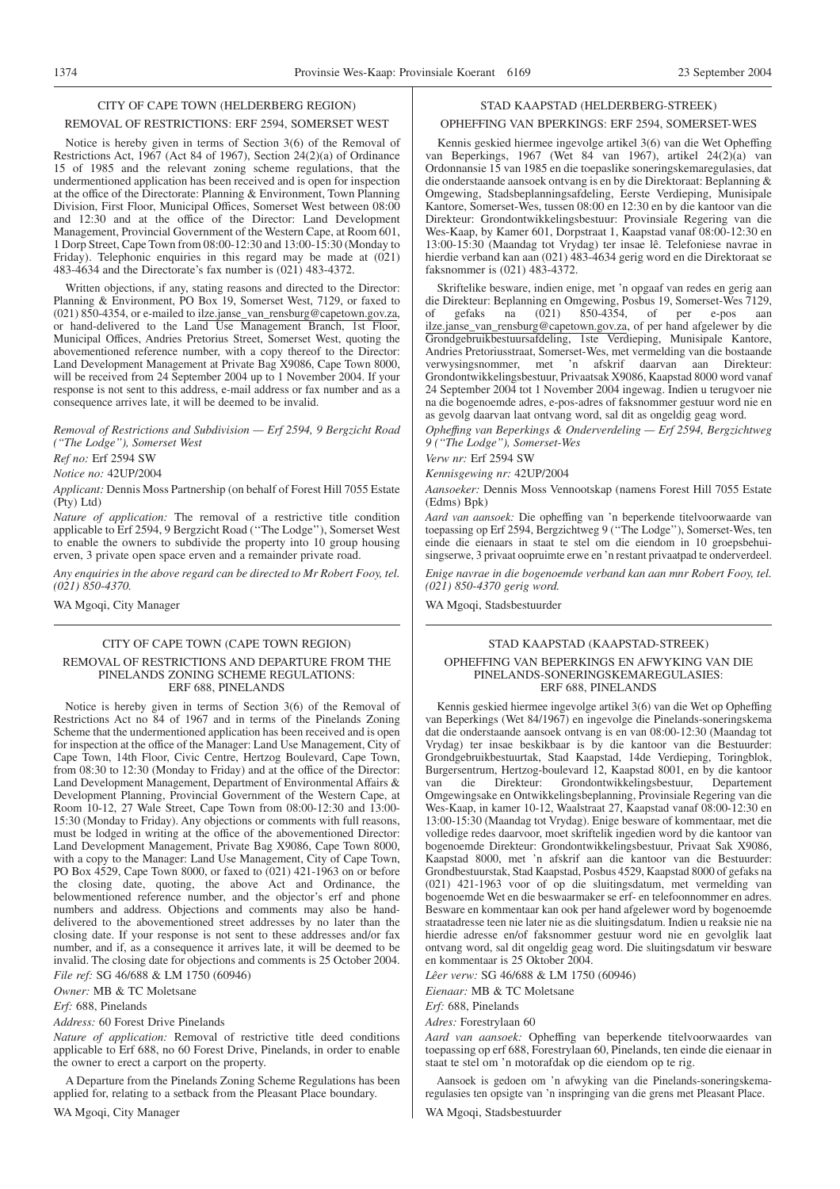## CITY OF CAPE TOWN (HELDERBERG REGION)

### REMOVAL OF RESTRICTIONS: ERF 2594, SOMERSET WEST

Notice is hereby given in terms of Section 3(6) of the Removal of Restrictions Act, 1967 (Act 84 of 1967), Section 24(2)(a) of Ordinance 15 of 1985 and the relevant zoning scheme regulations, that the undermentioned application has been received and is open for inspection at the office of the Directorate: Planning & Environment, Town Planning Division, First Floor, Municipal Offices, Somerset West between 08:00 and 12:30 and at the office of the Director: Land Development Management, Provincial Government of the Western Cape, at Room 601, 1 Dorp Street, Cape Town from 08:00-12:30 and 13:00-15:30 (Monday to Friday). Telephonic enquiries in this regard may be made at (021) 483-4634 and the Directorate's fax number is (021) 483-4372.

Written objections, if any, stating reasons and directed to the Director: Planning & Environment, PO Box 19, Somerset West, 7129, or faxed to (021) 850-4354, or e-mailed to ilze.janse_van_rensburg@capetown.gov.za, or hand-delivered to the Land Use Management Branch, 1st Floor, Municipal Offices, Andries Pretorius Street, Somerset West, quoting the abovementioned reference number, with a copy thereof to the Director: Land Development Management at Private Bag X9086, Cape Town 8000, will be received from 24 September 2004 up to 1 November 2004. If your response is not sent to this address, e-mail address or fax number and as a consequence arrives late, it will be deemed to be invalid.

*Removal of Restrictions and Subdivision — Erf 2594, 9 Bergzicht Road ("The Lodge"), Somerset West*

*Ref no:* Erf 2594 SW

*Notice no:* 42UP/2004

*Applicant:* Dennis Moss Partnership (on behalf of Forest Hill 7055 Estate (Pty) Ltd)

*Nature of application:* The removal of a restrictive title condition applicable to Erf 2594, 9 Bergzicht Road ("The Lodge"), Somerset West to enable the owners to subdivide the property into 10 group housing erven, 3 private open space erven and a remainder private road.

*Any enquiries in the above regard can be directed to Mr Robert Fooy, tel. (021) 850-4370.*

WA Mgoqi, City Manager

## STAD KAAPSTAD (HELDERBERG-STREEK)

### OPHEFFING VAN BPERKINGS: ERF 2594, SOMERSET-WES

Kennis geskied hiermee ingevolge artikel 3(6) van die Wet op Opheffing van Beperkings, 1967 (Wet 84 van 1967), artikel 24(2)(a) van Ordonnansie 15 van 1985 en die toepaslike soneringskemaregulasies, dat die onderstaande aansoek ontvang is en by die Direktoraat: Beplanning & Omgewing, Stadsbeplanningsafdeling, Eerste Verdieping, Munisipale Kantore, Somerset-Wes, tussen 08:00 en 12:30 en by die kantoor van die Direkteur: Grondontwikkelingsbestuur: Provinsiale Regering van die Wes-Kaap, by Kamer 601, Dorpstraat 1, Kaapstad vanaf 08:00-12:30 en 13:00-15:30 (Maandag tot Vrydag) ter insae lê. Telefoniese navrae in hierdie verband kan aan (021) 483-4634 gerig word en die Direktoraat se faksnommer is (021) 483-4372.

Skriftelike besware, indien enige, met 'n opgaaf van redes en gerig aan die Direkteur: Beplanning en Omgewing, Posbus 19, Somerset-Wes 7129, of gefaks na (021) 850-4354, of per e-pos aan ilze.janse_van_rensburg@capetown.gov.za, of per hand afgelewer by die Grondgebruikbestuursafdeling, 1ste Verdieping, Munisipale Kantore, Andries Pretoriusstraat, Somerset-Wes, met vermelding van die bostaande verwysingsnommer, met 'n afskrif daarvan aan Direkteur: Grondontwikkelingsbestuur, Privaatsak X9086, Kaapstad 8000 word vanaf 24 September 2004 tot 1 November 2004 ingewag. Indien u terugvoer nie na die bogenoemde adres, e-pos-adres of faksnommer gestuur word nie en as gevolg daarvan laat ontvang word, sal dit as ongeldig geag word.

*Opheffing van Beperkings & Onderverdeling — Erf 2594, Bergzichtweg 9 ("The Lodge"), Somerset-Wes*

*Verw nr:* Erf 2594 SW

*Kennisgewing nr:* 42UP/2004

*Aansoeker:* Dennis Moss Vennootskap (namens Forest Hill 7055 Estate (Edms) Bpk)

*Aard van aansoek:* Die opheffing van 'n beperkende titelvoorwaarde van toepassing op Erf 2594, Bergzichtweg 9 ("The Lodge"), Somerset-Wes, ten einde die eienaars in staat te stel om die eiendom in 10 groepsbehuisingserwe, 3 privaat oopruimte erwe en 'n restant privaatpad te onderverdeel.

*Enige navrae in die bogenoemde verband kan aan mnr Robert Fooy, tel. (021) 850-4370 gerig word.*

WA Mgoqi, Stadsbestuurder

## CITY OF CAPE TOWN (CAPE TOWN REGION)

### REMOVAL OF RESTRICTIONS AND DEPARTURE FROM THE PINELANDS ZONING SCHEME REGULATIONS: ERF 688, PINELANDS

Notice is hereby given in terms of Section 3(6) of the Removal of Restrictions Act no 84 of 1967 and in terms of the Pinelands Zoning Scheme that the undermentioned application has been received and is open for inspection at the office of the Manager: Land Use Management, City of Cape Town, 14th Floor, Civic Centre, Hertzog Boulevard, Cape Town, from 08:30 to 12:30 (Monday to Friday) and at the office of the Director: Land Development Management, Department of Environmental Affairs & Development Planning, Provincial Government of the Western Cape, at Room 10-12, 27 Wale Street, Cape Town from 08:00-12:30 and 13:00-15:30 (Monday to Friday). Any objections or comments with full reasons, must be lodged in writing at the office of the abovementioned Director: Land Development Management, Private Bag X9086, Cape Town 8000, with a copy to the Manager: Land Use Management, City of Cape Town, PO Box 4529, Cape Town 8000, or faxed to (021) 421-1963 on or before the closing date, quoting, the above Act and Ordinance, the belowmentioned reference number, and the objector's erf and phone numbers and address. Objections and comments may also be hand-delivered to the abovementioned street addresses by no later than the closing date. If your response is not sent to these addresses and/or fax number, and if, as a consequence it arrives late, it will be deemed to be invalid. The closing date for objections and comments is 25 October 2004.

*File ref:* SG 46/688 & LM 1750 (60946)

*Owner:* MB & TC Moletsane

*Erf:* 688, Pinelands

*Address:* 60 Forest Drive Pinelands

*Nature of application:* Removal of restrictive title deed conditions applicable to Erf 688, no 60 Forest Drive, Pinelands, in order to enable the owner to erect a carport on the property.

A Departure from the Pinelands Zoning Scheme Regulations has been applied for, relating to a setback from the Pleasant Place boundary.

WA Mgoqi, City Manager

## STAD KAAPSTAD (KAAPSTAD-STREEK)

### OPHEFFING VAN BEPERKINGS EN AFWYKING VAN DIE PINELANDS-SONERINGSKEMAREGULASIES: ERF 688, PINELANDS

Kennis geskied hiermee ingevolge artikel 3(6) van die Wet op Opheffing van Beperkings (Wet 84/1967) en ingevolge die Pinelands-soneringskema dat die onderstaande aansoek ontvang is en van 08:00-12:30 (Maandag tot Vrydag) ter insae beskikbaar is by die kantoor van die Bestuurder: Grondgebruikbestuurtak, Stad Kaapstad, 14de Verdieping, Toringblok, Burgersentrum, Hertzog-boulevard 12, Kaapstad 8001, en by die kantoor van die Direkteur: Grondontwikkelingsbestuur, Departement Omgewingsake en Ontwikkelingsbeplanning, Provinsiale Regering van die Wes-Kaap, in kamer 10-12, Waalstraat 27, Kaapstad vanaf 08:00-12:30 en 13:00-15:30 (Maandag tot Vrydag). Enige besware of kommentaar, met die volledige redes daarvoor, moet skriftelik ingedien word by die kantoor van bogenoemde Direkteur: Grondontwikkelingsbestuur, Privaat Sak X9086, Kaapstad 8000, met 'n afskrif aan die kantoor van die Bestuurder: Grondbestuurstak, Stad Kaapstad, Posbus 4529, Kaapstad 8000 of gefaks na (021) 421-1963 voor of op die sluitingsdatum, met vermelding van bogenoemde Wet en die beswaarmaker se erf- en telefoonnommer en adres. Besware en kommentaar kan ook per hand afgelewer word by bogenoemde straatadresse teen nie later nie as die sluitingsdatum. Indien u reaksie nie na hierdie adresse en/of faksnommer gestuur word nie en gevolglik laat ontvang word, sal dit ongeldig geag word. Die sluitingsdatum vir besware en kommentaar is 25 Oktober 2004.

*Lêer verw:* SG 46/688 & LM 1750 (60946)

*Eienaar:* MB & TC Moletsane

*Erf:* 688, Pinelands

*Adres:* Forestrylaan 60

*Aard van aansoek:* Opheffing van beperkende titelvoorwaardes van toepassing op erf 688, Forestrylaan 60, Pinelands, ten einde die eienaar in staat te stel om 'n motorafdak op die eiendom op te rig.

Aansoek is gedoen om 'n afwyking van die Pinelands-soneringskemaregulasies ten opsigte van 'n inspringing van die grens met Pleasant Place.

WA Mgoqi, Stadsbestuurder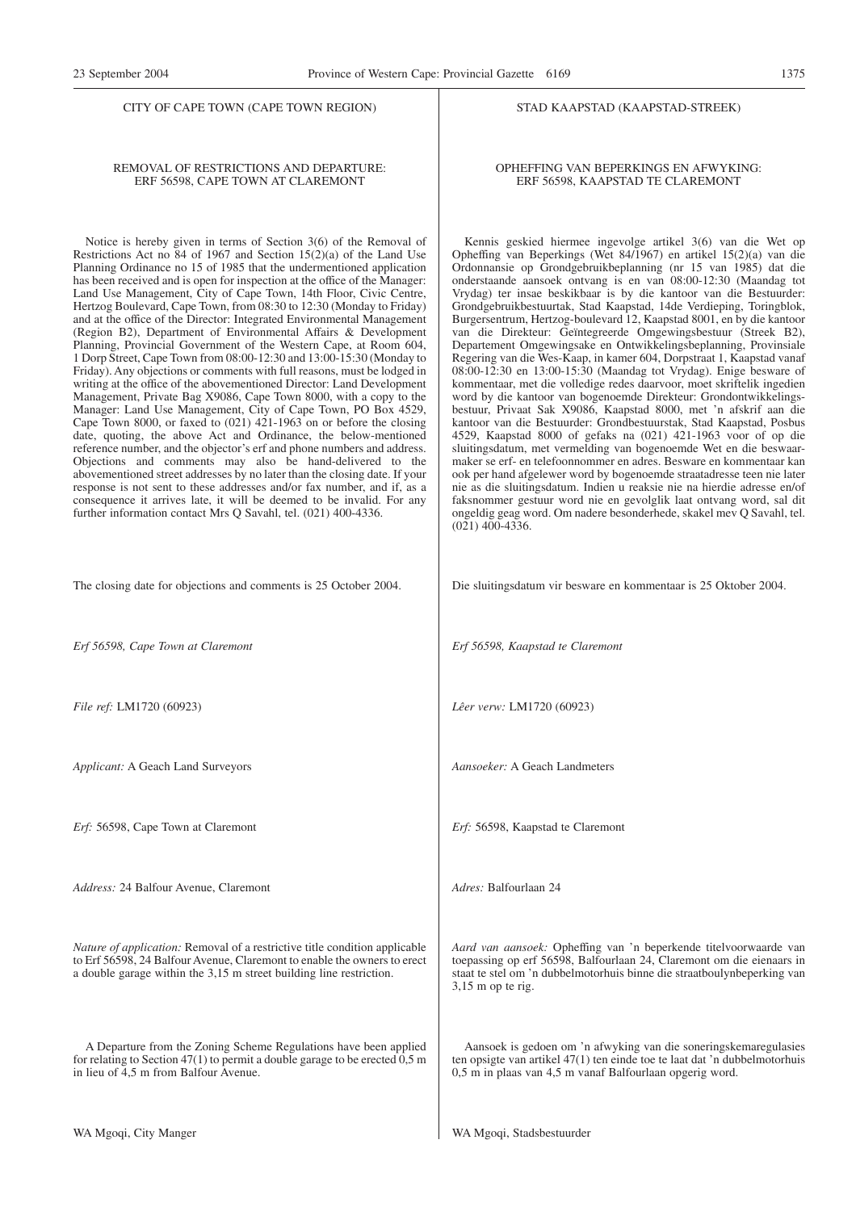## CITY OF CAPE TOWN (CAPE TOWN REGION)

### REMOVAL OF RESTRICTIONS AND DEPARTURE: ERF 56598, CAPE TOWN AT CLAREMONT

Notice is hereby given in terms of Section 3(6) of the Removal of Restrictions Act no 84 of 1967 and Section 15(2)(a) of the Land Use Planning Ordinance no 15 of 1985 that the undermentioned application has been received and is open for inspection at the office of the Manager: Land Use Management, City of Cape Town, 14th Floor, Civic Centre, Hertzog Boulevard, Cape Town, from 08:30 to 12:30 (Monday to Friday) and at the office of the Director: Integrated Environmental Management (Region B2), Department of Environmental Affairs & Development Planning, Provincial Government of the Western Cape, at Room 604, 1 Dorp Street, Cape Town from 08:00-12:30 and 13:00-15:30 (Monday to Friday). Any objections or comments with full reasons, must be lodged in writing at the office of the abovementioned Director: Land Development Management, Private Bag X9086, Cape Town 8000, with a copy to the Manager: Land Use Management, City of Cape Town, PO Box 4529, Cape Town 8000, or faxed to (021) 421-1963 on or before the closing date, quoting, the above Act and Ordinance, the below-mentioned reference number, and the objector's erf and phone numbers and address. Objections and comments may also be hand-delivered to the abovementioned street addresses by no later than the closing date. If your response is not sent to these addresses and/or fax number, and if, as a consequence it arrives late, it will be deemed to be invalid. For any further information contact Mrs Q Savahl, tel. (021) 400-4336.

The closing date for objections and comments is 25 October 2004.

*Erf 56598, Cape Town at Claremont*

*File ref:* LM1720 (60923)

*Applicant:* A Geach Land Surveyors

*Erf:* 56598, Cape Town at Claremont

*Address:* 24 Balfour Avenue, Claremont

*Nature of application:* Removal of a restrictive title condition applicable to Erf 56598, 24 Balfour Avenue, Claremont to enable the owners to erect a double garage within the 3,15 m street building line restriction.

A Departure from the Zoning Scheme Regulations have been applied for relating to Section 47(1) to permit a double garage to be erected 0,5 m in lieu of 4,5 m from Balfour Avenue.

WA Mgoqi, City Manger

## STAD KAAPSTAD (KAAPSTAD-STREEK)

### OPHEFFING VAN BEPERKINGS EN AFWYKING: ERF 56598, KAAPSTAD TE CLAREMONT

Kennis geskied hiermee ingevolge artikel 3(6) van die Wet op Opheffing van Beperkings (Wet 84/1967) en artikel 15(2)(a) van die Ordonnansie op Grondgebruikbeplanning (nr 15 van 1985) dat die onderstaande aansoek ontvang is en van 08:00-12:30 (Maandag tot Vrydag) ter insae beskikbaar is by die kantoor van die Bestuurder: Grondgebruikbestuurtak, Stad Kaapstad, 14de Verdieping, Toringblok, Burgersentrum, Hertzog-boulevard 12, Kaapstad 8001, en by die kantoor van die Direkteur: Geïntegreerde Omgewingsbestuur (Streek B2), Departement Omgewingsake en Ontwikkelingsbeplanning, Provinsiale Regering van die Wes-Kaap, in kamer 604, Dorpstraat 1, Kaapstad vanaf 08:00-12:30 en 13:00-15:30 (Maandag tot Vrydag). Enige besware of kommentaar, met die volledige redes daarvoor, moet skriftelik ingedien word by die kantoor van bogenoemde Direkteur: Grondontwikkelingsbestuur, Privaat Sak X9086, Kaapstad 8000, met 'n afskrif aan die kantoor van die Bestuurder: Grondbestuurstak, Stad Kaapstad, Posbus 4529, Kaapstad 8000 of gefaks na (021) 421-1963 voor of op die sluitingsdatum, met vermelding van bogenoemde Wet en die beswaarmaker se erf- en telefoonnommer en adres. Besware en kommentaar kan ook per hand afgelewer word by bogenoemde straatadresse teen nie later nie as die sluitingsdatum. Indien u reaksie nie na hierdie adresse en/of faksnommer gestuur word nie en gevolglik laat ontvang word, sal dit ongeldig geag word. Om nadere besonderhede, skakel mev Q Savahl, tel. (021) 400-4336.

Die sluitingsdatum vir besware en kommentaar is 25 Oktober 2004.

*Erf 56598, Kaapstad te Claremont*

*Lêer verw:* LM1720 (60923)

*Aansoeker:* A Geach Landmeters

*Erf:* 56598, Kaapstad te Claremont

*Adres:* Balfourlaan 24

*Aard van aansoek:* Opheffing van 'n beperkende titelvoorwaarde van toepassing op erf 56598, Balfourlaan 24, Claremont om die eienaars in staat te stel om 'n dubbelmotorhuis binne die straatboulynbeperking van 3,15 m op te rig.

Aansoek is gedoen om 'n afwyking van die soneringskemaregulasies ten opsigte van artikel 47(1) ten einde toe te laat dat 'n dubbelmotorhuis 0,5 m in plaas van 4,5 m vanaf Balfourlaan opgerig word.

WA Mgoqi, Stadsbestuurder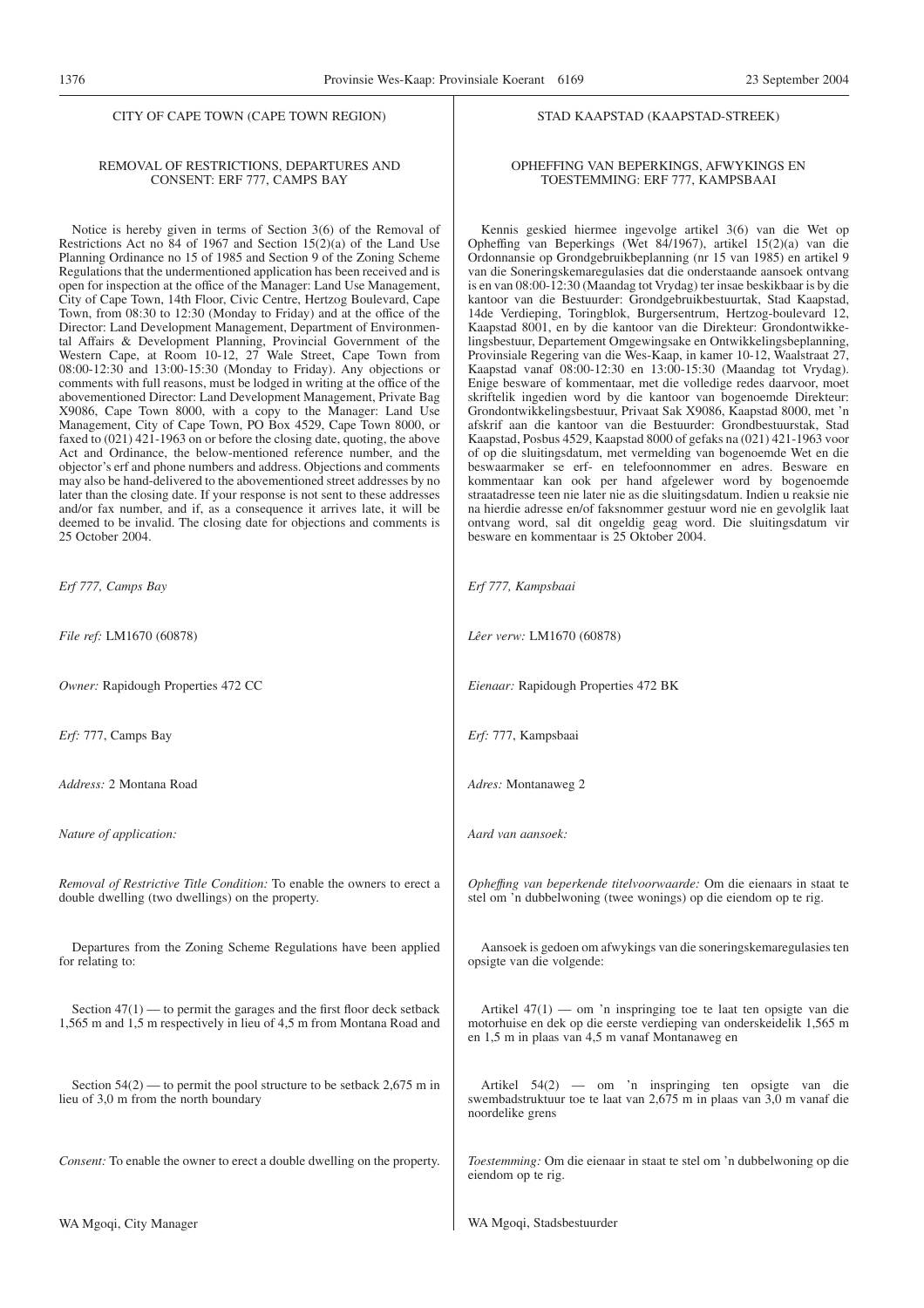CITY OF CAPE TOWN (CAPE TOWN REGION)

REMOVAL OF RESTRICTIONS, DEPARTURES AND CONSENT: ERF 777, CAMPS BAY

Notice is hereby given in terms of Section 3(6) of the Removal of Restrictions Act no 84 of 1967 and Section 15(2)(a) of the Land Use Planning Ordinance no 15 of 1985 and Section 9 of the Zoning Scheme Regulations that the undermentioned application has been received and is open for inspection at the office of the Manager: Land Use Management, City of Cape Town, 14th Floor, Civic Centre, Hertzog Boulevard, Cape Town, from 08:30 to 12:30 (Monday to Friday) and at the office of the Director: Land Development Management, Department of Environmental Affairs & Development Planning, Provincial Government of the Western Cape, at Room 10-12, 27 Wale Street, Cape Town from 08:00-12:30 and 13:00-15:30 (Monday to Friday). Any objections or comments with full reasons, must be lodged in writing at the office of the abovementioned Director: Land Development Management, Private Bag X9086, Cape Town 8000, with a copy to the Manager: Land Use Management, City of Cape Town, PO Box 4529, Cape Town 8000, or faxed to (021) 421-1963 on or before the closing date, quoting, the above Act and Ordinance, the below-mentioned reference number, and the objector's erf and phone numbers and address. Objections and comments may also be hand-delivered to the abovementioned street addresses by no later than the closing date. If your response is not sent to these addresses and/or fax number, and if, as a consequence it arrives late, it will be deemed to be invalid. The closing date for objections and comments is 25 October 2004.

*Erf 777, Camps Bay*

*File ref:* LM1670 (60878)

*Owner:* Rapidough Properties 472 CC

*Erf:* 777, Camps Bay

*Address:* 2 Montana Road

*Nature of application:*

*Removal of Restrictive Title Condition:* To enable the owners to erect a double dwelling (two dwellings) on the property.

Departures from the Zoning Scheme Regulations have been applied for relating to:

Section 47(1) — to permit the garages and the first floor deck setback 1,565 m and 1,5 m respectively in lieu of 4,5 m from Montana Road and

Section 54(2) — to permit the pool structure to be setback 2,675 m in lieu of 3,0 m from the north boundary

*Consent:* To enable the owner to erect a double dwelling on the property.

WA Mgoqi, City Manager

STAD KAAPSTAD (KAAPSTAD-STREEK)

OPHEFFING VAN BEPERKINGS, AFWYKINGS EN TOESTEMMING: ERF 777, KAMPSBAAI

Kennis geskied hiermee ingevolge artikel 3(6) van die Wet op Opheffing van Beperkings (Wet 84/1967), artikel 15(2)(a) van die Ordonnansie op Grondgebruikbeplanning (nr 15 van 1985) en artikel 9 van die Soneringskemaregulasies dat die onderstaande aansoek ontvang is en van 08:00-12:30 (Maandag tot Vrydag) ter insae beskikbaar is by die kantoor van die Bestuurder: Grondgebruikbestuurtak, Stad Kaapstad, 14de Verdieping, Toringblok, Burgersentrum, Hertzog-boulevard 12, Kaapstad 8001, en by die kantoor van die Direkteur: Grondontwikkelingsbestuur, Departement Omgewingsake en Ontwikkelingsbeplanning, Provinsiale Regering van die Wes-Kaap, in kamer 10-12, Waalstraat 27, Kaapstad vanaf 08:00-12:30 en 13:00-15:30 (Maandag tot Vrydag). Enige besware of kommentaar, met die volledige redes daarvoor, moet skriftelik ingedien word by die kantoor van bogenoemde Direkteur: Grondontwikkelingsbestuur, Privaat Sak X9086, Kaapstad 8000, met 'n afskrif aan die kantoor van die Bestuurder: Grondbestuurstak, Stad Kaapstad, Posbus 4529, Kaapstad 8000 of gefaks na (021) 421-1963 voor of op die sluitingsdatum, met vermelding van bogenoemde Wet en die beswaarmaker se erf- en telefoonnommer en adres. Besware en kommentaar kan ook per hand afgelewer word by bogenoemde straatadresse teen nie later nie as die sluitingsdatum. Indien u reaksie nie na hierdie adresse en/of faksnommer gestuur word nie en gevolglik laat ontvang word, sal dit ongeldig geag word. Die sluitingsdatum vir besware en kommentaar is 25 Oktober 2004.

*Erf 777, Kampsbaai*

*Lêer verw:* LM1670 (60878)

*Eienaar:* Rapidough Properties 472 BK

*Erf:* 777, Kampsbaai

*Adres:* Montanaweg 2

*Aard van aansoek:*

*Opheffing van beperkende titelvoorwaarde:* Om die eienaars in staat te stel om 'n dubbelwoning (twee wonings) op die eiendom op te rig.

Aansoek is gedoen om afwykings van die soneringskemaregulasies ten opsigte van die volgende:

Artikel 47(1) — om 'n inspringing toe te laat ten opsigte van die motorhuise en dek op die eerste verdieping van onderskeidelik 1,565 m en 1,5 m in plaas van 4,5 m vanaf Montanaweg en

Artikel 54(2) — om 'n inspringing ten opsigte van die swembadstruktuur toe te laat van 2,675 m in plaas van 3,0 m vanaf die noordelike grens

*Toestemming:* Om die eienaar in staat te stel om 'n dubbelwoning op die eiendom op te rig.

WA Mgoqi, Stadsbestuurder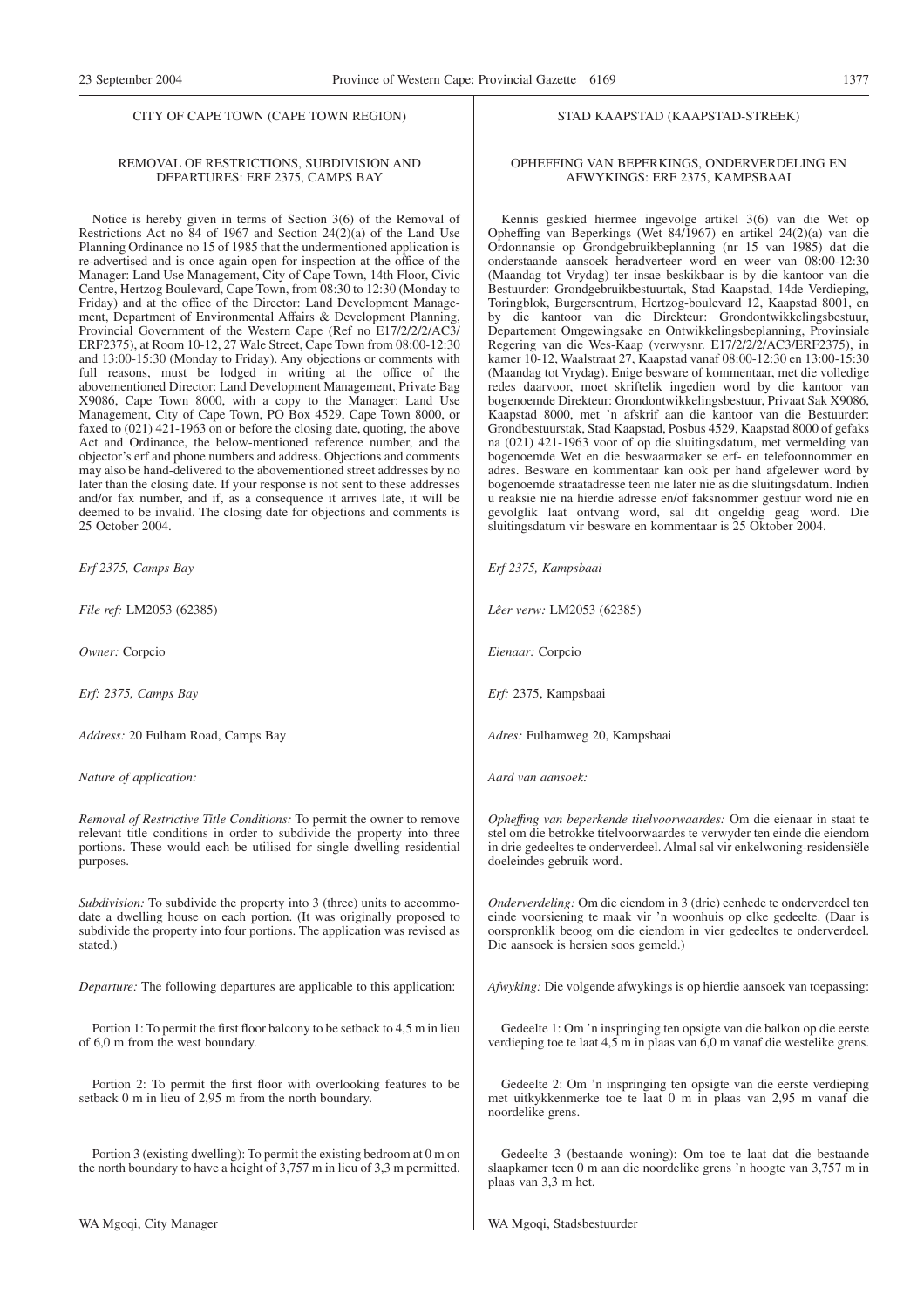CITY OF CAPE TOWN (CAPE TOWN REGION)

REMOVAL OF RESTRICTIONS, SUBDIVISION AND DEPARTURES: ERF 2375, CAMPS BAY

Notice is hereby given in terms of Section 3(6) of the Removal of Restrictions Act no 84 of 1967 and Section 24(2)(a) of the Land Use Planning Ordinance no 15 of 1985 that the undermentioned application is re-advertised and is once again open for inspection at the office of the Manager: Land Use Management, City of Cape Town, 14th Floor, Civic Centre, Hertzog Boulevard, Cape Town, from 08:30 to 12:30 (Monday to Friday) and at the office of the Director: Land Development Management, Department of Environmental Affairs & Development Planning, Provincial Government of the Western Cape (Ref no E17/2/2/2/AC3/ERF2375), at Room 10-12, 27 Wale Street, Cape Town from 08:00-12:30 and 13:00-15:30 (Monday to Friday). Any objections or comments with full reasons, must be lodged in writing at the office of the abovementioned Director: Land Development Management, Private Bag X9086, Cape Town 8000, with a copy to the Manager: Land Use Management, City of Cape Town, PO Box 4529, Cape Town 8000, or faxed to (021) 421-1963 on or before the closing date, quoting, the above Act and Ordinance, the below-mentioned reference number, and the objector's erf and phone numbers and address. Objections and comments may also be hand-delivered to the abovementioned street addresses by no later than the closing date. If your response is not sent to these addresses and/or fax number, and if, as a consequence it arrives late, it will be deemed to be invalid. The closing date for objections and comments is 25 October 2004.

*Erf 2375, Camps Bay*

*File ref:* LM2053 (62385)

*Owner:* Corpcio

*Erf: 2375, Camps Bay*

*Address:* 20 Fulham Road, Camps Bay

*Nature of application:*

*Removal of Restrictive Title Conditions:* To permit the owner to remove relevant title conditions in order to subdivide the property into three portions. These would each be utilised for single dwelling residential purposes.

*Subdivision:* To subdivide the property into 3 (three) units to accommodate a dwelling house on each portion. (It was originally proposed to subdivide the property into four portions. The application was revised as stated.)

*Departure:* The following departures are applicable to this application:

Portion 1: To permit the first floor balcony to be setback to 4,5 m in lieu of 6,0 m from the west boundary.

Portion 2: To permit the first floor with overlooking features to be setback 0 m in lieu of 2,95 m from the north boundary.

Portion 3 (existing dwelling): To permit the existing bedroom at 0 m on the north boundary to have a height of 3,757 m in lieu of 3,3 m permitted.

WA Mgoqi, City Manager

STAD KAAPSTAD (KAAPSTAD-STREEK)

OPHEFFING VAN BEPERKINGS, ONDERVERDELING EN AFWYKINGS: ERF 2375, KAMPSBAAI

Kennis geskied hiermee ingevolge artikel 3(6) van die Wet op Opheffing van Beperkings (Wet 84/1967) en artikel 24(2)(a) van die Ordonnansie op Grondgebruikbeplanning (nr 15 van 1985) dat die onderstaande aansoek heradverteer word en weer van 08:00-12:30 (Maandag tot Vrydag) ter insae beskikbaar is by die kantoor van die Bestuurder: Grondgebruikbestuurtak, Stad Kaapstad, 14de Verdieping, Toringblok, Burgersentrum, Hertzog-boulevard 12, Kaapstad 8001, en by die kantoor van die Direkteur: Grondontwikkelingsbestuur, Departement Omgewingsake en Ontwikkelingsbeplanning, Provinsiale Regering van die Wes-Kaap (verwysnr. E17/2/2/2/AC3/ERF2375), in kamer 10-12, Waalstraat 27, Kaapstad vanaf 08:00-12:30 en 13:00-15:30 (Maandag tot Vrydag). Enige besware of kommentaar, met die volledige redes daarvoor, moet skriftelik ingedien word by die kantoor van bogenoemde Direkteur: Grondontwikkelingsbestuur, Privaat Sak X9086, Kaapstad 8000, met 'n afskrif aan die kantoor van die Bestuurder: Grondbestuurstak, Stad Kaapstad, Posbus 4529, Kaapstad 8000 of gefaks na (021) 421-1963 voor of op die sluitingsdatum, met vermelding van bogenoemde Wet en die beswaarmaker se erf- en telefoonnommer en adres. Besware en kommentaar kan ook per hand afgelewer word by bogenoemde straatadresse teen nie later nie as die sluitingsdatum. Indien u reaksie nie na hierdie adresse en/of faksnommer gestuur word nie en gevolglik laat ontvang word, sal dit ongeldig geag word. Die sluitingsdatum vir besware en kommentaar is 25 Oktober 2004.

*Erf 2375, Kampsbaai*

*Lêer verw:* LM2053 (62385)

*Eienaar:* Corpcio

*Erf:* 2375, Kampsbaai

*Adres:* Fulhamweg 20, Kampsbaai

*Aard van aansoek:*

*Opheffing van beperkende titelvoorwaardes:* Om die eienaar in staat te stel om die betrokke titelvoorwaardes te verwyder ten einde die eiendom in drie gedeeltes te onderverdeel. Almal sal vir enkelwoning-residensiële doeleindes gebruik word.

*Onderverdeling:* Om die eiendom in 3 (drie) eenhede te onderverdeel ten einde voorsiening te maak vir 'n woonhuis op elke gedeelte. (Daar is oorspronklik beoog om die eiendom in vier gedeeltes te onderverdeel. Die aansoek is hersien soos gemeld.)

*Afwyking:* Die volgende afwykings is op hierdie aansoek van toepassing:

Gedeelte 1: Om 'n inspringing ten opsigte van die balkon op die eerste verdieping toe te laat 4,5 m in plaas van 6,0 m vanaf die westelike grens.

Gedeelte 2: Om 'n inspringing ten opsigte van die eerste verdieping met uitkykkenmerke toe te laat 0 m in plaas van 2,95 m vanaf die noordelike grens.

Gedeelte 3 (bestaande woning): Om toe te laat dat die bestaande slaapkamer teen 0 m aan die noordelike grens 'n hoogte van 3,757 m in plaas van 3,3 m het.

WA Mgoqi, Stadsbestuurder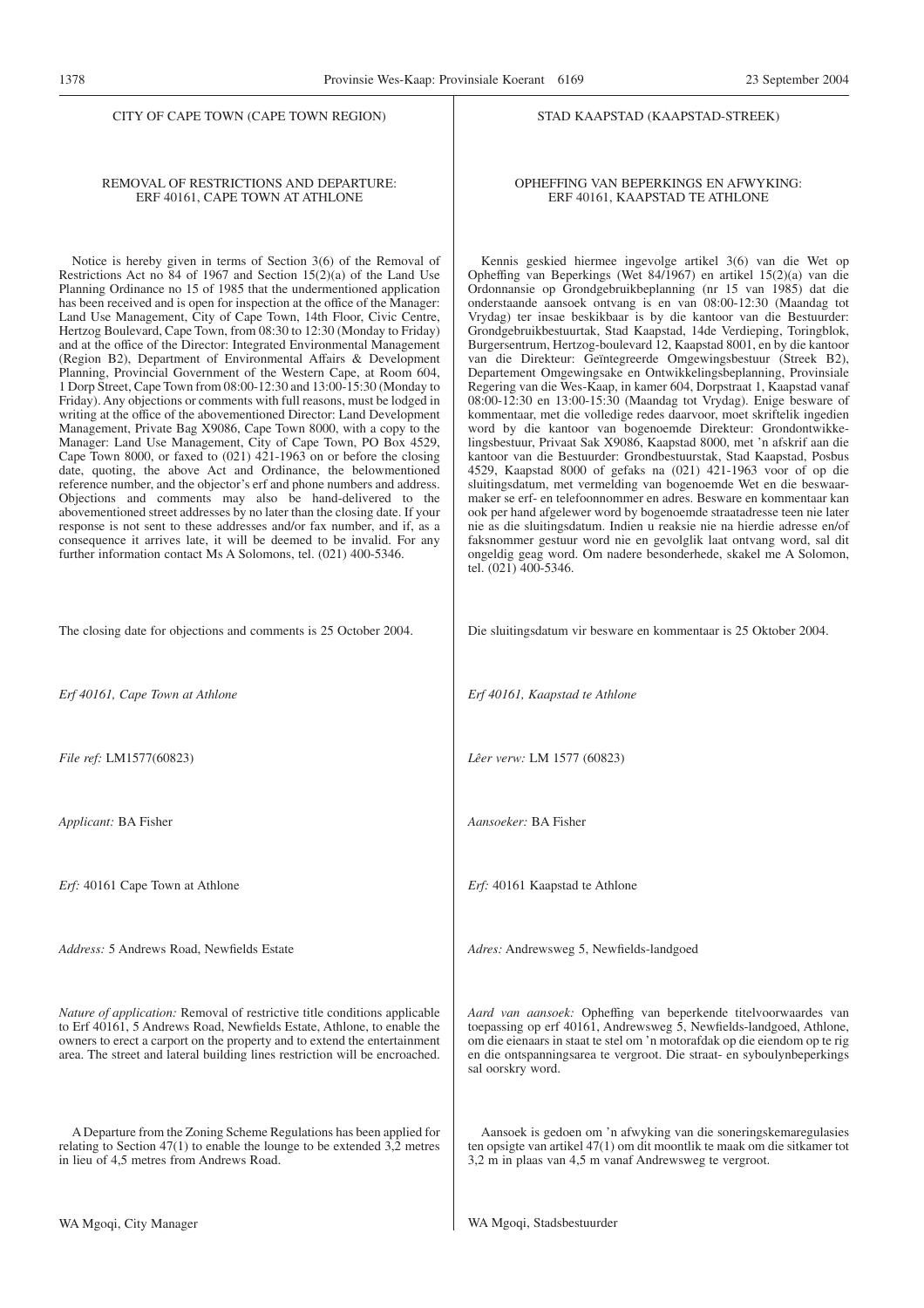## CITY OF CAPE TOWN (CAPE TOWN REGION)

### REMOVAL OF RESTRICTIONS AND DEPARTURE: ERF 40161, CAPE TOWN AT ATHLONE

Notice is hereby given in terms of Section 3(6) of the Removal of Restrictions Act no 84 of 1967 and Section 15(2)(a) of the Land Use Planning Ordinance no 15 of 1985 that the undermentioned application has been received and is open for inspection at the office of the Manager: Land Use Management, City of Cape Town, 14th Floor, Civic Centre, Hertzog Boulevard, Cape Town, from 08:30 to 12:30 (Monday to Friday) and at the office of the Director: Integrated Environmental Management (Region B2), Department of Environmental Affairs & Development Planning, Provincial Government of the Western Cape, at Room 604, 1 Dorp Street, Cape Town from 08:00-12:30 and 13:00-15:30 (Monday to Friday). Any objections or comments with full reasons, must be lodged in writing at the office of the abovementioned Director: Land Development Management, Private Bag X9086, Cape Town 8000, with a copy to the Manager: Land Use Management, City of Cape Town, PO Box 4529, Cape Town 8000, or faxed to (021) 421-1963 on or before the closing date, quoting, the above Act and Ordinance, the belowmentioned reference number, and the objector's erf and phone numbers and address. Objections and comments may also be hand-delivered to the abovementioned street addresses by no later than the closing date. If your response is not sent to these addresses and/or fax number, and if, as a consequence it arrives late, it will be deemed to be invalid. For any further information contact Ms A Solomons, tel. (021) 400-5346.

The closing date for objections and comments is 25 October 2004.

*Erf 40161, Cape Town at Athlone*

*File ref:* LM1577(60823)

*Applicant:* BA Fisher

*Erf:* 40161 Cape Town at Athlone

*Address:* 5 Andrews Road, Newfields Estate

*Nature of application:* Removal of restrictive title conditions applicable to Erf 40161, 5 Andrews Road, Newfields Estate, Athlone, to enable the owners to erect a carport on the property and to extend the entertainment area. The street and lateral building lines restriction will be encroached.

A Departure from the Zoning Scheme Regulations has been applied for relating to Section 47(1) to enable the lounge to be extended 3,2 metres in lieu of 4,5 metres from Andrews Road.

WA Mgoqi, City Manager

## STAD KAAPSTAD (KAAPSTAD-STREEK)

### OPHEFFING VAN BEPERKINGS EN AFWYKING: ERF 40161, KAAPSTAD TE ATHLONE

Kennis geskied hiermee ingevolge artikel 3(6) van die Wet op Opheffing van Beperkings (Wet 84/1967) en artikel 15(2)(a) van die Ordonnansie op Grondgebruikbeplanning (nr 15 van 1985) dat die onderstaande aansoek ontvang is en van 08:00-12:30 (Maandag tot Vrydag) ter insae beskikbaar is by die kantoor van die Bestuurder: Grondgebruikbestuurtak, Stad Kaapstad, 14de Verdieping, Toringblok, Burgersentrum, Hertzog-boulevard 12, Kaapstad 8001, en by die kantoor van die Direkteur: Geïntegreerde Omgewingsbestuur (Streek B2), Departement Omgewingsake en Ontwikkelingsbeplanning, Provinsiale Regering van die Wes-Kaap, in kamer 604, Dorpstraat 1, Kaapstad vanaf 08:00-12:30 en 13:00-15:30 (Maandag tot Vrydag). Enige besware of kommentaar, met die volledige redes daarvoor, moet skriftelik ingedien word by die kantoor van bogenoemde Direkteur: Grondontwikkelingsbestuur, Privaat Sak X9086, Kaapstad 8000, met 'n afskrif aan die kantoor van die Bestuurder: Grondbestuurstak, Stad Kaapstad, Posbus 4529, Kaapstad 8000 of gefaks na (021) 421-1963 voor of op die sluitingsdatum, met vermelding van bogenoemde Wet en die beswaarmaker se erf- en telefoonnommer en adres. Besware en kommentaar kan ook per hand afgelewer word by bogenoemde straatadresse teen nie later nie as die sluitingsdatum. Indien u reaksie nie na hierdie adresse en/of faksnommer gestuur word nie en gevolglik laat ontvang word, sal dit ongeldig geag word. Om nadere besonderhede, skakel me A Solomon, tel. (021) 400-5346.

Die sluitingsdatum vir besware en kommentaar is 25 Oktober 2004.

*Erf 40161, Kaapstad te Athlone*

*Lêer verw:* LM 1577 (60823)

*Aansoeker:* BA Fisher

*Erf:* 40161 Kaapstad te Athlone

*Adres:* Andrewsweg 5, Newfields-landgoed

*Aard van aansoek:* Opheffing van beperkende titelvoorwaardes van toepassing op erf 40161, Andrewsweg 5, Newfields-landgoed, Athlone, om die eienaars in staat te stel om 'n motorafdak op die eiendom op te rig en die ontspanningsarea te vergroot. Die straat- en syboulynbeperkings sal oorskry word.

Aansoek is gedoen om 'n afwyking van die soneringskemaregulasies ten opsigte van artikel 47(1) om dit moontlik te maak om die sitkamer tot 3,2 m in plaas van 4,5 m vanaf Andrewsweg te vergroot.

WA Mgoqi, Stadsbestuurder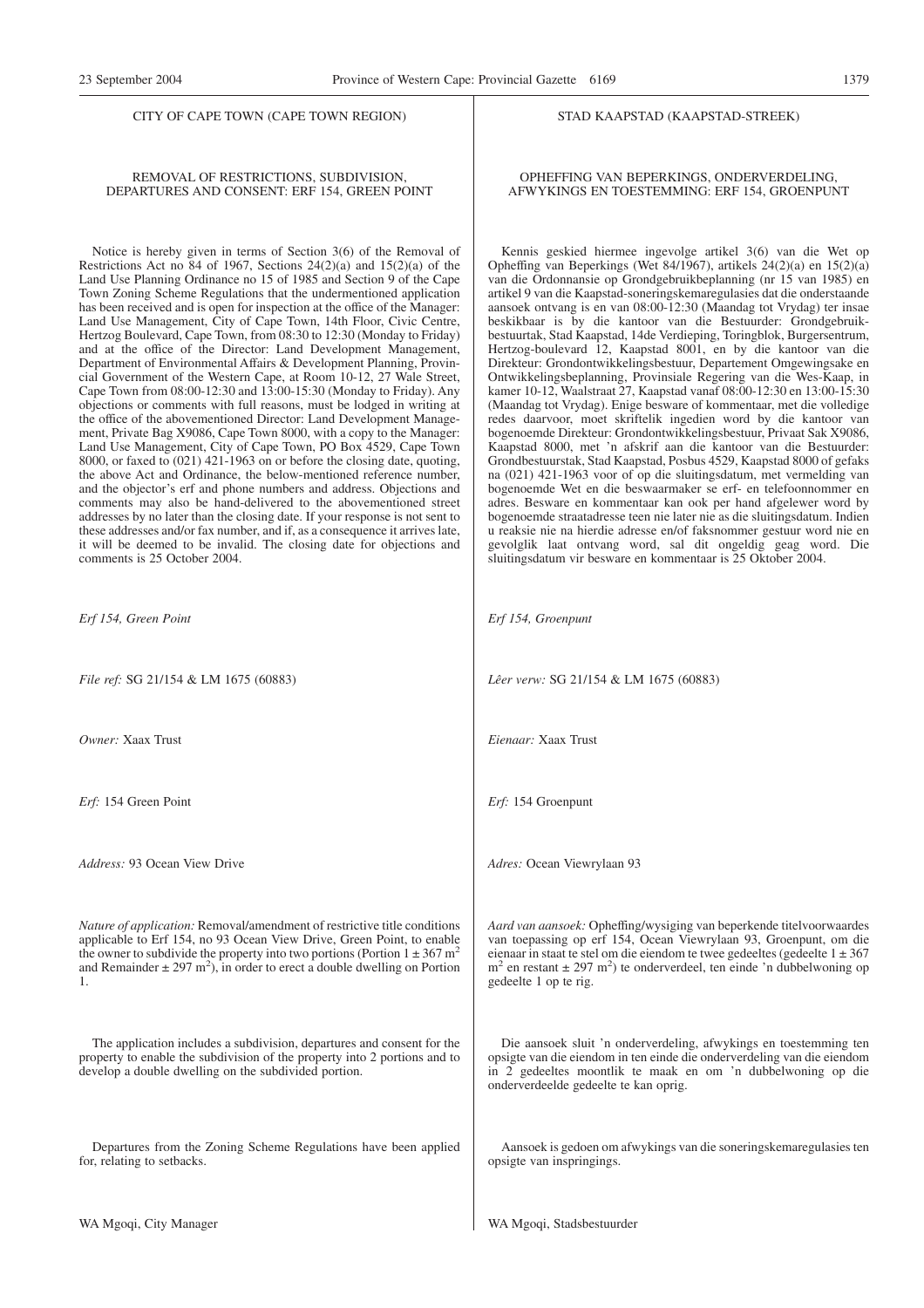CITY OF CAPE TOWN (CAPE TOWN REGION)

REMOVAL OF RESTRICTIONS, SUBDIVISION, DEPARTURES AND CONSENT: ERF 154, GREEN POINT

Notice is hereby given in terms of Section 3(6) of the Removal of Restrictions Act no 84 of 1967, Sections 24(2)(a) and 15(2)(a) of the Land Use Planning Ordinance no 15 of 1985 and Section 9 of the Cape Town Zoning Scheme Regulations that the undermentioned application has been received and is open for inspection at the office of the Manager: Land Use Management, City of Cape Town, 14th Floor, Civic Centre, Hertzog Boulevard, Cape Town, from 08:30 to 12:30 (Monday to Friday) and at the office of the Director: Land Development Management, Department of Environmental Affairs & Development Planning, Provincial Government of the Western Cape, at Room 10-12, 27 Wale Street, Cape Town from 08:00-12:30 and 13:00-15:30 (Monday to Friday). Any objections or comments with full reasons, must be lodged in writing at the office of the abovementioned Director: Land Development Management, Private Bag X9086, Cape Town 8000, with a copy to the Manager: Land Use Management, City of Cape Town, PO Box 4529, Cape Town 8000, or faxed to (021) 421-1963 on or before the closing date, quoting, the above Act and Ordinance, the below-mentioned reference number, and the objector's erf and phone numbers and address. Objections and comments may also be hand-delivered to the abovementioned street addresses by no later than the closing date. If your response is not sent to these addresses and/or fax number, and if, as a consequence it arrives late, it will be deemed to be invalid. The closing date for objections and comments is 25 October 2004.

*Erf 154, Green Point*

*File ref:* SG 21/154 & LM 1675 (60883)

*Owner:* Xaax Trust

*Erf:* 154 Green Point

*Address:* 93 Ocean View Drive

*Nature of application:* Removal/amendment of restrictive title conditions applicable to Erf 154, no 93 Ocean View Drive, Green Point, to enable the owner to subdivide the property into two portions (Portion 1 ± 367 m$^2$ and Remainder ± 297 m$^2$), in order to erect a double dwelling on Portion 1.

The application includes a subdivision, departures and consent for the property to enable the subdivision of the property into 2 portions and to develop a double dwelling on the subdivided portion.

Departures from the Zoning Scheme Regulations have been applied for, relating to setbacks.

WA Mgoqi, City Manager

STAD KAAPSTAD (KAAPSTAD-STREEK)

OPHEFFING VAN BEPERKINGS, ONDERVERDELING, AFWYKINGS EN TOESTEMMING: ERF 154, GROENPUNT

Kennis geskied hiermee ingevolge artikel 3(6) van die Wet op Opheffing van Beperkings (Wet 84/1967), artikels 24(2)(a) en 15(2)(a) van die Ordonnansie op Grondgebruikbeplanning (nr 15 van 1985) en artikel 9 van die Kaapstad-soneringskemaregulasies dat die onderstaande aansoek ontvang is en van 08:00-12:30 (Maandag tot Vrydag) ter insae beskikbaar is by die kantoor van die Bestuurder: Grondgebruikbestuurtak, Stad Kaapstad, 14de Verdieping, Toringblok, Burgersentrum, Hertzog-boulevard 12, Kaapstad 8001, en by die kantoor van die Direkteur: Grondontwikkelingsbestuur, Departement Omgewingsake en Ontwikkelingsbeplanning, Provinsiale Regering van die Wes-Kaap, in kamer 10-12, Waalstraat 27, Kaapstad vanaf 08:00-12:30 en 13:00-15:30 (Maandag tot Vrydag). Enige besware of kommentaar, met die volledige redes daarvoor, moet skriftelik ingedien word by die kantoor van bogenoemde Direkteur: Grondontwikkelingsbestuur, Privaat Sak X9086, Kaapstad 8000, met 'n afskrif aan die kantoor van die Bestuurder: Grondbestuurstak, Stad Kaapstad, Posbus 4529, Kaapstad 8000 of gefaks na (021) 421-1963 voor of op die sluitingsdatum, met vermelding van bogenoemde Wet en die beswaarmaker se erf- en telefoonnommer en adres. Besware en kommentaar kan ook per hand afgelewer word by bogenoemde straatadresse teen nie later nie as die sluitingsdatum. Indien u reaksie nie na hierdie adresse en/of faksnommer gestuur word nie en gevolglik laat ontvang word, sal dit ongeldig geag word. Die sluitingsdatum vir besware en kommentaar is 25 Oktober 2004.

*Erf 154, Groenpunt*

*Lêer verw:* SG 21/154 & LM 1675 (60883)

*Eienaar:* Xaax Trust

*Erf:* 154 Groenpunt

*Adres:* Ocean Viewrylaan 93

*Aard van aansoek:* Opheffing/wysiging van beperkende titelvoorwaardes van toepassing op erf 154, Ocean Viewrylaan 93, Groenpunt, om die eienaar in staat te stel om die eiendom te twee gedeeltes (gedeelte 1 ± 367 m$^2$ en restant ± 297 m$^2$) te onderverdeel, ten einde 'n dubbelwoning op gedeelte 1 op te rig.

Die aansoek sluit 'n onderverdeling, afwykings en toestemming ten opsigte van die eiendom in ten einde die onderverdeling van die eiendom in 2 gedeeltes moontlik te maak en om 'n dubbelwoning op die onderverdeelde gedeelte te kan oprig.

Aansoek is gedoen om afwykings van die soneringskemaregulasies ten opsigte van inspringings.

WA Mgoqi, Stadsbestuurder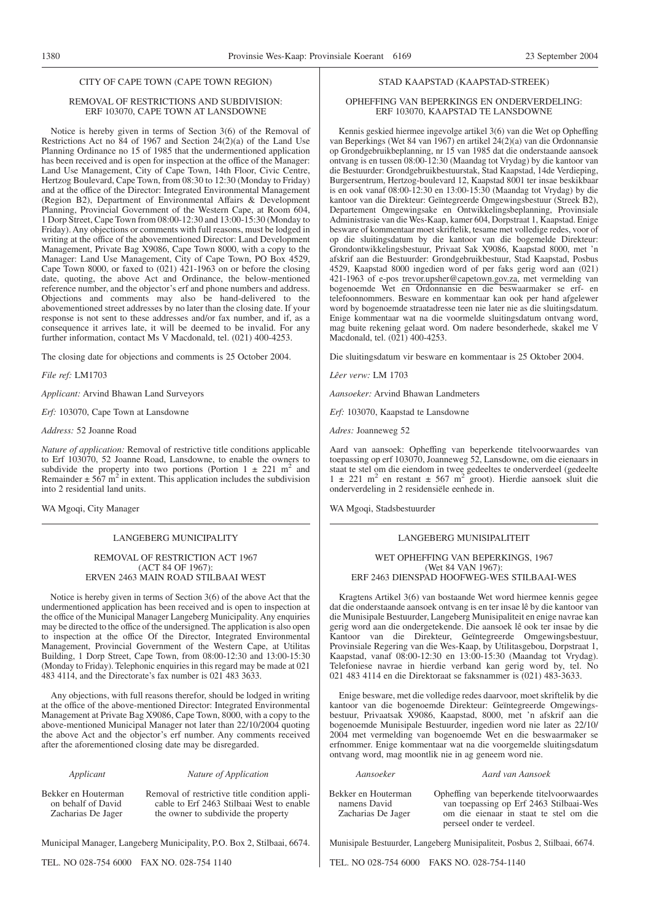CITY OF CAPE TOWN (CAPE TOWN REGION)

REMOVAL OF RESTRICTIONS AND SUBDIVISION: ERF 103070, CAPE TOWN AT LANSDOWNE

Notice is hereby given in terms of Section 3(6) of the Removal of Restrictions Act no 84 of 1967 and Section 24(2)(a) of the Land Use Planning Ordinance no 15 of 1985 that the undermentioned application has been received and is open for inspection at the office of the Manager: Land Use Management, City of Cape Town, 14th Floor, Civic Centre, Hertzog Boulevard, Cape Town, from 08:30 to 12:30 (Monday to Friday) and at the office of the Director: Integrated Environmental Management (Region B2), Department of Environmental Affairs & Development Planning, Provincial Government of the Western Cape, at Room 604, 1 Dorp Street, Cape Town from 08:00-12:30 and 13:00-15:30 (Monday to Friday). Any objections or comments with full reasons, must be lodged in writing at the office of the abovementioned Director: Land Development Management, Private Bag X9086, Cape Town 8000, with a copy to the Manager: Land Use Management, City of Cape Town, PO Box 4529, Cape Town 8000, or faxed to (021) 421-1963 on or before the closing date, quoting, the above Act and Ordinance, the below-mentioned reference number, and the objector's erf and phone numbers and address. Objections and comments may also be hand-delivered to the abovementioned street addresses by no later than the closing date. If your response is not sent to these addresses and/or fax number, and if, as a consequence it arrives late, it will be deemed to be invalid. For any further information, contact Ms V Macdonald, tel. (021) 400-4253.

The closing date for objections and comments is 25 October 2004.

*File ref:* LM1703

*Applicant:* Arvind Bhawan Land Surveyors

*Erf:* 103070, Cape Town at Lansdowne

*Address:* 52 Joanne Road

*Nature of application:* Removal of restrictive title conditions applicable to Erf 103070, 52 Joanne Road, Lansdowne, to enable the owners to subdivide the property into two portions (Portion 1 ± 221 m² and Remainder ± 567 m² in extent. This application includes the subdivision into 2 residential land units.

WA Mgoqi, City Manager

STAD KAAPSTAD (KAAPSTAD-STREEK)

OPHEFFING VAN BEPERKINGS EN ONDERVERDELING: ERF 103070, KAAPSTAD TE LANSDOWNE

Kennis geskied hiermee ingevolge artikel 3(6) van die Wet op Opheffing van Beperkings (Wet 84 van 1967) en artikel 24(2)(a) van die Ordonnansie op Grondgebruikbeplanning, nr 15 van 1985 dat die onderstaande aansoek ontvang is en tussen 08:00-12:30 (Maandag tot Vrydag) by die kantoor van die Bestuurder: Grondgebruikbestuurstak, Stad Kaapstad, 14de Verdieping, Burgersentrum, Hertzog-boulevard 12, Kaapstad 8001 ter insae beskikbaar is en ook vanaf 08:00-12:30 en 13:00-15:30 (Maandag tot Vrydag) by die kantoor van die Direkteur: Geïntegreerde Omgewingsbestuur (Streek B2), Departement Omgewingsake en Ontwikkelingsbeplanning, Provinsiale Administrasie van die Wes-Kaap, kamer 604, Dorpstraat 1, Kaapstad. Enige besware of kommentaar moet skriftelik, tesame met volledige redes, voor of op die sluitingsdatum by die kantoor van die bogemelde Direkteur: Grondontwikkelingsbestuur, Privaat Sak X9086, Kaapstad 8000, met 'n afskrif aan die Bestuurder: Grondgebruikbestuur, Stad Kaapstad, Posbus 4529, Kaapstad 8000 ingedien word of per faks gerig word aan (021) 421-1963 of e-pos trevor.upsher@capetown.gov.za, met vermelding van bogenoemde Wet en Ordonnansie en die beswaarmaker se erf- en telefoonnommers. Besware en kommentaar kan ook per hand afgelewer word by bogenoemde straatadresse teen nie later nie as die sluitingsdatum. Enige kommentaar wat na die voormelde sluitingsdatum ontvang word, mag buite rekening gelaat word. Om nadere besonderhede, skakel me V Macdonald, tel. (021) 400-4253.

Die sluitingsdatum vir besware en kommentaar is 25 Oktober 2004.

*Lêer verw:* LM 1703

*Aansoeker:* Arvind Bhawan Landmeters

*Erf:* 103070, Kaapstad te Lansdowne

*Adres:* Joanneweg 52

Aard van aansoek: Opheffing van beperkende titelvoorwaardes van toepassing op erf 103070, Joanneweg 52, Lansdowne, om die eienaars in staat te stel om die eiendom in twee gedeeltes te onderverdeel (gedeelte 1 ± 221 m² en restant ± 567 m² groot). Hierdie aansoek sluit die onderverdeling in 2 residensiële eenhede in.

WA Mgoqi, Stadsbestuurder

---

LANGEBERG MUNICIPALITY

REMOVAL OF RESTRICTION ACT 1967 (ACT 84 OF 1967): ERVEN 2463 MAIN ROAD STILBAAI WEST

Notice is hereby given in terms of Section 3(6) of the above Act that the undermentioned application has been received and is open to inspection at the office of the Municipal Manager Langeberg Municipality. Any enquiries may be directed to the office of the undersigned. The application is also open to inspection at the office Of the Director, Integrated Environmental Management, Provincial Government of the Western Cape, at Utilitas Building, 1 Dorp Street, Cape Town, from 08:00-12:30 and 13:00-15:30 (Monday to Friday). Telephonic enquiries in this regard may be made at 021 483 4114, and the Directorate's fax number is 021 483 3633.

Any objections, with full reasons therefor, should be lodged in writing at the office of the above-mentioned Director: Integrated Environmental Management at Private Bag X9086, Cape Town, 8000, with a copy to the above-mentioned Municipal Manager not later than 22/10/2004 quoting the above Act and the objector's erf number. Any comments received after the aforementioned closing date may be disregarded.

| *Applicant* | *Nature of Application* |
|---|---|
| Bekker en Houterman on behalf of David Zacharias De Jager | Removal of restrictive title condition applicable to Erf 2463 Stilbaai West to enable the owner to subdivide the property |

Municipal Manager, Langeberg Municipality, P.O. Box 2, Stilbaai, 6674.

TEL. NO 028-754 6000 FAX NO. 028-754 1140

LANGEBERG MUNISIPALITEIT

WET OPHEFFING VAN BEPERKINGS, 1967 (Wet 84 VAN 1967): ERF 2463 DIENSPAD HOOFWEG-WES STILBAAI-WES

Kragtens Artikel 3(6) van bostaande Wet word hiermee kennis gegee dat die onderstaande aansoek ontvang is en ter insae lê by die kantoor van die Munisipale Bestuurder, Langeberg Munisipaliteit en enige navrae kan gerig word aan die ondergetekende. Die aansoek lê ook ter insae by die Kantoor van die Direkteur, Geïntegreerde Omgewingsbestuur, Provinsiale Regering van die Wes-Kaap, by Utilitasgebou, Dorpstraat 1, Kaapstad, vanaf 08:00-12:30 en 13:00-15:30 (Maandag tot Vrydag). Telefoniese navrae in hierdie verband kan gerig word by, tel. No 021 483 4114 en die Direktoraat se faksnammer is (021) 483-3633.

Enige besware, met die volledige redes daarvoor, moet skriftelik by die kantoor van die bogenoemde Direkteur: Geïntegreerde Omgewingsbestuur, Privaatsak X9086, Kaapstad, 8000, met 'n afskrif aan die bogenoemde Munisipale Bestuurder, ingedien word nie later as 22/10/2004 met vermelding van bogenoemde Wet en die beswaarmaker se erfnommer. Enige kommentaar wat na die voorgemelde sluitingsdatum ontvang word, mag moontlik nie in ag geneem word nie.

| *Aansoeker* | *Aard van Aansoek* |
|---|---|
| Bekker en Houterman namens David Zacharias De Jager | Opheffing van beperkende titelvoorwaardes van toepassing op Erf 2463 Stilbaai-Wes om die eienaar in staat te stel om die perseel onder te verdeel. |

Munisipale Bestuurder, Langeberg Munisipaliteit, Posbus 2, Stilbaai, 6674.

TEL. NO 028-754 6000 FAKS NO. 028-754-1140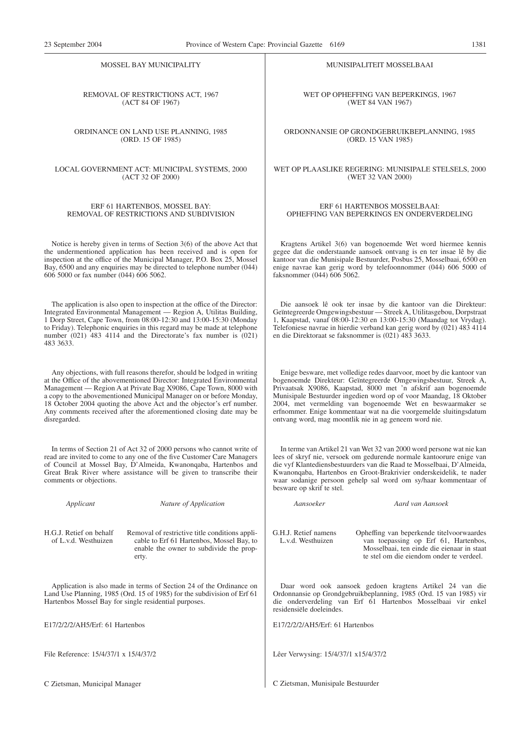MOSSEL BAY MUNICIPALITY

REMOVAL OF RESTRICTIONS ACT, 1967
(ACT 84 OF 1967)

ORDINANCE ON LAND USE PLANNING, 1985
(ORD. 15 OF 1985)

LOCAL GOVERNMENT ACT: MUNICIPAL SYSTEMS, 2000
(ACT 32 OF 2000)

ERF 61 HARTENBOS, MOSSEL BAY:
REMOVAL OF RESTRICTIONS AND SUBDIVISION

Notice is hereby given in terms of Section 3(6) of the above Act that the undermentioned application has been received and is open for inspection at the office of the Municipal Manager, P.O. Box 25, Mossel Bay, 6500 and any enquiries may be directed to telephone number (044) 606 5000 or fax number (044) 606 5062.

The application is also open to inspection at the office of the Director: Integrated Environmental Management — Region A, Utilitas Building, 1 Dorp Street, Cape Town, from 08:00-12:30 and 13:00-15:30 (Monday to Friday). Telephonic enquiries in this regard may be made at telephone number (021) 483 4114 and the Directorate's fax number is (021) 483 3633.

Any objections, with full reasons therefor, should be lodged in writing at the Office of the abovementioned Director: Integrated Environmental Management — Region A at Private Bag X9086, Cape Town, 8000 with a copy to the abovementioned Municipal Manager on or before Monday, 18 October 2004 quoting the above Act and the objector's erf number. Any comments received after the aforementioned closing date may be disregarded.

In terms of Section 21 of Act 32 of 2000 persons who cannot write of read are invited to come to any one of the five Customer Care Managers of Council at Mossel Bay, D'Almeida, Kwanonqaba, Hartenbos and Great Brak River where assistance will be given to transcribe their comments or objections.

| *Applicant* | *Nature of Application* |
|---|---|
| H.G.J. Retief on behalf of L.v.d. Westhuizen | Removal of restrictive title conditions applicable to Erf 61 Hartenbos, Mossel Bay, to enable the owner to subdivide the property. |

Application is also made in terms of Section 24 of the Ordinance on Land Use Planning, 1985 (Ord. 15 of 1985) for the subdivision of Erf 61 Hartenbos Mossel Bay for single residential purposes.

E17/2/2/2/AH5/Erf: 61 Hartenbos

File Reference: 15/4/37/1 x 15/4/37/2

C Zietsman, Municipal Manager

MUNISIPALITEIT MOSSELBAAI

WET OP OPHEFFING VAN BEPERKINGS, 1967
(WET 84 VAN 1967)

ORDONNANSIE OP GRONDGEBRUIKBEPLANNING, 1985
(ORD. 15 VAN 1985)

WET OP PLAASLIKE REGERING: MUNISIPALE STELSELS, 2000
(WET 32 VAN 2000)

ERF 61 HARTENBOS MOSSELBAAI:
OPHEFFING VAN BEPERKINGS EN ONDERVERDELING

Kragtens Artikel 3(6) van bogenoemde Wet word hiermee kennis gegee dat die onderstaande aansoek ontvang is en ter insae lê by die kantoor van die Munisipale Bestuurder, Posbus 25, Mosselbaai, 6500 en enige navrae kan gerig word by telefoonnommer (044) 606 5000 of faksnommer (044) 606 5062.

Die aansoek lê ook ter insae by die kantoor van die Direkteur: Geïntegreerde Omgewingsbestuur — Streek A, Utilitasgebou, Dorpstraat 1, Kaapstad, vanaf 08:00-12:30 en 13:00-15:30 (Maandag tot Vrydag). Telefoniese navrae in hierdie verband kan gerig word by (021) 483 4114 en die Direktoraat se faksnommer is (021) 483 3633.

Enige besware, met volledige redes daarvoor, moet by die kantoor van bogenoemde Direkteur: Geïntegreerde Omgewingsbestuur, Streek A, Privaatsak X9086, Kaapstad, 8000 met 'n afskrif aan bogenoemde Munisipale Bestuurder ingedien word op of voor Maandag, 18 Oktober 2004, met vermelding van bogenoemde Wet en beswaarmaker se erfnommer. Enige kommentaar wat na die voorgemelde sluitingsdatum ontvang word, mag moontlik nie in ag geneem word nie.

In terme van Artikel 21 van Wet 32 van 2000 word persone wat nie kan lees of skryf nie, versoek om gedurende normale kantoorure enige van die vyf Klantediensbestuurders van die Raad te Mosselbaai, D'Almeida, Kwanonqaba, Hartenbos en Groot-Brakrivier onderskeidelik, te nader waar sodanige persoon gehelp sal word om sy/haar kommentaar of besware op skrif te stel.

| *Aansoeker* | *Aard van Aansoek* |
|---|---|
| G.H.J. Retief namens L.v.d. Westhuizen | Opheffing van beperkende titelvoorwaardes van toepassing op Erf 61, Hartenbos, Mosselbaai, ten einde die eienaar in staat te stel om die eiendom onder te verdeel. |

Daar word ook aansoek gedoen kragtens Artikel 24 van die Ordonnansie op Grondgebruikbeplanning, 1985 (Ord. 15 van 1985) vir die onderverdeling van Erf 61 Hartenbos Mosselbaai vir enkel residensiële doeleindes.

E17/2/2/2/AH5/Erf: 61 Hartenbos

Lêer Verwysing: 15/4/37/1 x15/4/37/2

C Zietsman, Munisipale Bestuurder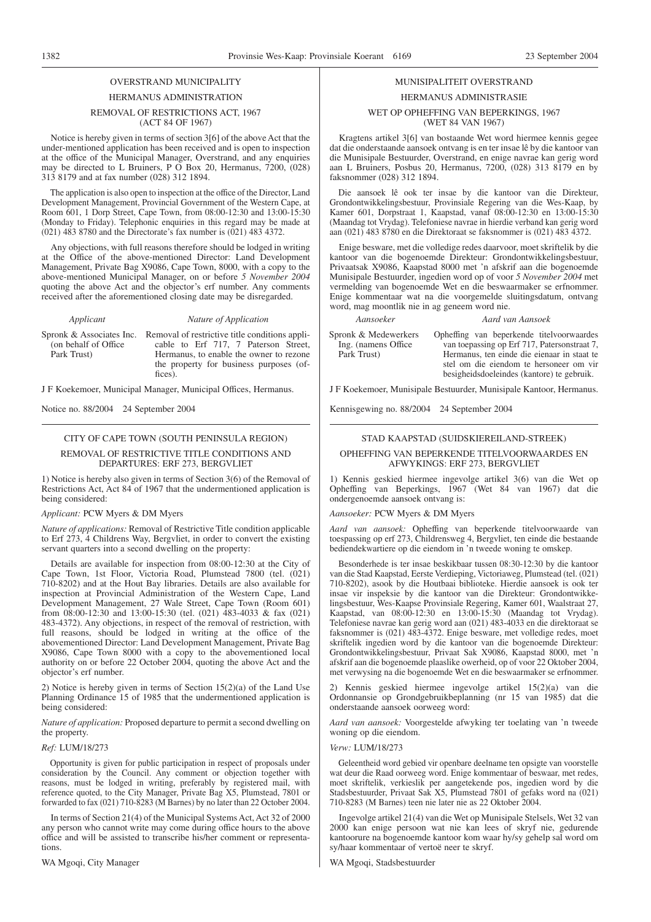## OVERSTRAND MUNICIPALITY

### HERMANUS ADMINISTRATION

### REMOVAL OF RESTRICTIONS ACT, 1967 (ACT 84 OF 1967)

Notice is hereby given in terms of section 3[6] of the above Act that the under-mentioned application has been received and is open to inspection at the office of the Municipal Manager, Overstrand, and any enquiries may be directed to L Bruiners, P O Box 20, Hermanus, 7200, (028) 313 8179 and at fax number (028) 312 1894.

The application is also open to inspection at the office of the Director, Land Development Management, Provincial Government of the Western Cape, at Room 601, 1 Dorp Street, Cape Town, from 08:00-12:30 and 13:00-15:30 (Monday to Friday). Telephonic enquiries in this regard may be made at (021) 483 8780 and the Directorate's fax number is (021) 483 4372.

Any objections, with full reasons therefore should be lodged in writing at the Office of the above-mentioned Director: Land Development Management, Private Bag X9086, Cape Town, 8000, with a copy to the above-mentioned Municipal Manager, on or before *5 November 2004* quoting the above Act and the objector's erf number. Any comments received after the aforementioned closing date may be disregarded.

| *Applicant* | *Nature of Application* |
|---|---|
| Spronk & Associates Inc. (on behalf of Office Park Trust) | Removal of restrictive title conditions applicable to Erf 717, 7 Paterson Street, Hermanus, to enable the owner to rezone the property for business purposes (offices). |

J F Koekemoer, Municipal Manager, Municipal Offices, Hermanus.

Notice no. 88/2004 24 September 2004

---

## MUNISIPALITEIT OVERSTRAND

### HERMANUS ADMINISTRASIE

### WET OP OPHEFFING VAN BEPERKINGS, 1967 (WET 84 VAN 1967)

Kragtens artikel 3[6] van bostaande Wet word hiermee kennis gegee dat die onderstaande aansoek ontvang is en ter insae lê by die kantoor van die Munisipale Bestuurder, Overstrand, en enige navrae kan gerig word aan L Bruiners, Posbus 20, Hermanus, 7200, (028) 313 8179 en by faksnommer (028) 312 1894.

Die aansoek lê ook ter insae by die kantoor van die Direkteur, Grondontwikkelingsbestuur, Provinsiale Regering van die Wes-Kaap, by Kamer 601, Dorpstraat 1, Kaapstad, vanaf 08:00-12:30 en 13:00-15:30 (Maandag tot Vrydag). Telefoniese navrae in hierdie verband kan gerig word aan (021) 483 8780 en die Direktoraat se faksnommer is (021) 483 4372.

Enige besware, met die volledige redes daarvoor, moet skriftelik by die kantoor van die bogenoemde Direkteur: Grondontwikkelingsbestuur, Privaatsak X9086, Kaapstad 8000 met 'n afskrif aan die bogenoemde Munisipale Bestuurder, ingedien word op of voor *5 November 2004* met vermelding van bogenoemde Wet en die beswaarmaker se erfnommer. Enige kommentaar wat na die voorgemelde sluitingsdatum, ontvang word, mag moontlik nie in ag geneem word nie.

| *Aansoeker* | *Aard van Aansoek* |
|---|---|
| Spronk & Medewerkers Ing. (namens Office Park Trust) | Opheffing van beperkende titelvoorwaardes van toepassing op Erf 717, Patersonstraat 7, Hermanus, ten einde die eienaar in staat te stel om die eiendom te hersoneer om vir besigheidsdoeleindes (kantore) te gebruik. |

J F Koekemoer, Munisipale Bestuurder, Munisipale Kantoor, Hermanus.

Kennisgewing no. 88/2004 24 September 2004

---

## CITY OF CAPE TOWN (SOUTH PENINSULA REGION)

### REMOVAL OF RESTRICTIVE TITLE CONDITIONS AND DEPARTURES: ERF 273, BERGVLIET

1) Notice is hereby also given in terms of Section 3(6) of the Removal of Restrictions Act, Act 84 of 1967 that the undermentioned application is being considered:

*Applicant:* PCW Myers & DM Myers

*Nature of applications:* Removal of Restrictive Title condition applicable to Erf 273, 4 Childrens Way, Bergvliet, in order to convert the existing servant quarters into a second dwelling on the property:

Details are available for inspection from 08:00-12:30 at the City of Cape Town, 1st Floor, Victoria Road, Plumstead 7800 (tel. (021) 710-8202) and at the Hout Bay libraries. Details are also available for inspection at Provincial Administration of the Western Cape, Land Development Management, 27 Wale Street, Cape Town (Room 601) from 08:00-12:30 and 13:00-15:30 (tel. (021) 483-4033 & fax (021) 483-4372). Any objections, in respect of the removal of restriction, with full reasons, should be lodged in writing at the office of the abovementioned Director: Land Development Management, Private Bag X9086, Cape Town 8000 with a copy to the abovementioned local authority on or before 22 October 2004, quoting the above Act and the objector's erf number.

2) Notice is hereby given in terms of Section 15(2)(a) of the Land Use Planning Ordinance 15 of 1985 that the undermentioned application is being considered:

*Nature of application:* Proposed departure to permit a second dwelling on the property.

*Ref:* LUM/18/273

Opportunity is given for public participation in respect of proposals under consideration by the Council. Any comment or objection together with reasons, must be lodged in writing, preferably by registered mail, with reference quoted, to the City Manager, Private Bag X5, Plumstead, 7801 or forwarded to fax (021) 710-8283 (M Barnes) by no later than 22 October 2004.

In terms of Section 21(4) of the Municipal Systems Act, Act 32 of 2000 any person who cannot write may come during office hours to the above office and will be assisted to transcribe his/her comment or representations.

WA Mgoqi, City Manager

---

## STAD KAAPSTAD (SUIDSKIEREILAND-STREEK)

### OPHEFFING VAN BEPERKENDE TITELVOORWAARDES EN AFWYKINGS: ERF 273, BERGVLIET

1) Kennis geskied hiermee ingevolge artikel 3(6) van die Wet op Opheffing van Beperkings, 1967 (Wet 84 van 1967) dat die ondergenoemde aansoek ontvang is:

*Aansoeker:* PCW Myers & DM Myers

*Aard van aansoek:* Opheffing van beperkende titelvoorwaarde van toespassing op erf 273, Childrensweg 4, Bergvliet, ten einde die bestaande bediendekwartiere op die eiendom in 'n tweede woning te omskep.

Besonderhede is ter insae beskikbaar tussen 08:30-12:30 by die kantoor van die Stad Kaapstad, Eerste Verdieping, Victoriaweg, Plumstead (tel. (021) 710-8202), asook by die Houtbaai biblioteke. Hierdie aansoek is ook ter insae vir inspeksie by die kantoor van die Direkteur: Grondontwikkelingsbestuur, Wes-Kaapse Provinsiale Regering, Kamer 601, Waalstraat 27, Kaapstad, van 08:00-12:30 en 13:00-15:30 (Maandag tot Vrydag). Telefoniese navrae kan gerig word aan (021) 483-4033 en die direktoraat se faksnommer is (021) 483-4372. Enige besware, met volledige redes, moet skriftelik ingedien word by die kantoor van die bogenoemde Direkteur: Grondontwikkelingsbestuur, Privaat Sak X9086, Kaapstad 8000, met 'n afskrif aan die bogenoemde plaaslike owerheid, op of voor 22 Oktober 2004, met verwysing na die bogenoemde Wet en die beswaarmaker se erfnommer.

2) Kennis geskied hiermee ingevolge artikel 15(2)(a) van die Ordonnansie op Grondgebruikbeplanning (nr 15 van 1985) dat die onderstaande aansoek oorweeg word:

*Aard van aansoek:* Voorgestelde afwyking ter toelating van 'n tweede woning op die eiendom.

*Verw:* LUM/18/273

Geleentheid word gebied vir openbare deelname ten opsigte van voorstelle wat deur die Raad oorweeg word. Enige kommentaar of beswaar, met redes, moet skriftelik, verkieslik per aangetekende pos, ingedien word by die Stadsbestuurder, Privaat Sak X5, Plumstead 7801 of gefaks word na (021) 710-8283 (M Barnes) teen nie later nie as 22 Oktober 2004.

Ingevolge artikel 21(4) van die Wet op Munisipale Stelsels, Wet 32 van 2000 kan enige persoon wat nie kan lees of skryf nie, gedurende kantoorure na bogenoemde kantoor kom waar hy/sy gehelp sal word om sy/haar kommentaar of vertoë neer te skryf.

WA Mgoqi, Stadsbestuurder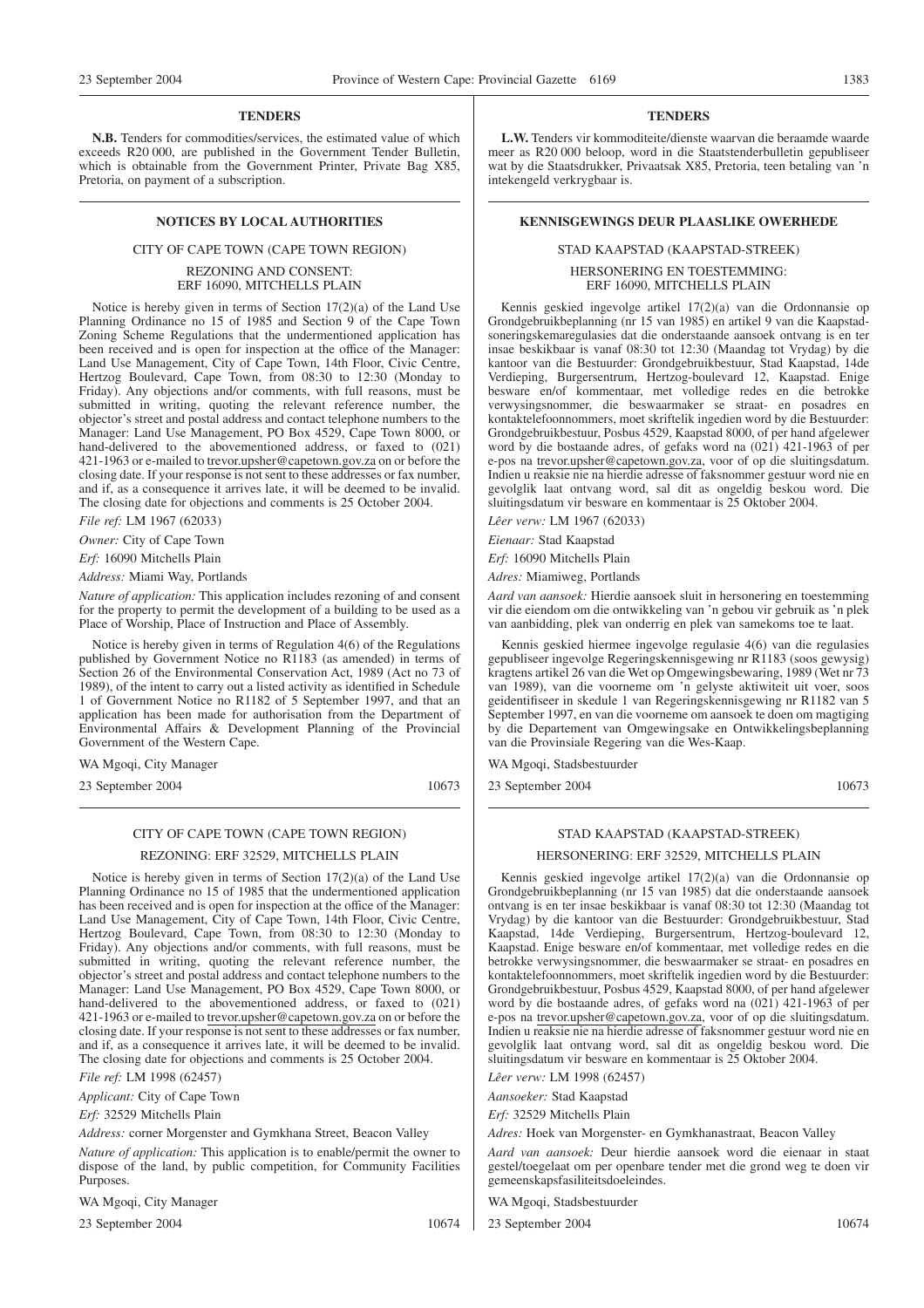## TENDERS

**N.B.** Tenders for commodities/services, the estimated value of which exceeds R20 000, are published in the Government Tender Bulletin, which is obtainable from the Government Printer, Private Bag X85, Pretoria, on payment of a subscription.

## NOTICES BY LOCAL AUTHORITIES

### CITY OF CAPE TOWN (CAPE TOWN REGION)

### REZONING AND CONSENT: ERF 16090, MITCHELLS PLAIN

Notice is hereby given in terms of Section 17(2)(a) of the Land Use Planning Ordinance no 15 of 1985 and Section 9 of the Cape Town Zoning Scheme Regulations that the undermentioned application has been received and is open for inspection at the office of the Manager: Land Use Management, City of Cape Town, 14th Floor, Civic Centre, Hertzog Boulevard, Cape Town, from 08:30 to 12:30 (Monday to Friday). Any objections and/or comments, with full reasons, must be submitted in writing, quoting the relevant reference number, the objector's street and postal address and contact telephone numbers to the Manager: Land Use Management, PO Box 4529, Cape Town 8000, or hand-delivered to the abovementioned address, or faxed to (021) 421-1963 or e-mailed to trevor.upsher@capetown.gov.za on or before the closing date. If your response is not sent to these addresses or fax number, and if, as a consequence it arrives late, it will be deemed to be invalid. The closing date for objections and comments is 25 October 2004.

*File ref:* LM 1967 (62033)

*Owner:* City of Cape Town

*Erf:* 16090 Mitchells Plain

*Address:* Miami Way, Portlands

*Nature of application:* This application includes rezoning of and consent for the property to permit the development of a building to be used as a Place of Worship, Place of Instruction and Place of Assembly.

Notice is hereby given in terms of Regulation 4(6) of the Regulations published by Government Notice no R1183 (as amended) in terms of Section 26 of the Environmental Conservation Act, 1989 (Act no 73 of 1989), of the intent to carry out a listed activity as identified in Schedule 1 of Government Notice no R1182 of 5 September 1997, and that an application has been made for authorisation from the Department of Environmental Affairs & Development Planning of the Provincial Government of the Western Cape.

WA Mgoqi, City Manager

23 September 2004 10673

### CITY OF CAPE TOWN (CAPE TOWN REGION)

### REZONING: ERF 32529, MITCHELLS PLAIN

Notice is hereby given in terms of Section 17(2)(a) of the Land Use Planning Ordinance no 15 of 1985 that the undermentioned application has been received and is open for inspection at the office of the Manager: Land Use Management, City of Cape Town, 14th Floor, Civic Centre, Hertzog Boulevard, Cape Town, from 08:30 to 12:30 (Monday to Friday). Any objections and/or comments, with full reasons, must be submitted in writing, quoting the relevant reference number, the objector's street and postal address and contact telephone numbers to the Manager: Land Use Management, PO Box 4529, Cape Town 8000, or hand-delivered to the abovementioned address, or faxed to (021) 421-1963 or e-mailed to trevor.upsher@capetown.gov.za on or before the closing date. If your response is not sent to these addresses or fax number, and if, as a consequence it arrives late, it will be deemed to be invalid. The closing date for objections and comments is 25 October 2004.

*File ref:* LM 1998 (62457)

*Applicant:* City of Cape Town

*Erf:* 32529 Mitchells Plain

*Address:* corner Morgenster and Gymkhana Street, Beacon Valley

*Nature of application:* This application is to enable/permit the owner to dispose of the land, by public competition, for Community Facilities Purposes.

WA Mgoqi, City Manager

23 September 2004 10674

## TENDERS

**L.W.** Tenders vir kommoditeite/dienste waarvan die beraamde waarde meer as R20 000 beloop, word in die Staatstenderbulletin gepubliseer wat by die Staatsdrukker, Privaatsak X85, Pretoria, teen betaling van 'n intekengeld verkrygbaar is.

## KENNISGEWINGS DEUR PLAASLIKE OWERHEDE

### STAD KAAPSTAD (KAAPSTAD-STREEK)

### HERSONERING EN TOESTEMMING: ERF 16090, MITCHELLS PLAIN

Kennis geskied ingevolge artikel 17(2)(a) van die Ordonnansie op Grondgebruikbeplanning (nr 15 van 1985) en artikel 9 van die Kaapstad-soneringskemaregulasies dat die onderstaande aansoek ontvang is en ter insae beskikbaar is vanaf 08:30 tot 12:30 (Maandag tot Vrydag) by die kantoor van die Bestuurder: Grondgebruikbestuur, Stad Kaapstad, 14de Verdieping, Burgersentrum, Hertzog-boulevard 12, Kaapstad. Enige besware en/of kommentaar, met volledige redes en die betrokke verwysingsnommer, die beswaarmaker se straat- en posadres en kontaktelefoonnommers, moet skriftelik ingedien word by die Bestuurder: Grondgebruikbestuur, Posbus 4529, Kaapstad 8000, of per hand afgelewer word by die bostaande adres, of gefaks word na (021) 421-1963 of per e-pos na trevor.upsher@capetown.gov.za, voor of op die sluitingsdatum. Indien u reaksie nie na hierdie adresse of faksnommer gestuur word nie en gevolglik laat ontvang word, sal dit as ongeldig beskou word. Die sluitingsdatum vir besware en kommentaar is 25 Oktober 2004.

*Lêer verw:* LM 1967 (62033)

*Eienaar:* Stad Kaapstad

*Erf:* 16090 Mitchells Plain

*Adres:* Miamiweg, Portlands

*Aard van aansoek:* Hierdie aansoek sluit in hersonering en toestemming vir die eiendom om die ontwikkeling van 'n gebou vir gebruik as 'n plek van aanbidding, plek van onderrig en plek van samekoms toe te laat.

Kennis geskied hiermee ingevolge regulasie 4(6) van die regulasies gepubliseer ingevolge Regeringskennisgewing nr R1183 (soos gewysig) kragtens artikel 26 van die Wet op Omgewingsbewaring, 1989 (Wet nr 73 van 1989), van die voorneme om 'n gelyste aktiwiteit uit voer, soos geïdentifiseer in skedule 1 van Regeringskennisgewing nr R1182 van 5 September 1997, en van die voorneme om aansoek te doen om magtiging by die Departement van Omgewingsake en Ontwikkelingsbeplanning van die Provinsiale Regering van die Wes-Kaap.

WA Mgoqi, Stadsbestuurder

23 September 2004 10673

### STAD KAAPSTAD (KAAPSTAD-STREEK)

### HERSONERING: ERF 32529, MITCHELLS PLAIN

Kennis geskied ingevolge artikel 17(2)(a) van die Ordonnansie op Grondgebruikbeplanning (nr 15 van 1985) dat die onderstaande aansoek ontvang is en ter insae beskikbaar is vanaf 08:30 tot 12:30 (Maandag tot Vrydag) by die kantoor van die Bestuurder: Grondgebruikbestuur, Stad Kaapstad, 14de Verdieping, Burgersentrum, Hertzog-boulevard 12, Kaapstad. Enige besware en/of kommentaar, met volledige redes en die betrokke verwysingsnommer, die beswaarmaker se straat- en posadres en kontaktelefoonnommers, moet skriftelik ingedien word by die Bestuurder: Grondgebruikbestuur, Posbus 4529, Kaapstad 8000, of per hand afgelewer word by die bostaande adres, of gefaks word na (021) 421-1963 of per e-pos na trevor.upsher@capetown.gov.za, voor of op die sluitingsdatum. Indien u reaksie nie na hierdie adresse of faksnommer gestuur word nie en gevolglik laat ontvang word, sal dit as ongeldig beskou word. Die sluitingsdatum vir besware en kommentaar is 25 Oktober 2004.

*Lêer verw:* LM 1998 (62457)

*Aansoeker:* Stad Kaapstad

*Erf:* 32529 Mitchells Plain

*Adres:* Hoek van Morgenster- en Gymkhanastraat, Beacon Valley

*Aard van aansoek:* Deur hierdie aansoek word die eienaar in staat gestel/toegelaat om per openbare tender met die grond weg te doen vir gemeenskapsfasiliteitsdoeleindes.

WA Mgoqi, Stadsbestuurder

23 September 2004 10674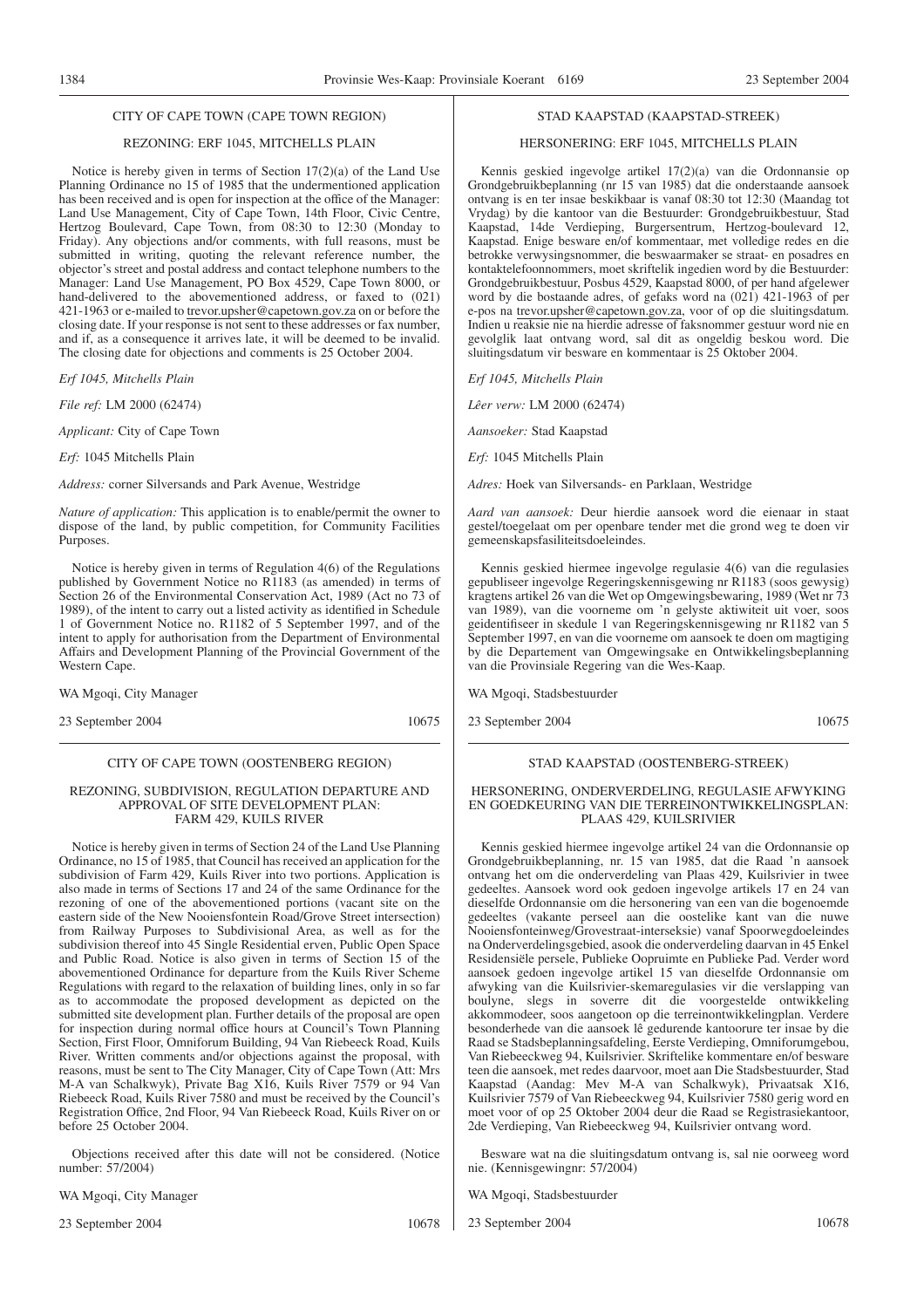CITY OF CAPE TOWN (CAPE TOWN REGION)

REZONING: ERF 1045, MITCHELLS PLAIN

Notice is hereby given in terms of Section 17(2)(a) of the Land Use Planning Ordinance no 15 of 1985 that the undermentioned application has been received and is open for inspection at the office of the Manager: Land Use Management, City of Cape Town, 14th Floor, Civic Centre, Hertzog Boulevard, Cape Town, from 08:30 to 12:30 (Monday to Friday). Any objections and/or comments, with full reasons, must be submitted in writing, quoting the relevant reference number, the objector's street and postal address and contact telephone numbers to the Manager: Land Use Management, PO Box 4529, Cape Town 8000, or hand-delivered to the abovementioned address, or faxed to (021) 421-1963 or e-mailed to trevor.upsher@capetown.gov.za on or before the closing date. If your response is not sent to these addresses or fax number, and if, as a consequence it arrives late, it will be deemed to be invalid. The closing date for objections and comments is 25 October 2004.

*Erf 1045, Mitchells Plain*

*File ref:* LM 2000 (62474)

*Applicant:* City of Cape Town

*Erf:* 1045 Mitchells Plain

*Address:* corner Silversands and Park Avenue, Westridge

*Nature of application:* This application is to enable/permit the owner to dispose of the land, by public competition, for Community Facilities Purposes.

Notice is hereby given in terms of Regulation 4(6) of the Regulations published by Government Notice no R1183 (as amended) in terms of Section 26 of the Environmental Conservation Act, 1989 (Act no 73 of 1989), of the intent to carry out a listed activity as identified in Schedule 1 of Government Notice no. R1182 of 5 September 1997, and of the intent to apply for authorisation from the Department of Environmental Affairs and Development Planning of the Provincial Government of the Western Cape.

WA Mgoqi, City Manager

23 September 2004 10675

STAD KAAPSTAD (KAAPSTAD-STREEK)

HERSONERING: ERF 1045, MITCHELLS PLAIN

Kennis geskied ingevolge artikel 17(2)(a) van die Ordonnansie op Grondgebruikbeplanning (nr 15 van 1985) dat die onderstaande aansoek ontvang is en ter insae beskikbaar is vanaf 08:30 tot 12:30 (Maandag tot Vrydag) by die kantoor van die Bestuurder: Grondgebruikbestuur, Stad Kaapstad, 14de Verdieping, Burgersentrum, Hertzog-boulevard 12, Kaapstad. Enige besware en/of kommentaar, met volledige redes en die betrokke verwysingsnommer, die beswaarmaker se straat- en posadres en kontaktelefoonnommers, moet skriftelik ingedien word by die Bestuurder: Grondgebruikbestuur, Posbus 4529, Kaapstad 8000, of per hand afgelewer word by die bostaande adres, of gefaks word na (021) 421-1963 of per e-pos na trevor.upsher@capetown.gov.za, voor of op die sluitingsdatum. Indien u reaksie nie na hierdie adresse of faksnommer gestuur word nie en gevolglik laat ontvang word, sal dit as ongeldig beskou word. Die sluitingsdatum vir besware en kommentaar is 25 Oktober 2004.

*Erf 1045, Mitchells Plain*

*Lêer verw:* LM 2000 (62474)

*Aansoeker:* Stad Kaapstad

*Erf:* 1045 Mitchells Plain

*Adres:* Hoek van Silversands- en Parklaan, Westridge

*Aard van aansoek:* Deur hierdie aansoek word die eienaar in staat gestel/toegelaat om per openbare tender met die grond weg te doen vir gemeenskapsfasiliteitsdoeleindes.

Kennis geskied hiermee ingevolge regulasie 4(6) van die regulasies gepubliseer ingevolge Regeringskennisgewing nr R1183 (soos gewysig) kragtens artikel 26 van die Wet op Omgewingsbewaring, 1989 (Wet nr 73 van 1989), van die voorneme om 'n gelyste aktiwiteit uit voer, soos geidentifiseer in skedule 1 van Regeringskennisgewing nr R1182 van 5 September 1997, en van die voorneme om aansoek te doen om magtiging by die Departement van Omgewingsake en Ontwikkelingsbeplanning van die Provinsiale Regering van die Wes-Kaap.

WA Mgoqi, Stadsbestuurder

23 September 2004 10675

CITY OF CAPE TOWN (OOSTENBERG REGION)

REZONING, SUBDIVISION, REGULATION DEPARTURE AND APPROVAL OF SITE DEVELOPMENT PLAN: FARM 429, KUILS RIVER

Notice is hereby given in terms of Section 24 of the Land Use Planning Ordinance, no 15 of 1985, that Council has received an application for the subdivision of Farm 429, Kuils River into two portions. Application is also made in terms of Sections 17 and 24 of the same Ordinance for the rezoning of one of the abovementioned portions (vacant site on the eastern side of the New Nooiensfontein Road/Grove Street intersection) from Railway Purposes to Subdivisional Area, as well as for the subdivision thereof into 45 Single Residential erven, Public Open Space and Public Road. Notice is also given in terms of Section 15 of the abovementioned Ordinance for departure from the Kuils River Scheme Regulations with regard to the relaxation of building lines, only in so far as to accommodate the proposed development as depicted on the submitted site development plan. Further details of the proposal are open for inspection during normal office hours at Council's Town Planning Section, First Floor, Omniforum Building, 94 Van Riebeeck Road, Kuils River. Written comments and/or objections against the proposal, with reasons, must be sent to The City Manager, City of Cape Town (Att: Mrs M-A van Schalkwyk), Private Bag X16, Kuils River 7579 or 94 Van Riebeeck Road, Kuils River 7580 and must be received by the Council's Registration Office, 2nd Floor, 94 Van Riebeeck Road, Kuils River on or before 25 October 2004.

Objections received after this date will not be considered. (Notice number: 57/2004)

WA Mgoqi, City Manager

23 September 2004 10678

STAD KAAPSTAD (OOSTENBERG-STREEK)

HERSONERING, ONDERVERDELING, REGULASIE AFWYKING EN GOEDKEURING VAN DIE TERREINONTWIKKELINGSPLAN: PLAAS 429, KUILSRIVIER

Kennis geskied hiermee ingevolge artikel 24 van die Ordonnansie op Grondgebruikbeplanning, nr. 15 van 1985, dat die Raad 'n aansoek ontvang het om die onderverdeling van Plaas 429, Kuilsrivier in twee gedeeltes. Aansoek word ook gedoen ingevolge artikels 17 en 24 van dieselfde Ordonnansie om die hersonering van een van die bogenoemde gedeeltes (vakante perseel aan die oostelike kant van die nuwe Nooiensfonteinweg/Grovestraat-interseksie) vanaf Spoorwegdoeleindes na Onderverdelingsgebied, asook die onderverdeling daarvan in 45 Enkel Residensiële persele, Publieke Oopruimte en Publieke Pad. Verder word aansoek gedoen ingevolge artikel 15 van dieselfde Ordonnansie om afwyking van die Kuilsrivier-skemaregulasies vir die verslapping van boulyne, slegs in soverre dit die voorgestelde ontwikkeling akkommodeer, soos aangetoon op die terreinontwikkelingplan. Verdere besonderhede van die aansoek lê gedurende kantoorure ter insae by die Raad se Stadsbeplanningsafdeling, Eerste Verdieping, Omniforumgebou, Van Riebeeckweg 94, Kuilsrivier. Skriftelike kommentare en/of besware teen die aansoek, met redes daarvoor, moet aan Die Stadsbestuurder, Stad Kaapstad (Aandag: Mev M-A van Schalkwyk), Privaatsak X16, Kuilsrivier 7579 of Van Riebeeckweg 94, Kuilsrivier 7580 gerig word en moet voor of op 25 Oktober 2004 deur die Raad se Registrasiekantoor, 2de Verdieping, Van Riebeeckweg 94, Kuilsrivier ontvang word.

Besware wat na die sluitingsdatum ontvang is, sal nie oorweeg word nie. (Kennisgewingnr: 57/2004)

WA Mgoqi, Stadsbestuurder

23 September 2004 10678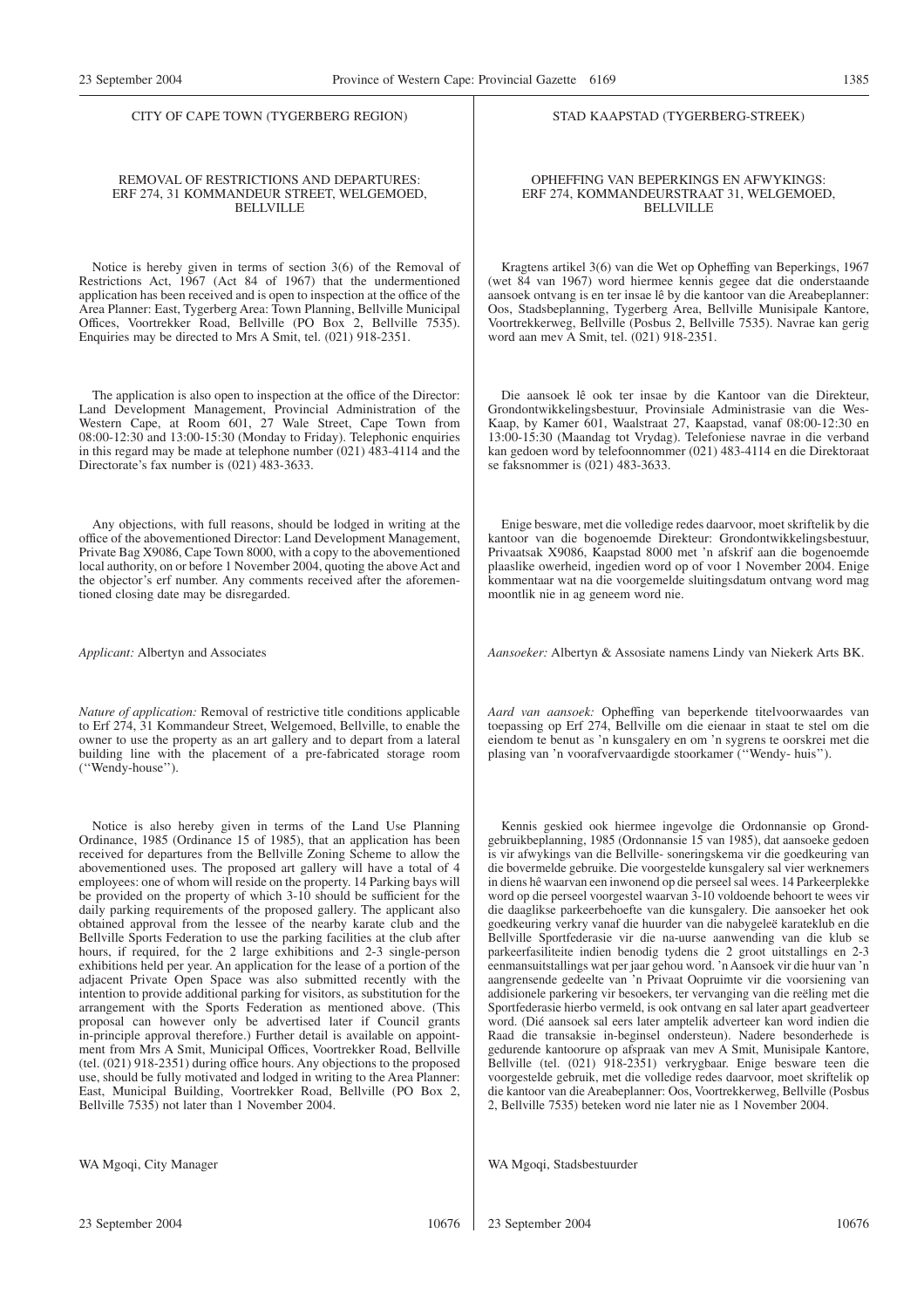CITY OF CAPE TOWN (TYGERBERG REGION)

REMOVAL OF RESTRICTIONS AND DEPARTURES: ERF 274, 31 KOMMANDEUR STREET, WELGEMOED, BELLVILLE

Notice is hereby given in terms of section 3(6) of the Removal of Restrictions Act, 1967 (Act 84 of 1967) that the undermentioned application has been received and is open to inspection at the office of the Area Planner: East, Tygerberg Area: Town Planning, Bellville Municipal Offices, Voortrekker Road, Bellville (PO Box 2, Bellville 7535). Enquiries may be directed to Mrs A Smit, tel. (021) 918-2351.

The application is also open to inspection at the office of the Director: Land Development Management, Provincial Administration of the Western Cape, at Room 601, 27 Wale Street, Cape Town from 08:00-12:30 and 13:00-15:30 (Monday to Friday). Telephonic enquiries in this regard may be made at telephone number (021) 483-4114 and the Directorate's fax number is (021) 483-3633.

Any objections, with full reasons, should be lodged in writing at the office of the abovementioned Director: Land Development Management, Private Bag X9086, Cape Town 8000, with a copy to the abovementioned local authority, on or before 1 November 2004, quoting the above Act and the objector's erf number. Any comments received after the aforementioned closing date may be disregarded.

*Applicant:* Albertyn and Associates

*Nature of application:* Removal of restrictive title conditions applicable to Erf 274, 31 Kommandeur Street, Welgemoed, Bellville, to enable the owner to use the property as an art gallery and to depart from a lateral building line with the placement of a pre-fabricated storage room (''Wendy-house'').

Notice is also hereby given in terms of the Land Use Planning Ordinance, 1985 (Ordinance 15 of 1985), that an application has been received for departures from the Bellville Zoning Scheme to allow the abovementioned uses. The proposed art gallery will have a total of 4 employees: one of whom will reside on the property. 14 Parking bays will be provided on the property of which 3-10 should be sufficient for the daily parking requirements of the proposed gallery. The applicant also obtained approval from the lessee of the nearby karate club and the Bellville Sports Federation to use the parking facilities at the club after hours, if required, for the 2 large exhibitions and 2-3 single-person exhibitions held per year. An application for the lease of a portion of the adjacent Private Open Space was also submitted recently with the intention to provide additional parking for visitors, as substitution for the arrangement with the Sports Federation as mentioned above. (This proposal can however only be advertised later if Council grants in-principle approval therefore.) Further detail is available on appointment from Mrs A Smit, Municipal Offices, Voortrekker Road, Bellville (tel. (021) 918-2351) during office hours. Any objections to the proposed use, should be fully motivated and lodged in writing to the Area Planner: East, Municipal Building, Voortrekker Road, Bellville (PO Box 2, Bellville 7535) not later than 1 November 2004.

WA Mgoqi, City Manager

23 September 2004 10676

STAD KAAPSTAD (TYGERBERG-STREEK)

OPHEFFING VAN BEPERKINGS EN AFWYKINGS: ERF 274, KOMMANDEURSTRAAT 31, WELGEMOED, BELLVILLE

Kragtens artikel 3(6) van die Wet op Opheffing van Beperkings, 1967 (wet 84 van 1967) word hiermee kennis gegee dat die onderstaande aansoek ontvang is en ter insae lê by die kantoor van die Areabeplanner: Oos, Stadsbeplanning, Tygerberg Area, Bellville Munisipale Kantore, Voortrekkerweg, Bellville (Posbus 2, Bellville 7535). Navrae kan gerig word aan mev A Smit, tel. (021) 918-2351.

Die aansoek lê ook ter insae by die Kantoor van die Direkteur, Grondontwikkelingsbestuur, Provinsiale Administrasie van die Wes-Kaap, by Kamer 601, Waalstraat 27, Kaapstad, vanaf 08:00-12:30 en 13:00-15:30 (Maandag tot Vrydag). Telefoniese navrae in die verband kan gedoen word by telefoonnommer (021) 483-4114 en die Direktoraat se faksnommer is (021) 483-3633.

Enige besware, met die volledige redes daarvoor, moet skriftelik by die kantoor van die bogenoemde Direkteur: Grondontwikkelingsbestuur, Privaatsak X9086, Kaapstad 8000 met 'n afskrif aan die bogenoemde plaaslike owerheid, ingedien word op of voor 1 November 2004. Enige kommentaar wat na die voorgemelde sluitingsdatum ontvang word mag moontlik nie in ag geneem word nie.

*Aansoeker:* Albertyn & Assosiate namens Lindy van Niekerk Arts BK.

*Aard van aansoek:* Opheffing van beperkende titelvoorwaardes van toepassing op Erf 274, Bellville om die eienaar in staat te stel om die eiendom te benut as 'n kunsgalery en om 'n sygrens te oorskrei met die plasing van 'n voorafvervaardigde stoorkamer (''Wendy- huis'').

Kennis geskied ook hiermee ingevolge die Ordonnansie op Grondgebruikbeplanning, 1985 (Ordonnansie 15 van 1985), dat aansoeke gedoen is vir afwykings van die Bellville- soneringskema vir die goedkeuring van die bovermelde gebruike. Die voorgestelde kunsgalery sal vier werknemers in diens hê waarvan een inwonend op die perseel sal wees. 14 Parkeerplekke word op die perseel voorgestel waarvan 3-10 voldoende behoort te wees vir die daaglikse parkeerbehoefte van die kunsgalery. Die aansoeker het ook goedkeuring verkry vanaf die huurder van die nabygeleë karateklub en die Bellville Sportfederasie vir die na-uurse aanwending van die klub se parkeerfasiliteite indien benodig tydens die 2 groot uitstallings en 2-3 eenmansuitstallings wat per jaar gehou word. 'n Aansoek vir die huur van 'n aangrensende gedeelte van 'n Privaat Oopruimte vir die voorsiening van addisionele parkering vir besoekers, ter vervanging van die reëling met die Sportfederasie hierbo vermeld, is ook ontvang en sal later apart geadverteer word. (Dié aansoek sal eers later amptelik adverteer kan word indien die Raad die transaksie in-beginsel ondersteun). Nadere besonderhede is gedurende kantoorure op afspraak van mev A Smit, Munisipale Kantore, Bellville (tel. (021) 918-2351) verkrygbaar. Enige besware teen die voorgestelde gebruik, met die volledige redes daarvoor, moet skriftelik op die kantoor van die Areabeplanner: Oos, Voortrekkerweg, Bellville (Posbus 2, Bellville 7535) beteken word nie later nie as 1 November 2004.

WA Mgoqi, Stadsbestuurder

23 September 2004 10676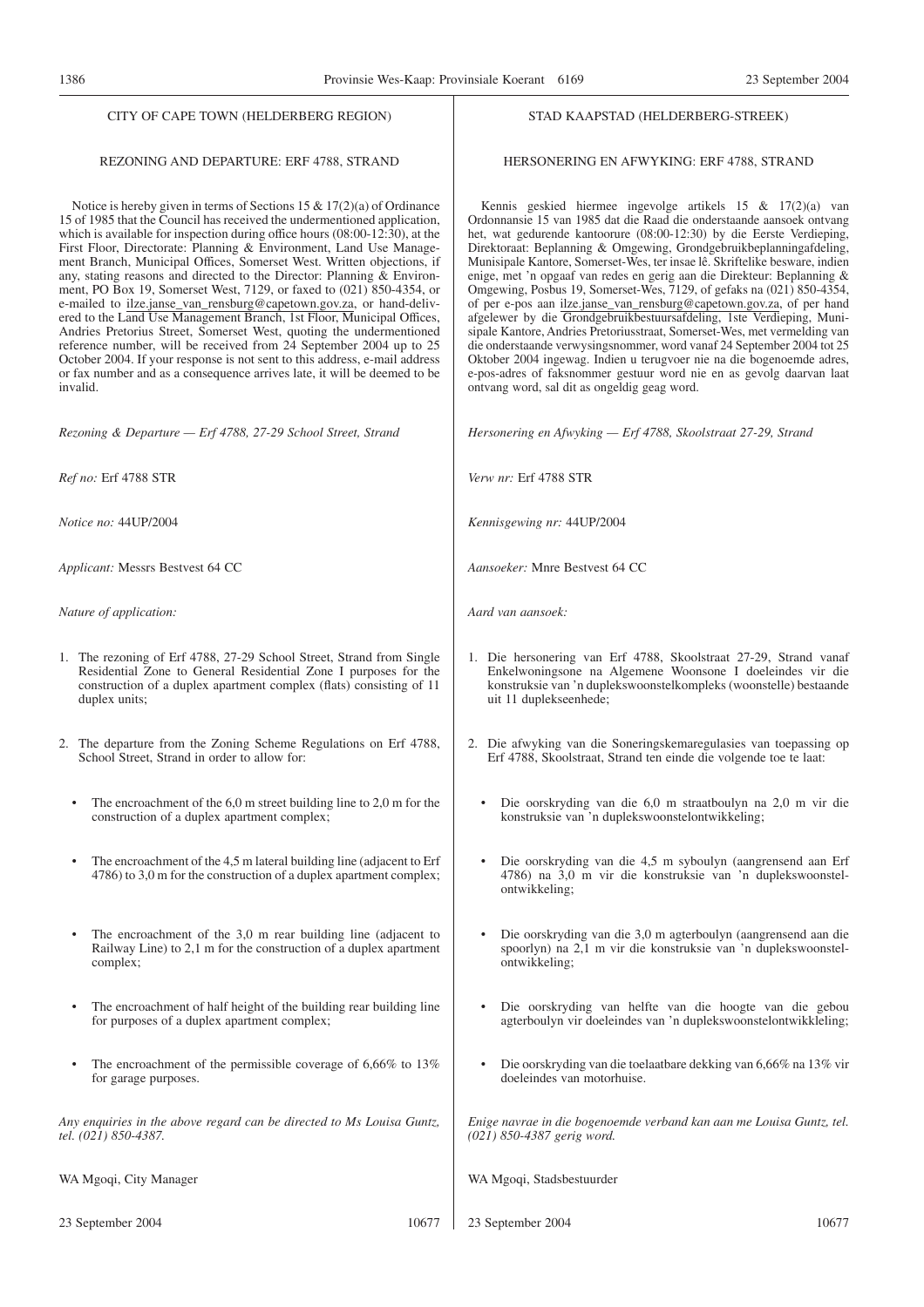CITY OF CAPE TOWN (HELDERBERG REGION)

REZONING AND DEPARTURE: ERF 4788, STRAND

Notice is hereby given in terms of Sections 15 & 17(2)(a) of Ordinance 15 of 1985 that the Council has received the undermentioned application, which is available for inspection during office hours (08:00-12:30), at the First Floor, Directorate: Planning & Environment, Land Use Management Branch, Municipal Offices, Somerset West. Written objections, if any, stating reasons and directed to the Director: Planning & Environment, PO Box 19, Somerset West, 7129, or faxed to (021) 850-4354, or e-mailed to ilze.janse_van_rensburg@capetown.gov.za, or hand-delivered to the Land Use Management Branch, 1st Floor, Municipal Offices, Andries Pretorius Street, Somerset West, quoting the undermentioned reference number, will be received from 24 September 2004 up to 25 October 2004. If your response is not sent to this address, e-mail address or fax number and as a consequence arrives late, it will be deemed to be invalid.

*Rezoning & Departure — Erf 4788, 27-29 School Street, Strand*

*Ref no:* Erf 4788 STR

*Notice no:* 44UP/2004

*Applicant:* Messrs Bestvest 64 CC

*Nature of application:*

1. The rezoning of Erf 4788, 27-29 School Street, Strand from Single Residential Zone to General Residential Zone I purposes for the construction of a duplex apartment complex (flats) consisting of 11 duplex units;

2. The departure from the Zoning Scheme Regulations on Erf 4788, School Street, Strand in order to allow for:

   - The encroachment of the 6,0 m street building line to 2,0 m for the construction of a duplex apartment complex;
   - The encroachment of the 4,5 m lateral building line (adjacent to Erf 4786) to 3,0 m for the construction of a duplex apartment complex;
   - The encroachment of the 3,0 m rear building line (adjacent to Railway Line) to 2,1 m for the construction of a duplex apartment complex;
   - The encroachment of half height of the building rear building line for purposes of a duplex apartment complex;
   - The encroachment of the permissible coverage of 6,66% to 13% for garage purposes.

*Any enquiries in the above regard can be directed to Ms Louisa Guntz, tel. (021) 850-4387.*

WA Mgoqi, City Manager

23 September 2004 10677

STAD KAAPSTAD (HELDERBERG-STREEK)

HERSONERING EN AFWYKING: ERF 4788, STRAND

Kennis geskied hiermee ingevolge artikels 15 & 17(2)(a) van Ordonnansie 15 van 1985 dat die Raad die onderstaande aansoek ontvang het, wat gedurende kantoorure (08:00-12:30) by die Eerste Verdieping, Direktoraat: Beplanning & Omgewing, Grondgebruikbeplanningafdeling, Munisipale Kantore, Somerset-Wes, ter insae lê. Skriftelike besware, indien enige, met 'n opgaaf van redes en gerig aan die Direkteur: Beplanning & Omgewing, Posbus 19, Somerset-Wes, 7129, of gefaks na (021) 850-4354, of per e-pos aan ilze.janse_van_rensburg@capetown.gov.za, of per hand afgelewer by die Grondgebruikbestuursafdeling, 1ste Verdieping, Munisipale Kantore, Andries Pretoriusstraat, Somerset-Wes, met vermelding van die onderstaande verwysingsnommer, word vanaf 24 September 2004 tot 25 Oktober 2004 ingewag. Indien u terugvoer nie na die bogenoemde adres, e-pos-adres of faksnommer gestuur word nie en as gevolg daarvan laat ontvang word, sal dit as ongeldig geag word.

*Hersonering en Afwyking — Erf 4788, Skoolstraat 27-29, Strand*

*Verw nr:* Erf 4788 STR

*Kennisgewing nr:* 44UP/2004

*Aansoeker:* Mnre Bestvest 64 CC

*Aard van aansoek:*

1. Die hersonering van Erf 4788, Skoolstraat 27-29, Strand vanaf Enkelwoningsone na Algemene Woonsone I doeleindes vir die konstruksie van 'n duplekswoonstelkompleks (woonstelle) bestaande uit 11 duplekseenhede;

2. Die afwyking van die Soneringskemaregulasies van toepassing op Erf 4788, Skoolstraat, Strand ten einde die volgende toe te laat:

   - Die oorskryding van die 6,0 m straatboulyn na 2,0 m vir die konstruksie van 'n duplekswoonstelontwikkeling;
   - Die oorskryding van die 4,5 m syboulyn (aangrensend aan Erf 4786) na 3,0 m vir die konstruksie van 'n duplekswoonstelontwikkeling;
   - Die oorskryding van die 3,0 m agterboulyn (aangrensend aan die spoorlyn) na 2,1 m vir die konstruksie van 'n duplekswoonstelontwikkeling;
   - Die oorskryding van helfte van die hoogte van die gebou agterboulyn vir doeleindes van 'n duplekswoonstelontwikkleling;
   - Die oorskryding van die toelaatbare dekking van 6,66% na 13% vir doeleindes van motorhuise.

*Enige navrae in die bogenoemde verband kan aan me Louisa Guntz, tel. (021) 850-4387 gerig word.*

WA Mgoqi, Stadsbestuurder

23 September 2004 10677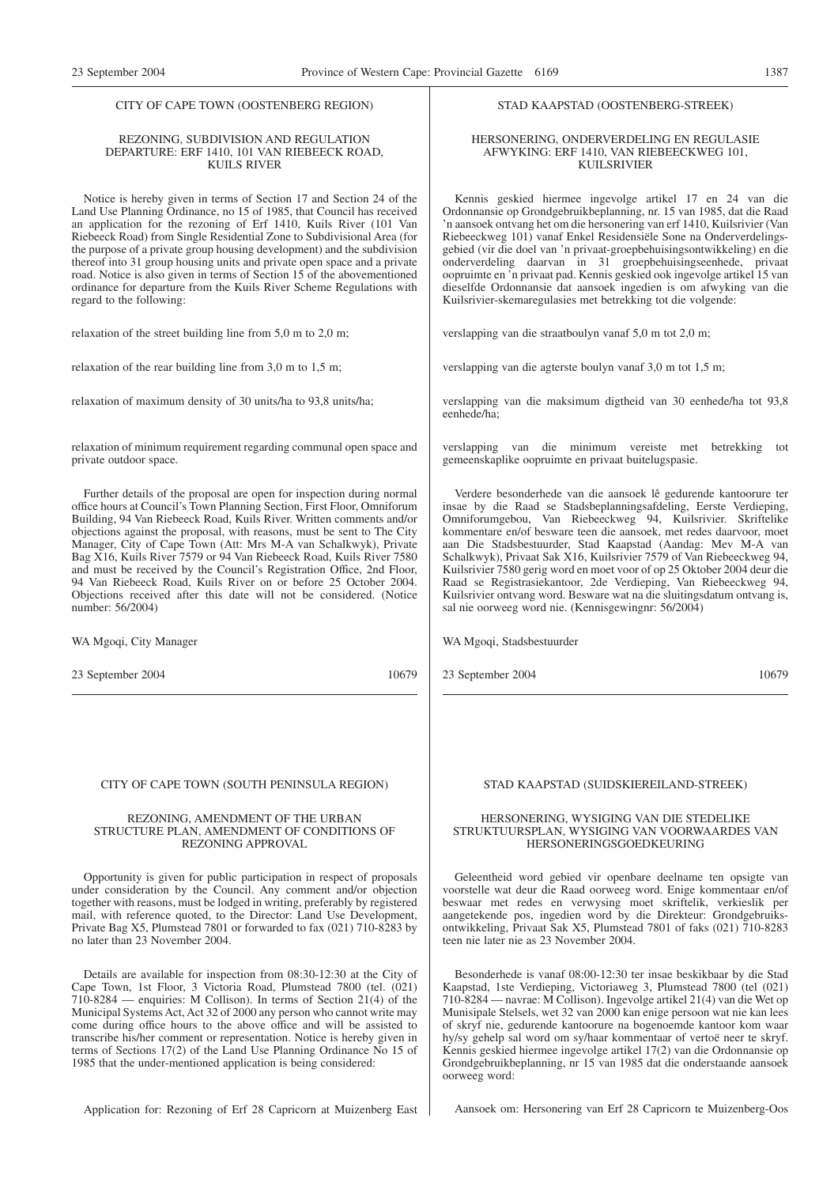CITY OF CAPE TOWN (OOSTENBERG REGION)

REZONING, SUBDIVISION AND REGULATION DEPARTURE: ERF 1410, 101 VAN RIEBEECK ROAD, KUILS RIVER

Notice is hereby given in terms of Section 17 and Section 24 of the Land Use Planning Ordinance, no 15 of 1985, that Council has received an application for the rezoning of Erf 1410, Kuils River (101 Van Riebeeck Road) from Single Residential Zone to Subdivisional Area (for the purpose of a private group housing development) and the subdivision thereof into 31 group housing units and private open space and a private road. Notice is also given in terms of Section 15 of the abovementioned ordinance for departure from the Kuils River Scheme Regulations with regard to the following:

relaxation of the street building line from 5,0 m to 2,0 m;

relaxation of the rear building line from 3,0 m to 1,5 m;

relaxation of maximum density of 30 units/ha to 93,8 units/ha;

relaxation of minimum requirement regarding communal open space and private outdoor space.

Further details of the proposal are open for inspection during normal office hours at Council's Town Planning Section, First Floor, Omniforum Building, 94 Van Riebeeck Road, Kuils River. Written comments and/or objections against the proposal, with reasons, must be sent to The City Manager, City of Cape Town (Att: Mrs M-A van Schalkwyk), Private Bag X16, Kuils River 7579 or 94 Van Riebeeck Road, Kuils River 7580 and must be received by the Council's Registration Office, 2nd Floor, 94 Van Riebeeck Road, Kuils River on or before 25 October 2004. Objections received after this date will not be considered. (Notice number: 56/2004)

WA Mgoqi, City Manager

23 September 2004 10679

STAD KAAPSTAD (OOSTENBERG-STREEK)

HERSONERING, ONDERVERDELING EN REGULASIE AFWYKING: ERF 1410, VAN RIEBEECKWEG 101, KUILSRIVIER

Kennis geskied hiermee ingevolge artikel 17 en 24 van die Ordonnansie op Grondgebruikbeplanning, nr. 15 van 1985, dat die Raad 'n aansoek ontvang het om die hersonering van erf 1410, Kuilsrivier (Van Riebeeckweg 101) vanaf Enkel Residensiële Sone na Onderverdelingsgebied (vir die doel van 'n privaat-groepbehuisingsontwikkeling) en die onderverdeling daarvan in 31 groepbehuisingseenhede, privaat oopruimte en 'n privaat pad. Kennis geskied ook ingevolge artikel 15 van dieselfde Ordonnansie dat aansoek ingedien is om afwyking van die Kuilsrivier-skemaregulasies met betrekking tot die volgende:

verslapping van die straatboulyn vanaf 5,0 m tot 2,0 m;

verslapping van die agterste boulyn vanaf 3,0 m tot 1,5 m;

verslapping van die maksimum digtheid van 30 eenhede/ha tot 93,8 eenhede/ha;

verslapping van die minimum vereiste met betrekking tot gemeenskaplike oopruimte en privaat buitelugspasie.

Verdere besonderhede van die aansoek lê gedurende kantoorure ter insae by die Raad se Stadsbeplanningsafdeling, Eerste Verdieping, Omniforumgebou, Van Riebeeckweg 94, Kuilsrivier. Skriftelike kommentare en/of besware teen die aansoek, met redes daarvoor, moet aan Die Stadsbestuurder, Stad Kaapstad (Aandag: Mev M-A van Schalkwyk), Privaat Sak X16, Kuilsrivier 7579 of Van Riebeeckweg 94, Kuilsrivier 7580 gerig word en moet voor of op 25 Oktober 2004 deur die Raad se Registrasiekantoor, 2de Verdieping, Van Riebeeckweg 94, Kuilsrivier ontvang word. Besware wat na die sluitingsdatum ontvang is, sal nie oorweeg word nie. (Kennisgewingnr: 56/2004)

WA Mgoqi, Stadsbestuurder

23 September 2004 10679

CITY OF CAPE TOWN (SOUTH PENINSULA REGION)

REZONING, AMENDMENT OF THE URBAN STRUCTURE PLAN, AMENDMENT OF CONDITIONS OF REZONING APPROVAL

Opportunity is given for public participation in respect of proposals under consideration by the Council. Any comment and/or objection together with reasons, must be lodged in writing, preferably by registered mail, with reference quoted, to the Director: Land Use Development, Private Bag X5, Plumstead 7801 or forwarded to fax (021) 710-8283 by no later than 23 November 2004.

Details are available for inspection from 08:30-12:30 at the City of Cape Town, 1st Floor, 3 Victoria Road, Plumstead 7800 (tel. (021) 710-8284 — enquiries: M Collison). In terms of Section 21(4) of the Municipal Systems Act, Act 32 of 2000 any person who cannot write may come during office hours to the above office and will be assisted to transcribe his/her comment or representation. Notice is hereby given in terms of Sections 17(2) of the Land Use Planning Ordinance No 15 of 1985 that the under-mentioned application is being considered:

Application for: Rezoning of Erf 28 Capricorn at Muizenberg East

STAD KAAPSTAD (SUIDSKIEREILAND-STREEK)

HERSONERING, WYSIGING VAN DIE STEDELIKE STRUKTUURSPLAN, WYSIGING VAN VOORWAARDES VAN HERSONERINGSGOEDKEURING

Geleentheid word gebied vir openbare deelname ten opsigte van voorstelle wat deur die Raad oorweeg word. Enige kommentaar en/of beswaar met redes en verwysing moet skriftelik, verkieslik per aangetekende pos, ingedien word by die Direkteur: Grondgebruiksontwikkeling, Privaat Sak X5, Plumstead 7801 of faks (021) 710-8283 teen nie later nie as 23 November 2004.

Besonderhede is vanaf 08:00-12:30 ter insae beskikbaar by die Stad Kaapstad, 1ste Verdieping, Victoriaweg 3, Plumstead 7800 (tel (021) 710-8284 — navrae: M Collison). Ingevolge artikel 21(4) van die Wet op Munisipale Stelsels, wet 32 van 2000 kan enige persoon wat nie kan lees of skryf nie, gedurende kantoorure na bogenoemde kantoor kom waar hy/sy gehelp sal word om sy/haar kommentaar of vertoë neer te skryf. Kennis geskied hiermee ingevolge artikel 17(2) van die Ordonnansie op Grondgebruikbeplanning, nr 15 van 1985 dat die onderstaande aansoek oorweeg word:

Aansoek om: Hersonering van Erf 28 Capricorn te Muizenberg-Oos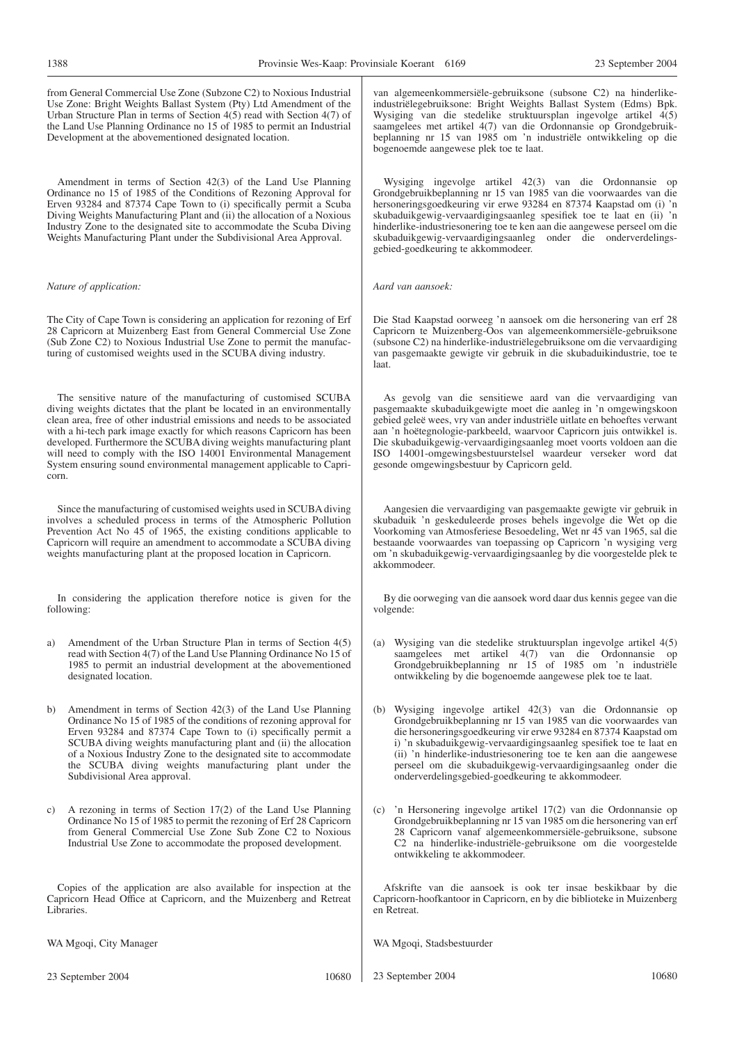from General Commercial Use Zone (Subzone C2) to Noxious Industrial Use Zone: Bright Weights Ballast System (Pty) Ltd Amendment of the Urban Structure Plan in terms of Section 4(5) read with Section 4(7) of the Land Use Planning Ordinance no 15 of 1985 to permit an Industrial Development at the abovementioned designated location.

Amendment in terms of Section 42(3) of the Land Use Planning Ordinance no 15 of 1985 of the Conditions of Rezoning Approval for Erven 93284 and 87374 Cape Town to (i) specifically permit a Scuba Diving Weights Manufacturing Plant and (ii) the allocation of a Noxious Industry Zone to the designated site to accommodate the Scuba Diving Weights Manufacturing Plant under the Subdivisional Area Approval.

*Nature of application:*

The City of Cape Town is considering an application for rezoning of Erf 28 Capricorn at Muizenberg East from General Commercial Use Zone (Sub Zone C2) to Noxious Industrial Use Zone to permit the manufacturing of customised weights used in the SCUBA diving industry.

The sensitive nature of the manufacturing of customised SCUBA diving weights dictates that the plant be located in an environmentally clean area, free of other industrial emissions and needs to be associated with a hi-tech park image exactly for which reasons Capricorn has been developed. Furthermore the SCUBA diving weights manufacturing plant will need to comply with the ISO 14001 Environmental Management System ensuring sound environmental management applicable to Capricorn.

Since the manufacturing of customised weights used in SCUBA diving involves a scheduled process in terms of the Atmospheric Pollution Prevention Act No 45 of 1965, the existing conditions applicable to Capricorn will require an amendment to accommodate a SCUBA diving weights manufacturing plant at the proposed location in Capricorn.

In considering the application therefore notice is given for the following:

a) Amendment of the Urban Structure Plan in terms of Section 4(5) read with Section 4(7) of the Land Use Planning Ordinance No 15 of 1985 to permit an industrial development at the abovementioned designated location.

b) Amendment in terms of Section 42(3) of the Land Use Planning Ordinance No 15 of 1985 of the conditions of rezoning approval for Erven 93284 and 87374 Cape Town to (i) specifically permit a SCUBA diving weights manufacturing plant and (ii) the allocation of a Noxious Industry Zone to the designated site to accommodate the SCUBA diving weights manufacturing plant under the Subdivisional Area approval.

c) A rezoning in terms of Section 17(2) of the Land Use Planning Ordinance No 15 of 1985 to permit the rezoning of Erf 28 Capricorn from General Commercial Use Zone Sub Zone C2 to Noxious Industrial Use Zone to accommodate the proposed development.

Copies of the application are also available for inspection at the Capricorn Head Office at Capricorn, and the Muizenberg and Retreat Libraries.

WA Mgoqi, City Manager

23 September 2004 10680

van algemeenkommersiële-gebruiksone (subsone C2) na hinderlike-industriëlegebruiksone: Bright Weights Ballast System (Edms) Bpk. Wysiging van die stedelike struktuursplan ingevolge artikel 4(5) saamgelees met artikel 4(7) van die Ordonnansie op Grondgebruikbeplanning nr 15 van 1985 om 'n industriële ontwikkeling op die bogenoemde aangewese plek toe te laat.

Wysiging ingevolge artikel 42(3) van die Ordonnansie op Grondgebruikbeplanning nr 15 van 1985 van die voorwaardes van die hersoneringsgoedkeuring vir erwe 93284 en 87374 Kaapstad om (i) 'n skubaduikgewig-vervaardigingsaanleg spesifiek toe te laat en (ii) 'n hinderlike-industriesonering toe te ken aan die aangewese perseel om die skubaduikgewig-vervaardigingsaanleg onder die onderverdelingsgebied-goedkeuring te akkommodeer.

*Aard van aansoek:*

Die Stad Kaapstad oorweeg 'n aansoek om die hersonering van erf 28 Capricorn te Muizenberg-Oos van algemeenkommersiële-gebruiksone (subsone C2) na hinderlike-industriëlegebruiksone om die vervaardiging van pasgemaakte gewigte vir gebruik in die skubaduikindustrie, toe te laat.

As gevolg van die sensitiewe aard van die vervaardiging van pasgemaakte skubaduikgewigte moet die aanleg in 'n omgewingskoon gebied geleë wees, vry van ander industriële uitlate en behoeftes verwant aan 'n hoëtegnologie-parkbeeld, waarvoor Capricorn juis ontwikkel is. Die skubaduikgewig-vervaardigingsaanleg moet voorts voldoen aan die ISO 14001-omgewingsbestuurstelsel waardeur verseker word dat gesonde omgewingsbestuur by Capricorn geld.

Aangesien die vervaardiging van pasgemaakte gewigte vir gebruik in skubaduik 'n geskeduleerde proses behels ingevolge die Wet op die Voorkoming van Atmosferiese Besoedeling, Wet nr 45 van 1965, sal die bestaande voorwaardes van toepassing op Capricorn 'n wysiging verg om 'n skubaduikgewig-vervaardigingsaanleg by die voorgestelde plek te akkommodeer.

By die oorweging van die aansoek word daar dus kennis gegee van die volgende:

(a) Wysiging van die stedelike struktuursplan ingevolge artikel 4(5) saamgelees met artikel 4(7) van die Ordonnansie op Grondgebruikbeplanning nr 15 of 1985 om 'n industriële ontwikkeling by die bogenoemde aangewese plek toe te laat.

(b) Wysiging ingevolge artikel 42(3) van die Ordonnansie op Grondgebruikbeplanning nr 15 van 1985 van die voorwaardes van die hersoneringsgoedkeuring vir erwe 93284 en 87374 Kaapstad om i) 'n skubaduikgewig-vervaardigingsaanleg spesifiek toe te laat en (ii) 'n hinderlike-industriesonering toe te ken aan die aangewese perseel om die skubaduikgewig-vervaardigingsaanleg onder die onderverdelingsgebied-goedkeuring te akkommodeer.

(c) 'n Hersonering ingevolge artikel 17(2) van die Ordonnansie op Grondgebruikbeplanning nr 15 van 1985 om die hersonering van erf 28 Capricorn vanaf algemeenkommersiële-gebruiksone, subsone C2 na hinderlike-industriële-gebruiksone om die voorgestelde ontwikkeling te akkommodeer.

Afskrifte van die aansoek is ook ter insae beskikbaar by die Capricorn-hoofkantoor in Capricorn, en by die biblioteke in Muizenberg en Retreat.

WA Mgoqi, Stadsbestuurder

23 September 2004 10680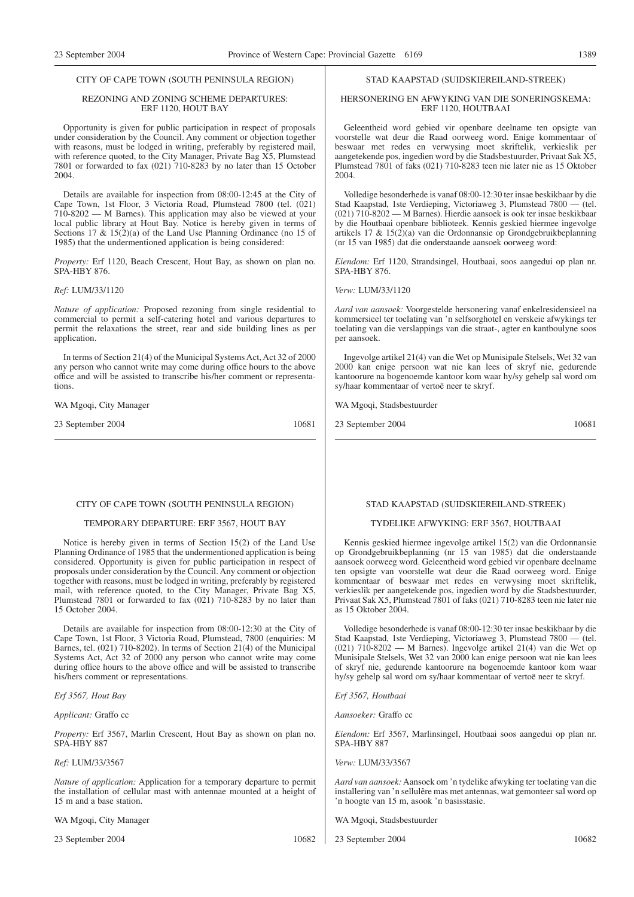CITY OF CAPE TOWN (SOUTH PENINSULA REGION)

REZONING AND ZONING SCHEME DEPARTURES: ERF 1120, HOUT BAY

Opportunity is given for public participation in respect of proposals under consideration by the Council. Any comment or objection together with reasons, must be lodged in writing, preferably by registered mail, with reference quoted, to the City Manager, Private Bag X5, Plumstead 7801 or forwarded to fax (021) 710-8283 by no later than 15 October 2004.

Details are available for inspection from 08:00-12:45 at the City of Cape Town, 1st Floor, 3 Victoria Road, Plumstead 7800 (tel. (021) 710-8202 — M Barnes). This application may also be viewed at your local public library at Hout Bay. Notice is hereby given in terms of Sections 17 & 15(2)(a) of the Land Use Planning Ordinance (no 15 of 1985) that the undermentioned application is being considered:

*Property:* Erf 1120, Beach Crescent, Hout Bay, as shown on plan no. SPA-HBY 876.

*Ref:* LUM/33/1120

*Nature of application:* Proposed rezoning from single residential to commercial to permit a self-catering hotel and various departures to permit the relaxations the street, rear and side building lines as per application.

In terms of Section 21(4) of the Municipal Systems Act, Act 32 of 2000 any person who cannot write may come during office hours to the above office and will be assisted to transcribe his/her comment or representations.

WA Mgoqi, City Manager

23 September 2004 10681

---

STAD KAAPSTAD (SUIDSKIEREILAND-STREEK)

HERSONERING EN AFWYKING VAN DIE SONERINGSKEMA: ERF 1120, HOUTBAAI

Geleentheid word gebied vir openbare deelname ten opsigte van voorstelle wat deur die Raad oorweeg word. Enige kommentaar of beswaar met redes en verwysing moet skriftelik, verkieslik per aangetekende pos, ingedien word by die Stadsbestuurder, Privaat Sak X5, Plumstead 7801 of faks (021) 710-8283 teen nie later nie as 15 Oktober 2004.

Volledige besonderhede is vanaf 08:00-12:30 ter insae beskikbaar by die Stad Kaapstad, 1ste Verdieping, Victoriaweg 3, Plumstead 7800 — (tel. (021) 710-8202 — M Barnes). Hierdie aansoek is ook ter insae beskikbaar by die Houtbaai openbare biblioteek. Kennis geskied hiermee ingevolge artikels 17 & 15(2)(a) van die Ordonnansie op Grondgebruikbeplanning (nr 15 van 1985) dat die onderstaande aansoek oorweeg word:

*Eiendom:* Erf 1120, Strandsingel, Houtbaai, soos aangedui op plan nr. SPA-HBY 876.

*Verw:* LUM/33/1120

*Aard van aansoek:* Voorgestelde hersonering vanaf enkelresidensieel na kommersieel ter toelating van 'n selfsorghotel en verskeie afwykings ter toelating van die verslappings van die straat-, agter en kantboulyne soos per aansoek.

Ingevolge artikel 21(4) van die Wet op Munisipale Stelsels, Wet 32 van 2000 kan enige persoon wat nie kan lees of skryf nie, gedurende kantoorure na bogenoemde kantoor kom waar hy/sy gehelp sal word om sy/haar kommentaar of vertoë neer te skryf.

WA Mgoqi, Stadsbestuurder

23 September 2004 10681

---

CITY OF CAPE TOWN (SOUTH PENINSULA REGION)

TEMPORARY DEPARTURE: ERF 3567, HOUT BAY

Notice is hereby given in terms of Section 15(2) of the Land Use Planning Ordinance of 1985 that the undermentioned application is being considered. Opportunity is given for public participation in respect of proposals under consideration by the Council. Any comment or objection together with reasons, must be lodged in writing, preferably by registered mail, with reference quoted, to the City Manager, Private Bag X5, Plumstead 7801 or forwarded to fax (021) 710-8283 by no later than 15 October 2004.

Details are available for inspection from 08:00-12:30 at the City of Cape Town, 1st Floor, 3 Victoria Road, Plumstead, 7800 (enquiries: M Barnes, tel. (021) 710-8202). In terms of Section 21(4) of the Municipal Systems Act, Act 32 of 2000 any person who cannot write may come during office hours to the above office and will be assisted to transcribe his/hers comment or representations.

*Erf 3567, Hout Bay*

*Applicant:* Graffo cc

*Property:* Erf 3567, Marlin Crescent, Hout Bay as shown on plan no. SPA-HBY 887

*Ref:* LUM/33/3567

*Nature of application:* Application for a temporary departure to permit the installation of cellular mast with antennae mounted at a height of 15 m and a base station.

WA Mgoqi, City Manager

23 September 2004 10682

---

STAD KAAPSTAD (SUIDSKIEREILAND-STREEK)

TYDELIKE AFWYKING: ERF 3567, HOUTBAAI

Kennis geskied hiermee ingevolge artikel 15(2) van die Ordonnansie op Grondgebruikbeplanning (nr 15 van 1985) dat die onderstaande aansoek oorweeg word. Geleentheid word gebied vir openbare deelname ten opsigte van voorstelle wat deur die Raad oorweeg word. Enige kommentaar of beswaar met redes en verwysing moet skriftelik, verkieslik per aangetekende pos, ingedien word by die Stadsbestuurder, Privaat Sak X5, Plumstead 7801 of faks (021) 710-8283 teen nie later nie as 15 Oktober 2004.

Volledige besonderhede is vanaf 08:00-12:30 ter insae beskikbaar by die Stad Kaapstad, 1ste Verdieping, Victoriaweg 3, Plumstead 7800 — (tel. (021) 710-8202 — M Barnes). Ingevolge artikel 21(4) van die Wet op Munisipale Stelsels, Wet 32 van 2000 kan enige persoon wat nie kan lees of skryf nie, gedurende kantoorure na bogenoemde kantoor kom waar hy/sy gehelp sal word om sy/haar kommentaar of vertoë neer te skryf.

*Erf 3567, Houtbaai*

*Aansoeker:* Graffo cc

*Eiendom:* Erf 3567, Marlinsingel, Houtbaai soos aangedui op plan nr. SPA-HBY 887

*Verw:* LUM/33/3567

*Aard van aansoek:* Aansoek om 'n tydelike afwyking ter toelating van die installering van 'n sellulêre mas met antennas, wat gemonteer sal word op 'n hoogte van 15 m, asook 'n basisstasie.

WA Mgoqi, Stadsbestuurder

23 September 2004 10682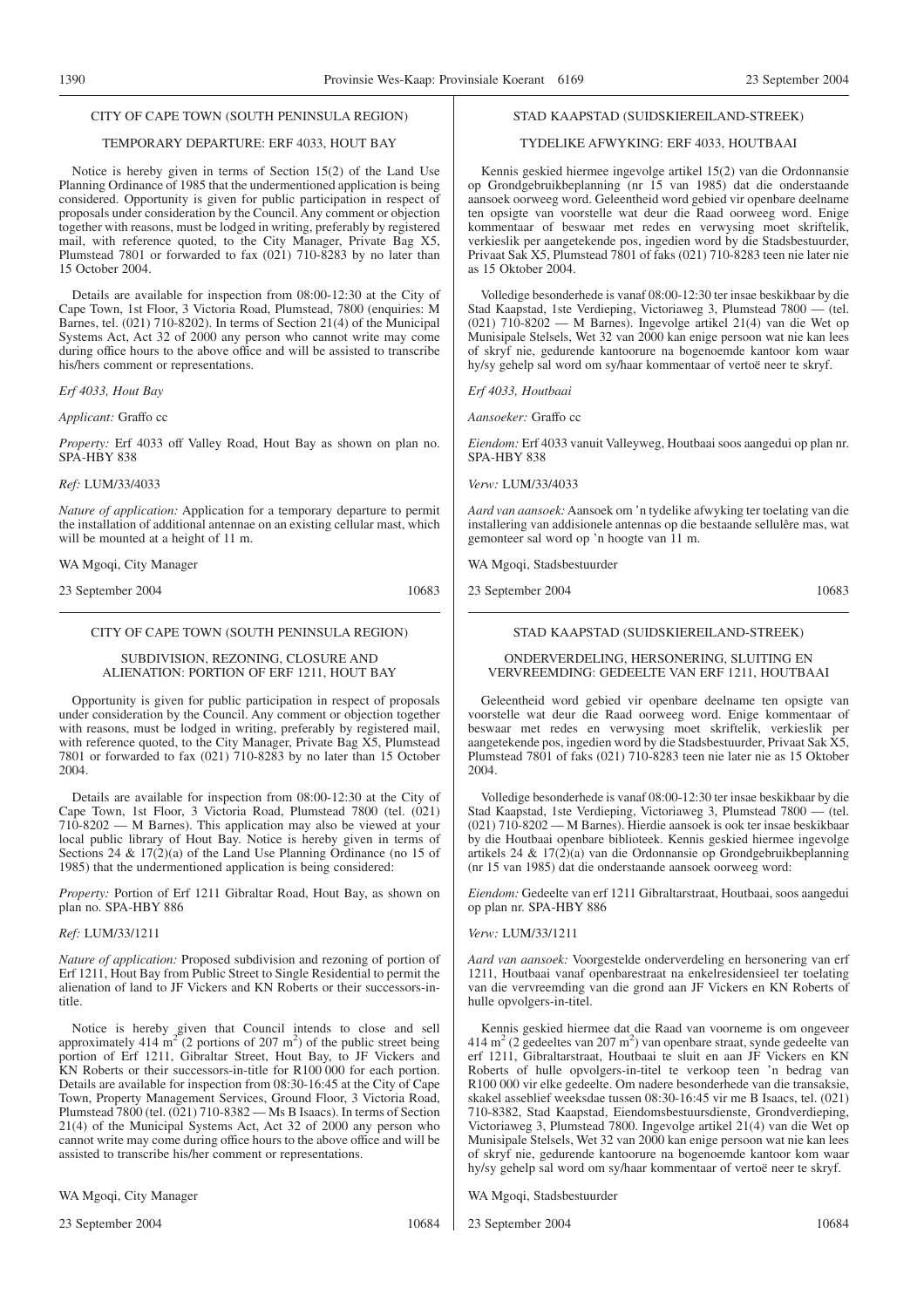CITY OF CAPE TOWN (SOUTH PENINSULA REGION)

TEMPORARY DEPARTURE: ERF 4033, HOUT BAY

Notice is hereby given in terms of Section 15(2) of the Land Use Planning Ordinance of 1985 that the undermentioned application is being considered. Opportunity is given for public participation in respect of proposals under consideration by the Council. Any comment or objection together with reasons, must be lodged in writing, preferably by registered mail, with reference quoted, to the City Manager, Private Bag X5, Plumstead 7801 or forwarded to fax (021) 710-8283 by no later than 15 October 2004.

Details are available for inspection from 08:00-12:30 at the City of Cape Town, 1st Floor, 3 Victoria Road, Plumstead, 7800 (enquiries: M Barnes, tel. (021) 710-8202). In terms of Section 21(4) of the Municipal Systems Act, Act 32 of 2000 any person who cannot write may come during office hours to the above office and will be assisted to transcribe his/hers comment or representations.

*Erf 4033, Hout Bay*

*Applicant:* Graffo cc

*Property:* Erf 4033 off Valley Road, Hout Bay as shown on plan no. SPA-HBY 838

*Ref:* LUM/33/4033

*Nature of application:* Application for a temporary departure to permit the installation of additional antennae on an existing cellular mast, which will be mounted at a height of 11 m.

WA Mgoqi, City Manager

23 September 2004 10683

STAD KAAPSTAD (SUIDSKIEREILAND-STREEK)

TYDELIKE AFWYKING: ERF 4033, HOUTBAAI

Kennis geskied hiermee ingevolge artikel 15(2) van die Ordonnansie op Grondgebruikbeplanning (nr 15 van 1985) dat die onderstaande aansoek oorweeg word. Geleentheid word gebied vir openbare deelname ten opsigte van voorstelle wat deur die Raad oorweeg word. Enige kommentaar of beswaar met redes en verwysing moet skriftelik, verkieslik per aangetekende pos, ingedien word by die Stadsbestuurder, Privaat Sak X5, Plumstead 7801 of faks (021) 710-8283 teen nie later nie as 15 Oktober 2004.

Volledige besonderhede is vanaf 08:00-12:30 ter insae beskikbaar by die Stad Kaapstad, 1ste Verdieping, Victoriaweg 3, Plumstead 7800 — (tel. (021) 710-8202 — M Barnes). Ingevolge artikel 21(4) van die Wet op Munisipale Stelsels, Wet 32 van 2000 kan enige persoon wat nie kan lees of skryf nie, gedurende kantoorure na bogenoemde kantoor kom waar hy/sy gehelp sal word om sy/haar kommentaar of vertoë neer te skryf.

*Erf 4033, Houtbaai*

*Aansoeker:* Graffo cc

*Eiendom:* Erf 4033 vanuit Valleyweg, Houtbaai soos aangedui op plan nr. SPA-HBY 838

*Verw:* LUM/33/4033

*Aard van aansoek:* Aansoek om 'n tydelike afwyking ter toelating van die installering van addisionele antennas op die bestaande sellulêre mas, wat gemonteer sal word op 'n hoogte van 11 m.

WA Mgoqi, Stadsbestuurder

23 September 2004 10683

CITY OF CAPE TOWN (SOUTH PENINSULA REGION)

SUBDIVISION, REZONING, CLOSURE AND ALIENATION: PORTION OF ERF 1211, HOUT BAY

Opportunity is given for public participation in respect of proposals under consideration by the Council. Any comment or objection together with reasons, must be lodged in writing, preferably by registered mail, with reference quoted, to the City Manager, Private Bag X5, Plumstead 7801 or forwarded to fax (021) 710-8283 by no later than 15 October 2004.

Details are available for inspection from 08:00-12:30 at the City of Cape Town, 1st Floor, 3 Victoria Road, Plumstead 7800 (tel. (021) 710-8202 — M Barnes). This application may also be viewed at your local public library of Hout Bay. Notice is hereby given in terms of Sections 24 & 17(2)(a) of the Land Use Planning Ordinance (no 15 of 1985) that the undermentioned application is being considered:

*Property:* Portion of Erf 1211 Gibraltar Road, Hout Bay, as shown on plan no. SPA-HBY 886

*Ref:* LUM/33/1211

*Nature of application:* Proposed subdivision and rezoning of portion of Erf 1211, Hout Bay from Public Street to Single Residential to permit the alienation of land to JF Vickers and KN Roberts or their successors-in-title.

Notice is hereby given that Council intends to close and sell approximately 414 $m^2$ (2 portions of 207 $m^2$) of the public street being portion of Erf 1211, Gibraltar Street, Hout Bay, to JF Vickers and KN Roberts or their successors-in-title for R100 000 for each portion. Details are available for inspection from 08:30-16:45 at the City of Cape Town, Property Management Services, Ground Floor, 3 Victoria Road, Plumstead 7800 (tel. (021) 710-8382 — Ms B Isaacs). In terms of Section 21(4) of the Municipal Systems Act, Act 32 of 2000 any person who cannot write may come during office hours to the above office and will be assisted to transcribe his/her comment or representations.

WA Mgoqi, City Manager

23 September 2004 10684

STAD KAAPSTAD (SUIDSKIEREILAND-STREEK)

ONDERVERDELING, HERSONERING, SLUITING EN VERVREEMDING: GEDEELTE VAN ERF 1211, HOUTBAAI

Geleentheid word gebied vir openbare deelname ten opsigte van voorstelle wat deur die Raad oorweeg word. Enige kommentaar of beswaar met redes en verwysing moet skriftelik, verkieslik per aangetekende pos, ingedien word by die Stadsbestuurder, Privaat Sak X5, Plumstead 7801 of faks (021) 710-8283 teen nie later nie as 15 Oktober 2004.

Volledige besonderhede is vanaf 08:00-12:30 ter insae beskikbaar by die Stad Kaapstad, 1ste Verdieping, Victoriaweg 3, Plumstead 7800 — (tel. (021) 710-8202 — M Barnes). Hierdie aansoek is ook ter insae beskikbaar by die Houtbaai openbare biblioteek. Kennis geskied hiermee ingevolge artikels 24 & 17(2)(a) van die Ordonnansie op Grondgebruikbeplanning (nr 15 van 1985) dat die onderstaande aansoek oorweeg word:

*Eiendom:* Gedeelte van erf 1211 Gibraltarstraat, Houtbaai, soos aangedui op plan nr. SPA-HBY 886

*Verw:* LUM/33/1211

*Aard van aansoek:* Voorgestelde onderverdeling en hersonering van erf 1211, Houtbaai vanaf openbarestraat na enkelresidensieel ter toelating van die vervreemding van die grond aan JF Vickers en KN Roberts of hulle opvolgers-in-titel.

Kennis geskied hiermee dat die Raad van voorneme is om ongeveer 414 $m^2$ (2 gedeeltes van 207 $m^2$) van openbare straat, synde gedeelte van erf 1211, Gibraltarstraat, Houtbaai te sluit en aan JF Vickers en KN Roberts of hulle opvolgers-in-titel te verkoop teen 'n bedrag van R100 000 vir elke gedeelte. Om nadere besonderhede van die transaksie, skakel asseblief weeksdae tussen 08:30-16:45 vir me B Isaacs, tel. (021) 710-8382, Stad Kaapstad, Eiendomsbestuursdienste, Grondverdieping, Victoriaweg 3, Plumstead 7800. Ingevolge artikel 21(4) van die Wet op Munisipale Stelsels, Wet 32 van 2000 kan enige persoon wat nie kan lees of skryf nie, gedurende kantoorure na bogenoemde kantoor kom waar hy/sy gehelp sal word om sy/haar kommentaar of vertoë neer te skryf.

WA Mgoqi, Stadsbestuurder

23 September 2004 10684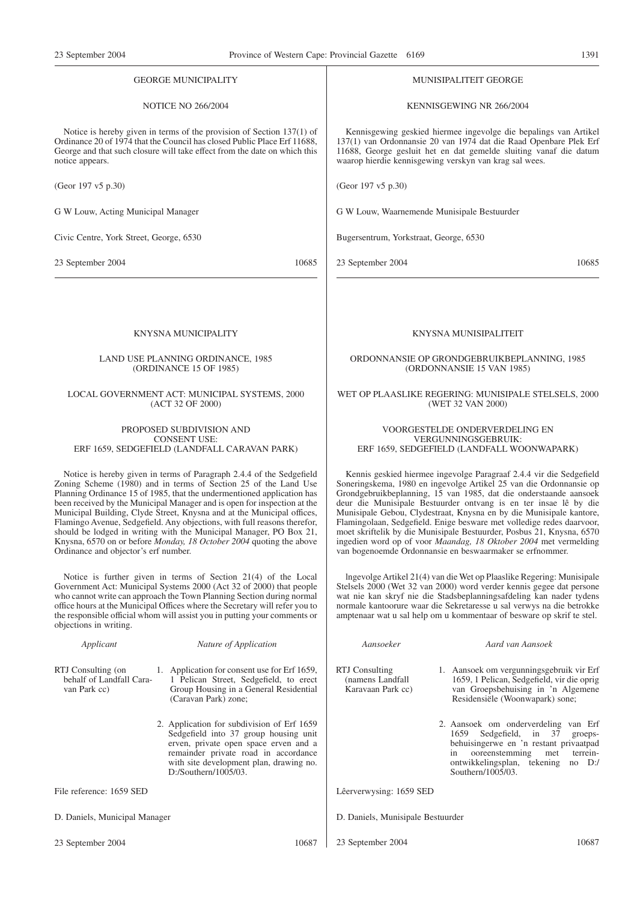## GEORGE MUNICIPALITY

NOTICE NO 266/2004

Notice is hereby given in terms of the provision of Section 137(1) of Ordinance 20 of 1974 that the Council has closed Public Place Erf 11688, George and that such closure will take effect from the date on which this notice appears.

(Geor 197 v5 p.30)

G W Louw, Acting Municipal Manager

Civic Centre, York Street, George, 6530

23 September 2004 10685

## MUNISIPALITEIT GEORGE

KENNISGEWING NR 266/2004

Kennisgewing geskied hiermee ingevolge die bepalings van Artikel 137(1) van Ordonnansie 20 van 1974 dat die Raad Openbare Plek Erf 11688, George gesluit het en dat gemelde sluiting vanaf die datum waarop hierdie kennisgewing verskyn van krag sal wees.

(Geor 197 v5 p.30)

G W Louw, Waarnemende Munisipale Bestuurder

Bugersentrum, Yorkstraat, George, 6530

23 September 2004 10685

## KNYSNA MUNICIPALITY

LAND USE PLANNING ORDINANCE, 1985 (ORDINANCE 15 OF 1985)

LOCAL GOVERNMENT ACT: MUNICIPAL SYSTEMS, 2000 (ACT 32 OF 2000)

PROPOSED SUBDIVISION AND CONSENT USE: ERF 1659, SEDGEFIELD (LANDFALL CARAVAN PARK)

Notice is hereby given in terms of Paragraph 2.4.4 of the Sedgefield Zoning Scheme (1980) and in terms of Section 25 of the Land Use Planning Ordinance 15 of 1985, that the undermentioned application has been received by the Municipal Manager and is open for inspection at the Municipal Building, Clyde Street, Knysna and at the Municipal offices, Flamingo Avenue, Sedgefield. Any objections, with full reasons therefor, should be lodged in writing with the Municipal Manager, PO Box 21, Knysna, 6570 on or before *Monday, 18 October 2004* quoting the above Ordinance and objector's erf number.

Notice is further given in terms of Section 21(4) of the Local Government Act: Municipal Systems 2000 (Act 32 of 2000) that people who cannot write can approach the Town Planning Section during normal office hours at the Municipal Offices where the Secretary will refer you to the responsible official whom will assist you in putting your comments or objections in writing.

| *Applicant* | *Nature of Application* |
|---|---|
| RTJ Consulting (on behalf of Landfall Caravan Park cc) | 1. Application for consent use for Erf 1659, 1 Pelican Street, Sedgefield, to erect Group Housing in a General Residential (Caravan Park) zone; |
| | 2. Application for subdivision of Erf 1659 Sedgefield into 37 group housing unit erven, private open space erven and a remainder private road in accordance with site development plan, drawing no. D:/Southern/1005/03. |

File reference: 1659 SED

D. Daniels, Municipal Manager

23 September 2004 10687

## KNYSNA MUNISIPALITEIT

ORDONNANSIE OP GRONDGEBRUIKBEPLANNING, 1985 (ORDONNANSIE 15 VAN 1985)

WET OP PLAASLIKE REGERING: MUNISIPALE STELSELS, 2000 (WET 32 VAN 2000)

VOORGESTELDE ONDERVERDELING EN VERGUNNINGSGEBRUIK: ERF 1659, SEDGEFIELD (LANDFALL WOONWAPARK)

Kennis geskied hiermee ingevolge Paragraaf 2.4.4 vir die Sedgefield Soneringskema, 1980 en ingevolge Artikel 25 van die Ordonnansie op Grondgebruikbeplanning, 15 van 1985, dat die onderstaande aansoek deur die Munisipale Bestuurder ontvang is en ter insae lê by die Munisipale Gebou, Clydestraat, Knysna en by die Munisipale kantore, Flamingolaan, Sedgefield. Enige besware met volledige redes daarvoor, moet skriftelik by die Munisipale Bestuurder, Posbus 21, Knysna, 6570 ingedien word op of voor *Maandag, 18 Oktober 2004* met vermelding van bogenoemde Ordonnansie en beswaarmaker se erfnommer.

Ingevolge Artikel 21(4) van die Wet op Plaaslike Regering: Munisipale Stelsels 2000 (Wet 32 van 2000) word verder kennis gegee dat persone wat nie kan skryf nie die Stadsbeplanningsafdeling kan nader tydens normale kantoorure waar die Sekretaresse u sal verwys na die betrokke amptenaar wat u sal help om u kommentaar of besware op skrif te stel.

| *Aansoeker* | *Aard van Aansoek* |
|---|---|
| RTJ Consulting (namens Landfall Karavaan Park cc) | 1. Aansoek om vergunningsgebruik vir Erf 1659, 1 Pelican, Sedgefield, vir die oprig van Groepsbehuising in 'n Algemene Residensiële (Woonwapark) sone; |
| | 2. Aansoek om onderverdeling van Erf 1659 Sedgefield, in 37 groepsbehuisingerwe en 'n restant privaatpad in ooreenstemming met terreinontwikkelingsplan, tekening no D:/Southern/1005/03. |

Lêerverwysing: 1659 SED

D. Daniels, Munisipale Bestuurder

23 September 2004 10687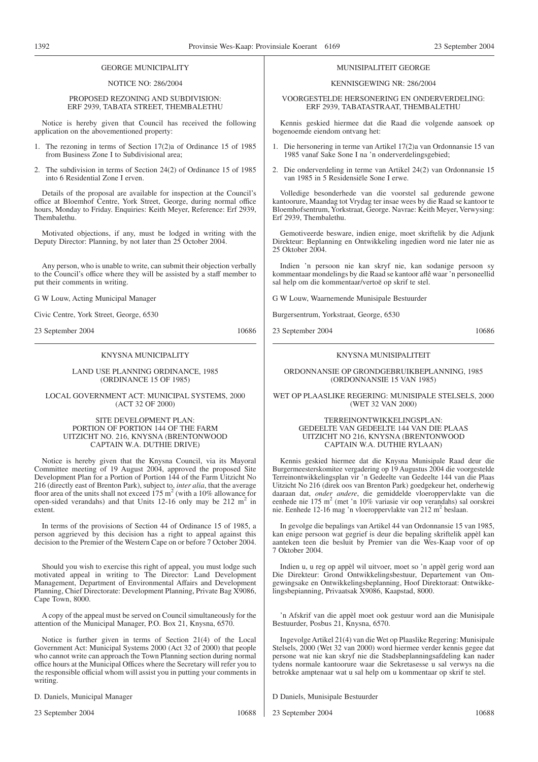## GEORGE MUNICIPALITY

NOTICE NO: 286/2004

PROPOSED REZONING AND SUBDIVISION: ERF 2939, TABATA STREET, THEMBALETHU

Notice is hereby given that Council has received the following application on the abovementioned property:

1. The rezoning in terms of Section 17(2)a of Ordinance 15 of 1985 from Business Zone I to Subdivisional area;
2. The subdivision in terms of Section 24(2) of Ordinance 15 of 1985 into 6 Residential Zone I erven.

Details of the proposal are available for inspection at the Council's office at Bloemhof Centre, York Street, George, during normal office hours, Monday to Friday. Enquiries: Keith Meyer, Reference: Erf 2939, Thembalethu.

Motivated objections, if any, must be lodged in writing with the Deputy Director: Planning, by not later than 25 October 2004.

Any person, who is unable to write, can submit their objection verbally to the Council's office where they will be assisted by a staff member to put their comments in writing.

G W Louw, Acting Municipal Manager

Civic Centre, York Street, George, 6530

23 September 2004 10686

## MUNISIPALITEIT GEORGE

KENNISGEWING NR: 286/2004

VOORGESTELDE HERSONERING EN ONDERVERDELING: ERF 2939, TABATASTRAAT, THEMBALETHU

Kennis geskied hiermee dat die Raad die volgende aansoek op bogenoemde eiendom ontvang het:

1. Die hersonering in terme van Artikel 17(2)a van Ordonnansie 15 van 1985 vanaf Sake Sone I na 'n onderverdelingsgebied;
2. Die onderverdeling in terme van Artikel 24(2) van Ordonnansie 15 van 1985 in 5 Residensiële Sone I erwe.

Volledige besonderhede van die voorstel sal gedurende gewone kantoorure, Maandag tot Vrydag ter insae wees by die Raad se kantoor te Bloemhofsentrum, Yorkstraat, George. Navrae: Keith Meyer, Verwysing: Erf 2939, Thembalethu.

Gemotiveerde besware, indien enige, moet skriftelik by die Adjunk Direkteur: Beplanning en Ontwikkeling ingedien word nie later nie as 25 Oktober 2004.

Indien 'n persoon nie kan skryf nie, kan sodanige persoon sy kommentaar mondelings by die Raad se kantoor aflê waar 'n personeellid sal help om die kommentaar/vertoë op skrif te stel.

G W Louw, Waarnemende Munisipale Bestuurder

Burgersentrum, Yorkstraat, George, 6530

23 September 2004 10686

## KNYSNA MUNICIPALITY

LAND USE PLANNING ORDINANCE, 1985 (ORDINANCE 15 OF 1985)

LOCAL GOVERNMENT ACT: MUNICIPAL SYSTEMS, 2000 (ACT 32 OF 2000)

SITE DEVELOPMENT PLAN: PORTION OF PORTION 144 OF THE FARM UITZICHT NO. 216, KNYSNA (BRENTONWOOD CAPTAIN W.A. DUTHIE DRIVE)

Notice is hereby given that the Knysna Council, via its Mayoral Committee meeting of 19 August 2004, approved the proposed Site Development Plan for a Portion of Portion 144 of the Farm Uitzicht No 216 (directly east of Brenton Park), subject to, *inter alia*, that the average floor area of the units shall not exceed 175 m$^2$ (with a 10% allowance for open-sided verandahs) and that Units 12-16 only may be 212 m$^2$ in extent.

In terms of the provisions of Section 44 of Ordinance 15 of 1985, a person aggrieved by this decision has a right to appeal against this decision to the Premier of the Western Cape on or before 7 October 2004.

Should you wish to exercise this right of appeal, you must lodge such motivated appeal in writing to The Director: Land Development Management, Department of Environmental Affairs and Development Planning, Chief Directorate: Development Planning, Private Bag X9086, Cape Town, 8000.

A copy of the appeal must be served on Council simultaneously for the attention of the Municipal Manager, P.O. Box 21, Knysna, 6570.

Notice is further given in terms of Section 21(4) of the Local Government Act: Municipal Systems 2000 (Act 32 of 2000) that people who cannot write can approach the Town Planning section during normal office hours at the Municipal Offices where the Secretary will refer you to the responsible official whom will assist you in putting your comments in writing.

D. Daniels, Municipal Manager

23 September 2004 10688

## KNYSNA MUNISIPALITEIT

ORDONNANSIE OP GRONDGEBRUIKBEPLANNING, 1985 (ORDONNANSIE 15 VAN 1985)

WET OP PLAASLIKE REGERING: MUNISIPALE STELSELS, 2000 (WET 32 VAN 2000)

TERREINONTWIKKELINGSPLAN: GEDEELTE VAN GEDEELTE 144 VAN DIE PLAAS UITZICHT NO 216, KNYSNA (BRENTONWOOD CAPTAIN W.A. DUTHIE RYLAAN)

Kennis geskied hiermee dat die Knysna Munisipale Raad deur die Burgermeesterskomitee vergadering op 19 Augustus 2004 die voorgestelde Terreinontwikkelingsplan vir 'n Gedeelte van Gedeelte 144 van die Plaas Uitzicht No 216 (direk oos van Brenton Park) goedgekeur het, onderhewig daaraan dat, *onder andere*, die gemiddelde vloeroppervlakte van die eenhede nie 175 m$^2$ (met 'n 10% variasie vir oop verandahs) sal oorskrei nie. Eenhede 12-16 mag 'n vloeroppervlakte van 212 m$^2$ beslaan.

In gevolge die bepalings van Artikel 44 van Ordonnansie 15 van 1985, kan enige persoon wat gegrief is deur die bepaling skriftelik appèl kan aanteken teen die besluit by Premier van die Wes-Kaap voor of op 7 Oktober 2004.

Indien u, u reg op appèl wil uitvoer, moet so 'n appèl gerig word aan Die Direkteur: Grond Ontwikkelingsbestuur, Departement van Omgewingsake en Ontwikkelingsbeplanning, Hoof Direktoraat: Ontwikkelingsbepianning, Privaatsak X9086, Kaapstad, 8000.

'n Afskrif van die appèl moet ook gestuur word aan die Munisipale Bestuurder, Posbus 21, Knysna, 6570.

Ingevolge Artikel 21(4) van die Wet op Plaaslike Regering: Munisipale Stelsels, 2000 (Wet 32 van 2000) word hiermee verder kennis gegee dat persone wat nie kan skryf nie die Stadsbeplanningsafdeling kan nader tydens normale kantoorure waar die Sekretasesse u sal verwys na die betrokke amptenaar wat u sal help om u kommentaar op skrif te stel.

D Daniels, Munisipale Bestuurder

23 September 2004 10688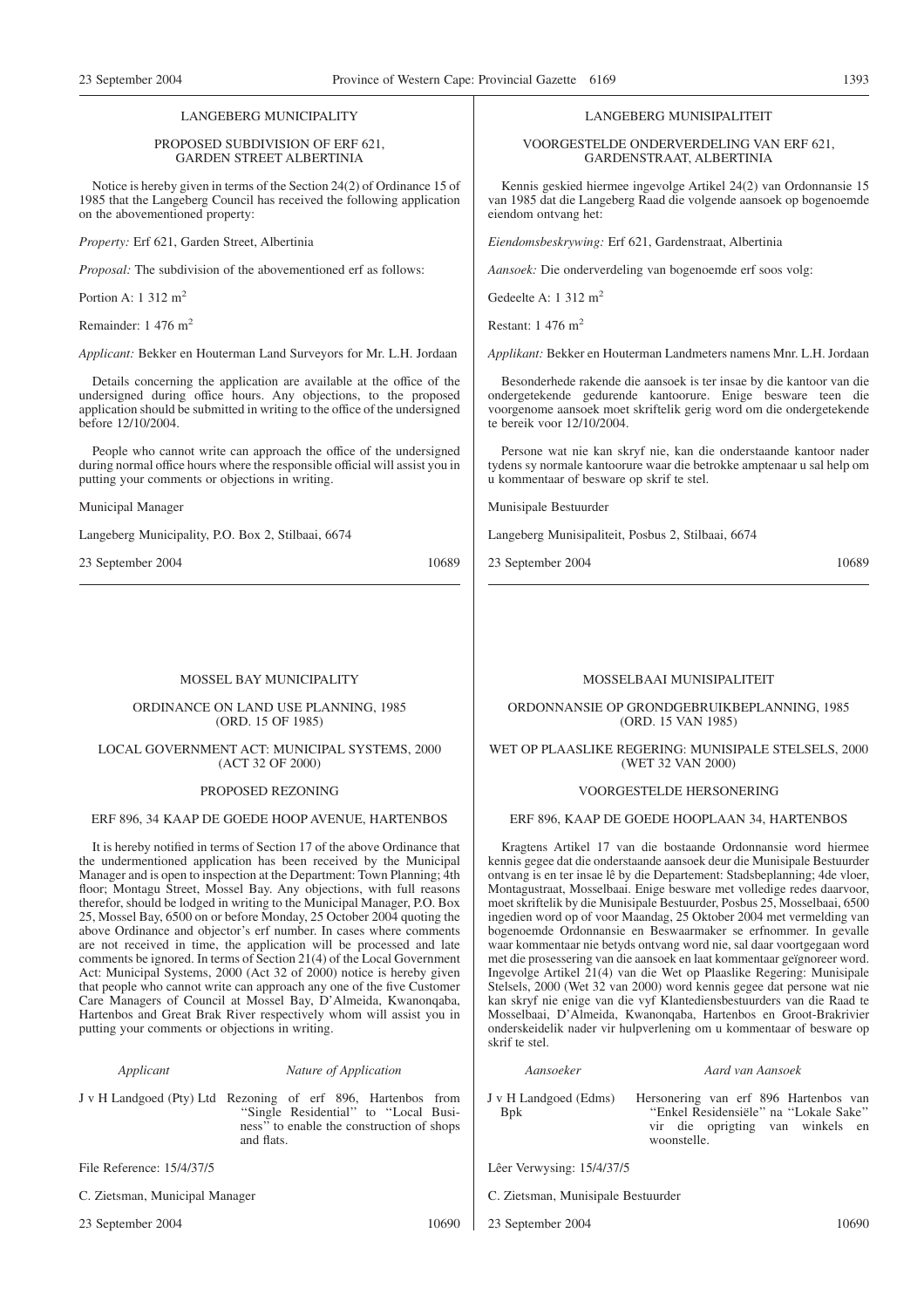## LANGEBERG MUNICIPALITY

### PROPOSED SUBDIVISION OF ERF 621, GARDEN STREET ALBERTINIA

Notice is hereby given in terms of the Section 24(2) of Ordinance 15 of 1985 that the Langeberg Council has received the following application on the abovementioned property:

*Property:* Erf 621, Garden Street, Albertinia

*Proposal:* The subdivision of the abovementioned erf as follows:

Portion A: 1 312 m$^2$

Remainder: 1 476 m$^2$

*Applicant:* Bekker en Houterman Land Surveyors for Mr. L.H. Jordaan

Details concerning the application are available at the office of the undersigned during office hours. Any objections, to the proposed application should be submitted in writing to the office of the undersigned before 12/10/2004.

People who cannot write can approach the office of the undersigned during normal office hours where the responsible official will assist you in putting your comments or objections in writing.

Municipal Manager

Langeberg Municipality, P.O. Box 2, Stilbaai, 6674

23 September 2004 10689

## LANGEBERG MUNISIPALITEIT

### VOORGESTELDE ONDERVERDELING VAN ERF 621, GARDENSTRAAT, ALBERTINIA

Kennis geskied hiermee ingevolge Artikel 24(2) van Ordonnansie 15 van 1985 dat die Langeberg Raad die volgende aansoek op bogenoemde eiendom ontvang het:

*Eiendomsbeskrywing:* Erf 621, Gardenstraat, Albertinia

*Aansoek:* Die onderverdeling van bogenoemde erf soos volg:

Gedeelte A: 1 312 m$^2$

Restant: 1 476 m$^2$

*Applikant:* Bekker en Houterman Landmeters namens Mnr. L.H. Jordaan

Besonderhede rakende die aansoek is ter insae by die kantoor van die ondergetekende gedurende kantoorure. Enige besware teen die voorgenome aansoek moet skriftelik gerig word om die ondergetekende te bereik voor 12/10/2004.

Persone wat nie kan skryf nie, kan die onderstaande kantoor nader tydens sy normale kantoorure waar die betrokke amptenaar u sal help om u kommentaar of besware op skrif te stel.

Munisipale Bestuurder

Langeberg Munisipaliteit, Posbus 2, Stilbaai, 6674

23 September 2004 10689

---

## MOSSEL BAY MUNICIPALITY

### ORDINANCE ON LAND USE PLANNING, 1985 (ORD. 15 OF 1985)

### LOCAL GOVERNMENT ACT: MUNICIPAL SYSTEMS, 2000 (ACT 32 OF 2000)

### PROPOSED REZONING

### ERF 896, 34 KAAP DE GOEDE HOOP AVENUE, HARTENBOS

It is hereby notified in terms of Section 17 of the above Ordinance that the undermentioned application has been received by the Municipal Manager and is open to inspection at the Department: Town Planning; 4th floor; Montagu Street, Mossel Bay. Any objections, with full reasons therefor, should be lodged in writing to the Municipal Manager, P.O. Box 25, Mossel Bay, 6500 on or before Monday, 25 October 2004 quoting the above Ordinance and objector's erf number. In cases where comments are not received in time, the application will be processed and late comments be ignored. In terms of Section 21(4) of the Local Government Act: Municipal Systems, 2000 (Act 32 of 2000) notice is hereby given that people who cannot write can approach any one of the five Customer Care Managers of Council at Mossel Bay, D'Almeida, Kwanonqaba, Hartenbos and Great Brak River respectively whom will assist you in putting your comments or objections in writing.

| *Applicant* | *Nature of Application* |
|---|---|
| J v H Landgoed (Pty) Ltd | Rezoning of erf 896, Hartenbos from "Single Residential" to "Local Business" to enable the construction of shops and flats. |

File Reference: 15/4/37/5

C. Zietsman, Municipal Manager

23 September 2004 10690

## MOSSELBAAI MUNISIPALITEIT

### ORDONNANSIE OP GRONDGEBRUIKBEPLANNING, 1985 (ORD. 15 VAN 1985)

### WET OP PLAASLIKE REGERING: MUNISIPALE STELSELS, 2000 (WET 32 VAN 2000)

### VOORGESTELDE HERSONERING

### ERF 896, KAAP DE GOEDE HOOPLAAN 34, HARTENBOS

Kragtens Artikel 17 van die bostaande Ordonnansie word hiermee kennis gegee dat die onderstaande aansoek deur die Munisipale Bestuurder ontvang is en ter insae lê by die Departement: Stadsbeplanning; 4de vloer, Montagustraat, Mosselbaai. Enige besware met volledige redes daarvoor, moet skriftelik by die Munisipale Bestuurder, Posbus 25, Mosselbaai, 6500 ingedien word op of voor Maandag, 25 Oktober 2004 met vermelding van bogenoemde Ordonnansie en Beswaarmaker se erfnommer. In gevalle waar kommentaar nie betyds ontvang word nie, sal daar voortgegaan word met die prosessering van die aansoek en laat kommentaar geïgnoreer word. Ingevolge Artikel 21(4) van die Wet op Plaaslike Regering: Munisipale Stelsels, 2000 (Wet 32 van 2000) word kennis gegee dat persone wat nie kan skryf nie enige van die vyf Klantediensbestuurders van die Raad te Mosselbaai, D'Almeida, Kwanonqaba, Hartenbos en Groot-Brakrivier onderskeidelik nader vir hulpverlening om u kommentaar of besware op skrif te stel.

| *Aansoeker* | *Aard van Aansoek* |
|---|---|
| J v H Landgoed (Edms) Bpk | Hersonering van erf 896 Hartenbos van "Enkel Residensiële" na "Lokale Sake" vir die oprigting van winkels en woonstelle. |

Lêer Verwysing: 15/4/37/5

C. Zietsman, Munisipale Bestuurder

23 September 2004 10690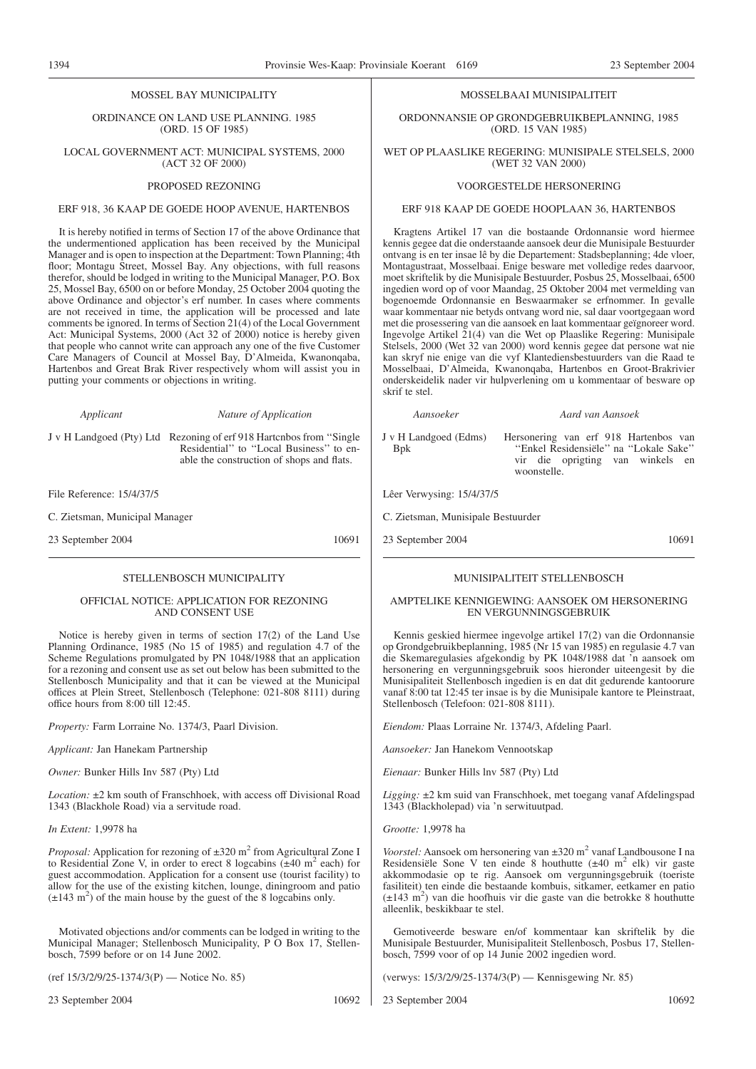MOSSEL BAY MUNICIPALITY

ORDINANCE ON LAND USE PLANNING. 1985 (ORD. 15 OF 1985)

LOCAL GOVERNMENT ACT: MUNICIPAL SYSTEMS, 2000 (ACT 32 OF 2000)

PROPOSED REZONING

ERF 918, 36 KAAP DE GOEDE HOOP AVENUE, HARTENBOS

It is hereby notified in terms of Section 17 of the above Ordinance that the undermentioned application has been received by the Municipal Manager and is open to inspection at the Department: Town Planning; 4th floor; Montagu Street, Mossel Bay. Any objections, with full reasons therefor, should be lodged in writing to the Municipal Manager, P.O. Box 25, Mossel Bay, 6500 on or before Monday, 25 October 2004 quoting the above Ordinance and objector's erf number. In cases where comments are not received in time, the application will be processed and late comments be ignored. In terms of Section 21(4) of the Local Government Act: Municipal Systems, 2000 (Act 32 of 2000) notice is hereby given that people who cannot write can approach any one of the five Customer Care Managers of Council at Mossel Bay, D'Almeida, Kwanonqaba, Hartenbos and Great Brak River respectively whom will assist you in putting your comments or objections in writing.

| *Applicant* | *Nature of Application* |
|---|---|
| J v H Landgoed (Pty) Ltd | Rezoning of erf 918 Hartcnbos from "Single Residential" to "Local Business" to enable the construction of shops and flats. |

File Reference: 15/4/37/5

C. Zietsman, Municipal Manager

23 September 2004 10691

MOSSELBAAI MUNISIPALITEIT

ORDONNANSIE OP GRONDGEBRUIKBEPLANNING, 1985 (ORD. 15 VAN 1985)

WET OP PLAASLIKE REGERING: MUNISIPALE STELSELS, 2000 (WET 32 VAN 2000)

VOORGESTELDE HERSONERING

ERF 918 KAAP DE GOEDE HOOPLAAN 36, HARTENBOS

Kragtens Artikel 17 van die bostaande Ordonnansie word hiermee kennis gegee dat die onderstaande aansoek deur die Munisipale Bestuurder ontvang is en ter insae lê by die Departement: Stadsbeplanning; 4de vloer, Montagustraat, Mosselbaai. Enige besware met volledige redes daarvoor, moet skriftelik by die Munisipale Bestuurder, Posbus 25, Mosselbaai, 6500 ingedien word op of voor Maandag, 25 Oktober 2004 met vermelding van bogenoemde Ordonnansie en Beswaarmaker se erfnommer. In gevalle waar kommentaar nie betyds ontvang word nie, sal daar voortgegaan word met die prosessering van die aansoek en laat kommentaar geïgnoreer word. Ingevolge Artikel 21(4) van die Wet op Plaaslike Regering: Munisipale Stelsels, 2000 (Wet 32 van 2000) word kennis gegee dat persone wat nie kan skryf nie enige van die vyf Klantediensbestuurders van die Raad te Mosselbaai, D'Almeida, Kwanonqaba, Hartenbos en Groot-Brakrivier onderskeidelik nader vir hulpverlening om u kommentaar of besware op skrif te stel.

| *Aansoeker* | *Aard van Aansoek* |
|---|---|
| J v H Landgoed (Edms) Bpk | Hersonering van erf 918 Hartenbos van "Enkel Residensiële" na "Lokale Sake" vir die oprigting van winkels en woonstelle. |

Lêer Verwysing: 15/4/37/5

C. Zietsman, Munisipale Bestuurder

23 September 2004 10691

STELLENBOSCH MUNICIPALITY

OFFICIAL NOTICE: APPLICATION FOR REZONING AND CONSENT USE

Notice is hereby given in terms of section 17(2) of the Land Use Planning Ordinance, 1985 (No 15 of 1985) and regulation 4.7 of the Scheme Regulations promulgated by PN 1048/1988 that an application for a rezoning and consent use as set out below has been submitted to the Stellenbosch Municipality and that it can be viewed at the Municipal offices at Plein Street, Stellenbosch (Telephone: 021-808 8111) during office hours from 8:00 till 12:45.

*Property:* Farm Lorraine No. 1374/3, Paarl Division.

*Applicant:* Jan Hanekam Partnership

*Owner:* Bunker Hills Inv 587 (Pty) Ltd

*Location:* ±2 km south of Franschhoek, with access off Divisional Road 1343 (Blackhole Road) via a servitude road.

*In Extent:* 1,9978 ha

*Proposal:* Application for rezoning of ±320 m$^2$ from Agricultural Zone I to Residential Zone V, in order to erect 8 logcabins (±40 m$^2$ each) for guest accommodation. Application for a consent use (tourist facility) to allow for the use of the existing kitchen, lounge, diningroom and patio (±143 m$^2$) of the main house by the guest of the 8 logcabins only.

Motivated objections and/or comments can be lodged in writing to the Municipal Manager; Stellenbosch Municipality, P O Box 17, Stellenbosch, 7599 before or on 14 June 2002.

(ref 15/3/2/9/25-1374/3(P) — Notice No. 85)

23 September 2004 10692

MUNISIPALITEIT STELLENBOSCH

AMPTELIKE KENNIGEWING: AANSOEK OM HERSONERING EN VERGUNNINGSGEBRUIK

Kennis geskied hiermee ingevolge artikel 17(2) van die Ordonnansie op Grondgebruikbeplanning, 1985 (Nr 15 van 1985) en regulasie 4.7 van die Skemaregulasies afgekondig by PK 1048/1988 dat 'n aansoek om hersonering en vergunningsgebruik soos hieronder uiteengesit by die Munisipaliteit Stellenbosch ingedien is en dat dit gedurende kantoorure vanaf 8:00 tat 12:45 ter insae is by die Munisipale kantore te Pleinstraat, Stellenbosch (Telefoon: 021-808 8111).

*Eiendom:* Plaas Lorraine Nr. 1374/3, Afdeling Paarl.

*Aansoeker:* Jan Hanekom Vennootskap

*Eienaar:* Bunker Hills lnv 587 (Edms) Bpk

*Ligging:* ±2 km suid van Franschhoek, met toegang vanaf Afdelingspad 1343 (Blackholepad) via 'n serwituutpad.

*Grootte:* 1,9978 ha

*Voorstel:* Aansoek om hersonering van ±320 m$^2$ vanaf Landbousone I na Residensiële Sone V ten einde 8 houthutte (±40 m$^2$ elk) vir gaste akkommodasie op te rig. Aansoek om vergunningsgebruik (toeriste fasiliteit) ten einde die bestaande kombuis, sitkamer, eetkamer en patio (±143 m$^2$) van die hoofhuis vir die gaste van die betrokke 8 houthutte alleenlik, beskikbaar te stel.

Gemotiveerde besware en/of kommentaar kan skriftelik by die Munisipale Bestuurder, Munisipaliteit Stellenbosch, Posbus 17, Stellenbosch, 7599 voor of op 14 Junie 2002 ingedien word.

(verwys: 15/3/2/9/25-1374/3(P) — Kennisgewing Nr. 85)

23 September 2004 10692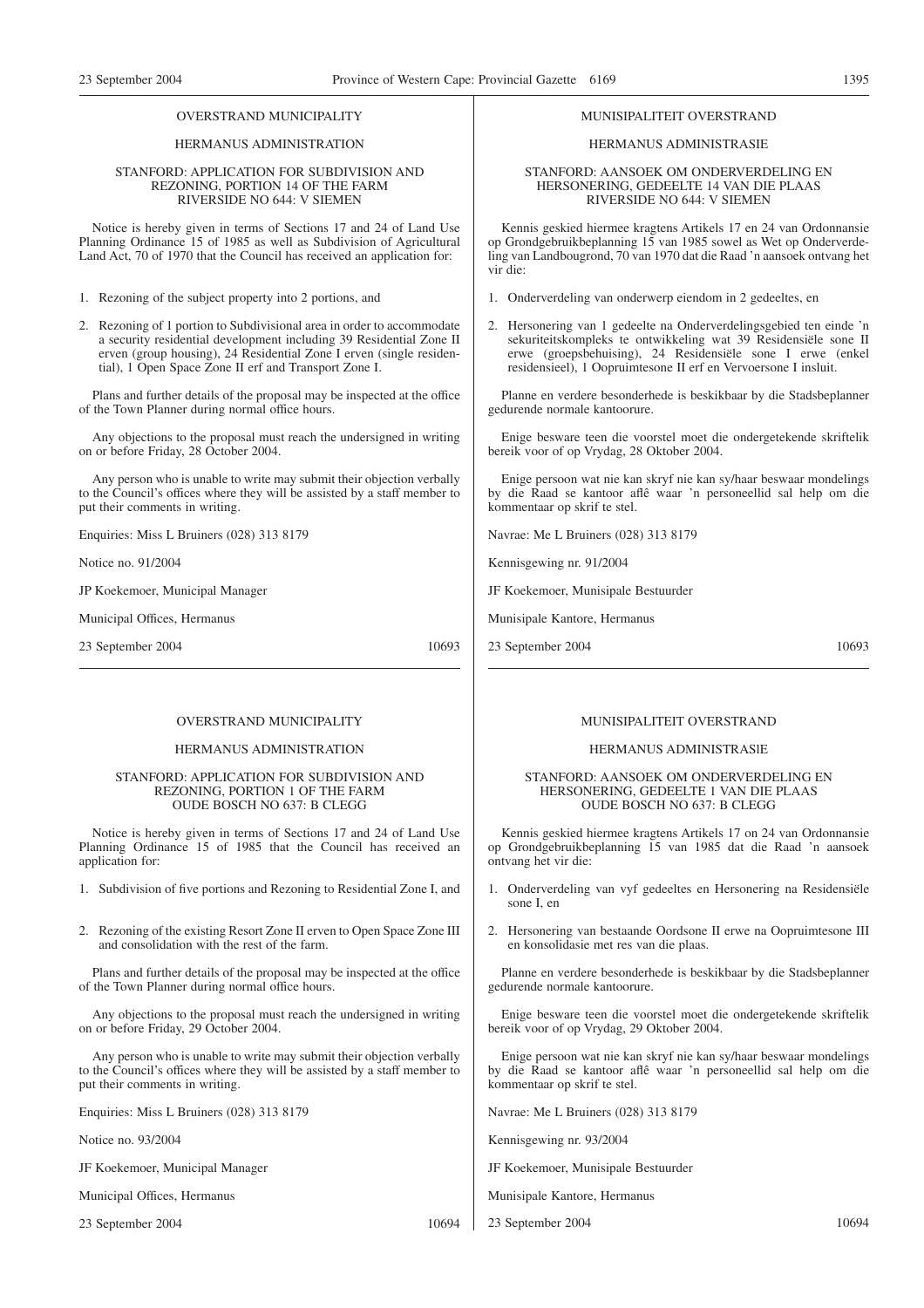OVERSTRAND MUNICIPALITY

HERMANUS ADMINISTRATION

STANFORD: APPLICATION FOR SUBDIVISION AND REZONING, PORTION 14 OF THE FARM RIVERSIDE NO 644: V SIEMEN

Notice is hereby given in terms of Sections 17 and 24 of Land Use Planning Ordinance 15 of 1985 as well as Subdivision of Agricultural Land Act, 70 of 1970 that the Council has received an application for:

1. Rezoning of the subject property into 2 portions, and
2. Rezoning of 1 portion to Subdivisional area in order to accommodate a security residential development including 39 Residential Zone II erven (group housing), 24 Residential Zone I erven (single residential), 1 Open Space Zone II erf and Transport Zone I.

Plans and further details of the proposal may be inspected at the office of the Town Planner during normal office hours.

Any objections to the proposal must reach the undersigned in writing on or before Friday, 28 October 2004.

Any person who is unable to write may submit their objection verbally to the Council's offices where they will be assisted by a staff member to put their comments in writing.

Enquiries: Miss L Bruiners (028) 313 8179

Notice no. 91/2004

JP Koekemoer, Municipal Manager

Municipal Offices, Hermanus

23 September 2004 10693

---

MUNISIPALITEIT OVERSTRAND

HERMANUS ADMINISTRASIE

STANFORD: AANSOEK OM ONDERVERDELING EN HERSONERING, GEDEELTE 14 VAN DIE PLAAS RIVERSIDE NO 644: V SIEMEN

Kennis geskied hiermee kragtens Artikels 17 en 24 van Ordonnansie op Grondgebruikbeplanning 15 van 1985 sowel as Wet op Onderverdeling van Landbougrond, 70 van 1970 dat die Raad 'n aansoek ontvang het vir die:

1. Onderverdeling van onderwerp eiendom in 2 gedeeltes, en
2. Hersonering van 1 gedeelte na Onderverdelingsgebied ten einde 'n sekuriteitskompleks te ontwikkeling wat 39 Residensiële sone II erwe (groepsbehuising), 24 Residensiële sone I erwe (enkel residensieel), 1 Oopruimtesone II erf en Vervoersone I insluit.

Planne en verdere besonderhede is beskikbaar by die Stadsbeplanner gedurende normale kantoorure.

Enige besware teen die voorstel moet die ondergetekende skriftelik bereik voor of op Vrydag, 28 Oktober 2004.

Enige persoon wat nie kan skryf nie kan sy/haar beswaar mondelings by die Raad se kantoor aflê waar 'n personeellid sal help om die kommentaar op skrif te stel.

Navrae: Me L Bruiners (028) 313 8179

Kennisgewing nr. 91/2004

JF Koekemoer, Munisipale Bestuurder

Munisipale Kantore, Hermanus

23 September 2004 10693

---

OVERSTRAND MUNICIPALITY

HERMANUS ADMINISTRATION

STANFORD: APPLICATION FOR SUBDIVISION AND REZONING, PORTION 1 OF THE FARM OUDE BOSCH NO 637: B CLEGG

Notice is hereby given in terms of Sections 17 and 24 of Land Use Planning Ordinance 15 of 1985 that the Council has received an application for:

1. Subdivision of five portions and Rezoning to Residential Zone I, and
2. Rezoning of the existing Resort Zone II erven to Open Space Zone III and consolidation with the rest of the farm.

Plans and further details of the proposal may be inspected at the office of the Town Planner during normal office hours.

Any objections to the proposal must reach the undersigned in writing on or before Friday, 29 October 2004.

Any person who is unable to write may submit their objection verbally to the Council's offices where they will be assisted by a staff member to put their comments in writing.

Enquiries: Miss L Bruiners (028) 313 8179

Notice no. 93/2004

JF Koekemoer, Municipal Manager

Municipal Offices, Hermanus

23 September 2004 10694

---

MUNISIPALITEIT OVERSTRAND

HERMANUS ADMINISTRASIE

STANFORD: AANSOEK OM ONDERVERDELING EN HERSONERING, GEDEELTE 1 VAN DIE PLAAS OUDE BOSCH NO 637: B CLEGG

Kennis geskied hiermee kragtens Artikels 17 en 24 van Ordonnansie op Grondgebruikbeplanning 15 van 1985 dat die Raad 'n aansoek ontvang het vir die:

1. Onderverdeling van vyf gedeeltes en Hersonering na Residensiële sone I, en
2. Hersonering van bestaande Oordsone II erwe na Oopruimtesone III en konsolidasie met res van die plaas.

Planne en verdere besonderhede is beskikbaar by die Stadsbeplanner gedurende normale kantoorure.

Enige besware teen die voorstel moet die ondergetekende skriftelik bereik voor of op Vrydag, 29 Oktober 2004.

Enige persoon wat nie kan skryf nie kan sy/haar beswaar mondelings by die Raad se kantoor aflê waar 'n personeellid sal help om die kommentaar op skrif te stel.

Navrae: Me L Bruiners (028) 313 8179

Kennisgewing nr. 93/2004

JF Koekemoer, Munisipale Bestuurder

Munisipale Kantore, Hermanus

23 September 2004 10694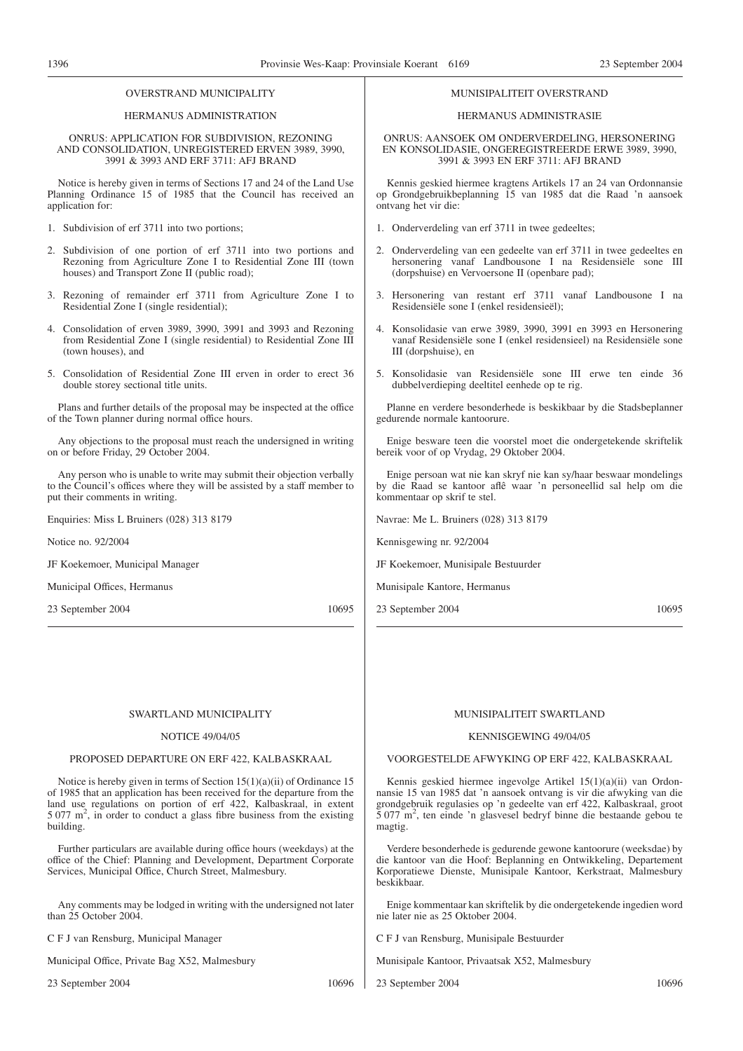OVERSTRAND MUNICIPALITY

HERMANUS ADMINISTRATION

ONRUS: APPLICATION FOR SUBDIVISION, REZONING AND CONSOLIDATION, UNREGISTERED ERVEN 3989, 3990, 3991 & 3993 AND ERF 3711: AFJ BRAND

Notice is hereby given in terms of Sections 17 and 24 of the Land Use Planning Ordinance 15 of 1985 that the Council has received an application for:

1. Subdivision of erf 3711 into two portions;
2. Subdivision of one portion of erf 3711 into two portions and Rezoning from Agriculture Zone I to Residential Zone III (town houses) and Transport Zone II (public road);
3. Rezoning of remainder erf 3711 from Agriculture Zone I to Residential Zone I (single residential);
4. Consolidation of erven 3989, 3990, 3991 and 3993 and Rezoning from Residential Zone I (single residential) to Residential Zone III (town houses), and
5. Consolidation of Residential Zone III erven in order to erect 36 double storey sectional title units.

Plans and further details of the proposal may be inspected at the office of the Town planner during normal office hours.

Any objections to the proposal must reach the undersigned in writing on or before Friday, 29 October 2004.

Any person who is unable to write may submit their objection verbally to the Council's offices where they will be assisted by a staff member to put their comments in writing.

Enquiries: Miss L Bruiners (028) 313 8179

Notice no. 92/2004

JF Koekemoer, Municipal Manager

Municipal Offices, Hermanus

23 September 2004 10695

---

MUNISIPALITEIT OVERSTRAND

HERMANUS ADMINISTRASIE

ONRUS: AANSOEK OM ONDERVERDELING, HERSONERING EN KONSOLIDASIE, ONGEREGISTREERDE ERWE 3989, 3990, 3991 & 3993 EN ERF 3711: AFJ BRAND

Kennis geskied hiermee kragtens Artikels 17 an 24 van Ordonnansie op Grondgebruikbeplanning 15 van 1985 dat die Raad 'n aansoek ontvang het vir die:

1. Onderverdeling van erf 3711 in twee gedeeltes;
2. Onderverdeling van een gedeelte van erf 3711 in twee gedeeltes en hersonering vanaf Landbousone I na Residensiële sone III (dorpshuise) en Vervoersone II (openbare pad);
3. Hersonering van restant erf 3711 vanaf Landbousone I na Residensiële sone I (enkel residensieël);
4. Konsolidasie van erwe 3989, 3990, 3991 en 3993 en Hersonering vanaf Residensiële sone I (enkel residensieel) na Residensiële sone III (dorpshuise), en
5. Konsolidasie van Residensiële sone III erwe ten einde 36 dubbelverdieping deeltitel eenhede op te rig.

Planne en verdere besonderhede is beskikbaar by die Stadsbeplanner gedurende normale kantoorure.

Enige besware teen die voorstel moet die ondergetekende skriftelik bereik voor of op Vrydag, 29 Oktober 2004.

Enige persoan wat nie kan skryf nie kan sy/haar beswaar mondelings by die Raad se kantoor aflê waar 'n personeellid sal help om die kommentaar op skrif te stel.

Navrae: Me L. Bruiners (028) 313 8179

Kennisgewing nr. 92/2004

JF Koekemoer, Munisipale Bestuurder

Munisipale Kantore, Hermanus

23 September 2004 10695

---

SWARTLAND MUNICIPALITY

NOTICE 49/04/05

PROPOSED DEPARTURE ON ERF 422, KALBASKRAAL

Notice is hereby given in terms of Section 15(1)(a)(ii) of Ordinance 15 of 1985 that an application has been received for the departure from the land use regulations on portion of erf 422, Kalbaskraal, in extent 5 077 m$^2$, in order to conduct a glass fibre business from the existing building.

Further particulars are available during office hours (weekdays) at the office of the Chief: Planning and Development, Department Corporate Services, Municipal Office, Church Street, Malmesbury.

Any comments may be lodged in writing with the undersigned not later than 25 October 2004.

C F J van Rensburg, Municipal Manager

Municipal Office, Private Bag X52, Malmesbury

23 September 2004 10696

---

MUNISIPALITEIT SWARTLAND

KENNISGEWING 49/04/05

VOORGESTELDE AFWYKING OP ERF 422, KALBASKRAAL

Kennis geskied hiermee ingevolge Artikel 15(1)(a)(ii) van Ordonnansie 15 van 1985 dat 'n aansoek ontvang is vir die afwyking van die grondgebruik regulasies op 'n gedeelte van erf 422, Kalbaskraal, groot 5 077 m$^2$, ten einde 'n glasvesel bedryf binne die bestaande gebou te magtig.

Verdere besonderhede is gedurende gewone kantoorure (weeksdae) by die kantoor van die Hoof: Beplanning en Ontwikkeling, Departement Korporatiewe Dienste, Munisipale Kantoor, Kerkstraat, Malmesbury beskikbaar.

Enige kommentaar kan skriftelik by die ondergetekende ingedien word nie later nie as 25 Oktober 2004.

C F J van Rensburg, Munisipale Bestuurder

Munisipale Kantoor, Privaatsak X52, Malmesbury

23 September 2004 10696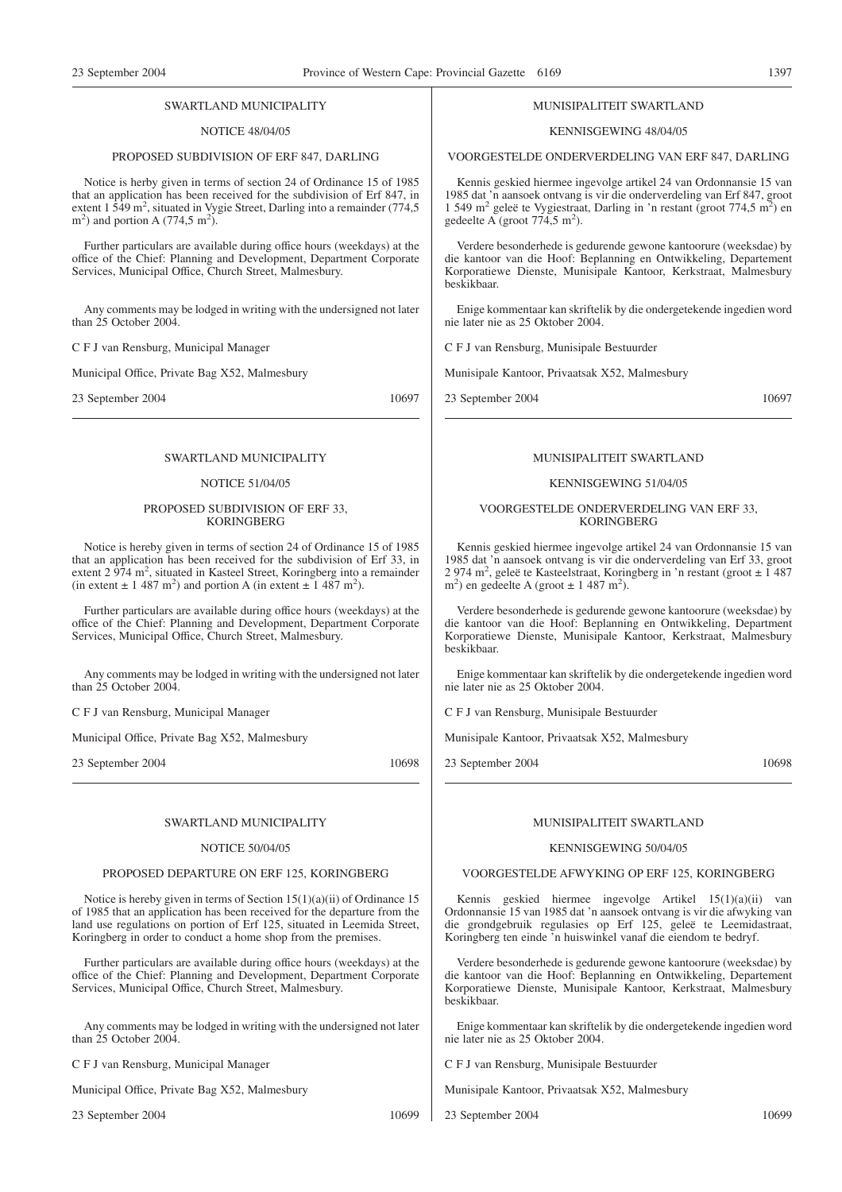## SWARTLAND MUNICIPALITY

NOTICE 48/04/05

PROPOSED SUBDIVISION OF ERF 847, DARLING

Notice is herby given in terms of section 24 of Ordinance 15 of 1985 that an application has been received for the subdivision of Erf 847, in extent 1 549 $m^2$, situated in Vygie Street, Darling into a remainder (774,5 $m^2$) and portion A (774,5 $m^2$).

Further particulars are available during office hours (weekdays) at the office of the Chief: Planning and Development, Department Corporate Services, Municipal Office, Church Street, Malmesbury.

Any comments may be lodged in writing with the undersigned not later than 25 October 2004.

C F J van Rensburg, Municipal Manager

Municipal Office, Private Bag X52, Malmesbury

23 September 2004 10697

## MUNISIPALITEIT SWARTLAND

KENNISGEWING 48/04/05

VOORGESTELDE ONDERVERDELING VAN ERF 847, DARLING

Kennis geskied hiermee ingevolge artikel 24 van Ordonnansie 15 van 1985 dat 'n aansoek ontvang is vir die onderverdeling van Erf 847, groot 1 549 $m^2$ geleë te Vygiestraat, Darling in 'n restant (groot 774,5 $m^2$) en gedeelte A (groot 774,5 $m^2$).

Verdere besonderhede is gedurende gewone kantoorure (weeksdae) by die kantoor van die Hoof: Beplanning en Ontwikkeling, Departement Korporatiewe Dienste, Munisipale Kantoor, Kerkstraat, Malmesbury beskikbaar.

Enige kommentaar kan skriftelik by die ondergetekende ingedien word nie later nie as 25 Oktober 2004.

C F J van Rensburg, Munisipale Bestuurder

Munisipale Kantoor, Privaatsak X52, Malmesbury

23 September 2004 10697

## SWARTLAND MUNICIPALITY

NOTICE 51/04/05

PROPOSED SUBDIVISION OF ERF 33, KORINGBERG

Notice is hereby given in terms of section 24 of Ordinance 15 of 1985 that an application has been received for the subdivision of Erf 33, in extent 2 974 $m^2$, situated in Kasteel Street, Koringberg into a remainder (in extent ± 1 487 $m^2$) and portion A (in extent ± 1 487 $m^2$).

Further particulars are available during office hours (weekdays) at the office of the Chief: Planning and Development, Department Corporate Services, Municipal Office, Church Street, Malmesbury.

Any comments may be lodged in writing with the undersigned not later than 25 October 2004.

C F J van Rensburg, Municipal Manager

Municipal Office, Private Bag X52, Malmesbury

23 September 2004 10698

## MUNISIPALITEIT SWARTLAND

KENNISGEWING 51/04/05

VOORGESTELDE ONDERVERDELING VAN ERF 33, KORINGBERG

Kennis geskied hiermee ingevolge artikel 24 van Ordonnansie 15 van 1985 dat 'n aansoek ontvang is vir die onderverdeling van Erf 33, groot 2 974 $m^2$, geleë te Kasteelstraat, Koringberg in 'n restant (groot ± 1 487 $m^2$) en gedeelte A (groot ± 1 487 $m^2$).

Verdere besonderhede is gedurende gewone kantoorure (weeksdae) by die kantoor van die Hoof: Beplanning en Ontwikkeling, Department Korporatiewe Dienste, Munisipale Kantoor, Kerkstraat, Malmesbury beskikbaar.

Enige kommentaar kan skriftelik by die ondergetekende ingedien word nie later nie as 25 Oktober 2004.

C F J van Rensburg, Munisipale Bestuurder

Munisipale Kantoor, Privaatsak X52, Malmesbury

23 September 2004 10698

## SWARTLAND MUNICIPALITY

NOTICE 50/04/05

PROPOSED DEPARTURE ON ERF 125, KORINGBERG

Notice is hereby given in terms of Section 15(1)(a)(ii) of Ordinance 15 of 1985 that an application has been received for the departure from the land use regulations on portion of Erf 125, situated in Leemida Street, Koringberg in order to conduct a home shop from the premises.

Further particulars are available during office hours (weekdays) at the office of the Chief: Planning and Development, Department Corporate Services, Municipal Office, Church Street, Malmesbury.

Any comments may be lodged in writing with the undersigned not later than 25 October 2004.

C F J van Rensburg, Municipal Manager

Municipal Office, Private Bag X52, Malmesbury

23 September 2004 10699

## MUNISIPALITEIT SWARTLAND

KENNISGEWING 50/04/05

VOORGESTELDE AFWYKING OP ERF 125, KORINGBERG

Kennis geskied hiermee ingevolge Artikel 15(1)(a)(ii) van Ordonnansie 15 van 1985 dat 'n aansoek ontvang is vir die afwyking van die grondgebruik regulasies op Erf 125, geleë te Leemidastraat, Koringberg ten einde 'n huiswinkel vanaf die eiendom te bedryf.

Verdere besonderhede is gedurende gewone kantoorure (weeksdae) by die kantoor van die Hoof: Beplanning en Ontwikkeling, Departement Korporatiewe Dienste, Munisipale Kantoor, Kerkstraat, Malmesbury beskikbaar.

Enige kommentaar kan skriftelik by die ondergetekende ingedien word nie later nie as 25 Oktober 2004.

C F J van Rensburg, Munisipale Bestuurder

Munisipale Kantoor, Privaatsak X52, Malmesbury

23 September 2004 10699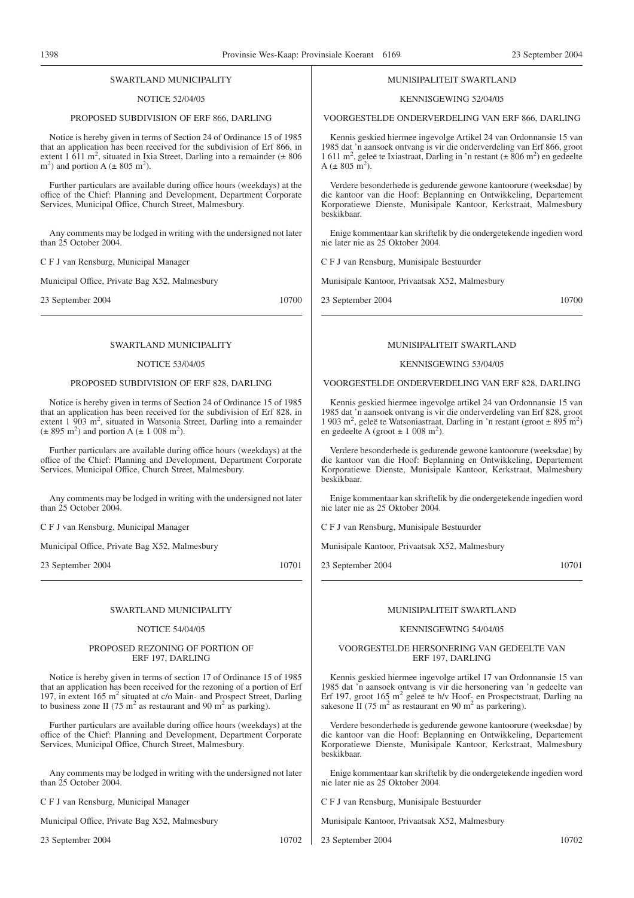SWARTLAND MUNICIPALITY

NOTICE 52/04/05

PROPOSED SUBDIVISION OF ERF 866, DARLING

Notice is hereby given in terms of Section 24 of Ordinance 15 of 1985 that an application has been received for the subdivision of Erf 866, in extent 1 611 $m^2$, situated in Ixia Street, Darling into a remainder (± 806 $m^2$) and portion A (± 805 $m^2$).

Further particulars are available during office hours (weekdays) at the office of the Chief: Planning and Development, Department Corporate Services, Municipal Office, Church Street, Malmesbury.

Any comments may be lodged in writing with the undersigned not later than 25 October 2004.

C F J van Rensburg, Municipal Manager

Municipal Office, Private Bag X52, Malmesbury

23 September 2004 10700

---

MUNISIPALITEIT SWARTLAND

KENNISGEWING 52/04/05

VOORGESTELDE ONDERVERDELING VAN ERF 866, DARLING

Kennis geskied hiermee ingevolge Artikel 24 van Ordonnansie 15 van 1985 dat 'n aansoek ontvang is vir die onderverdeling van Erf 866, groot 1 611 $m^2$, geleë te Ixiastraat, Darling in 'n restant (± 806 $m^2$) en gedeelte A (± 805 $m^2$).

Verdere besonderhede is gedurende gewone kantoorure (weeksdae) by die kantoor van die Hoof: Beplanning en Ontwikkeling, Departement Korporatiewe Dienste, Munisipale Kantoor, Kerkstraat, Malmesbury beskikbaar.

Enige kommentaar kan skriftelik by die ondergetekende ingedien word nie later nie as 25 Oktober 2004.

C F J van Rensburg, Munisipale Bestuurder

Munisipale Kantoor, Privaatsak X52, Malmesbury

23 September 2004 10700

---

SWARTLAND MUNICIPALITY

NOTICE 53/04/05

PROPOSED SUBDIVISION OF ERF 828, DARLING

Notice is hereby given in terms of Section 24 of Ordinance 15 of 1985 that an application has been received for the subdivision of Erf 828, in extent 1 903 $m^2$, situated in Watsonia Street, Darling into a remainder (± 895 $m^2$) and portion A (± 1 008 $m^2$).

Further particulars are available during office hours (weekdays) at the office of the Chief: Planning and Development, Department Corporate Services, Municipal Office, Church Street, Malmesbury.

Any comments may be lodged in writing with the undersigned not later than 25 October 2004.

C F J van Rensburg, Municipal Manager

Municipal Office, Private Bag X52, Malmesbury

23 September 2004 10701

---

MUNISIPALITEIT SWARTLAND

KENNISGEWING 53/04/05

VOORGESTELDE ONDERVERDELING VAN ERF 828, DARLING

Kennis geskied hiermee ingevolge artikel 24 van Ordonnansie 15 van 1985 dat 'n aansoek ontvang is vir die onderverdeling van Erf 828, groot 1 903 $m^2$, geleë te Watsoniastraat, Darling in 'n restant (groot ± 895 $m^2$) en gedeelte A (groot ± 1 008 $m^2$).

Verdere besonderhede is gedurende gewone kantoorure (weeksdae) by die kantoor van die Hoof: Beplanning en Ontwikkeling, Departement Korporatiewe Dienste, Munisipale Kantoor, Kerkstraat, Malmesbury beskikbaar.

Enige kommentaar kan skriftelik by die ondergetekende ingedien word nie later nie as 25 Oktober 2004.

C F J van Rensburg, Munisipale Bestuurder

Munisipale Kantoor, Privaatsak X52, Malmesbury

23 September 2004 10701

---

SWARTLAND MUNICIPALITY

NOTICE 54/04/05

PROPOSED REZONING OF PORTION OF ERF 197, DARLING

Notice is hereby given in terms of section 17 of Ordinance 15 of 1985 that an application has been received for the rezoning of a portion of Erf 197, in extent 165 $m^2$ situated at c/o Main- and Prospect Street, Darling to business zone II (75 $m^2$ as restaurant and 90 $m^2$ as parking).

Further particulars are available during office hours (weekdays) at the office of the Chief: Planning and Development, Department Corporate Services, Municipal Office, Church Street, Malmesbury.

Any comments may be lodged in writing with the undersigned not later than 25 October 2004.

C F J van Rensburg, Municipal Manager

Municipal Office, Private Bag X52, Malmesbury

23 September 2004 10702

---

MUNISIPALITEIT SWARTLAND

KENNISGEWING 54/04/05

VOORGESTELDE HERSONERING VAN GEDEELTE VAN ERF 197, DARLING

Kennis geskied hiermee ingevolge artikel 17 van Ordonnansie 15 van 1985 dat 'n aansoek ontvang is vir die hersonering van 'n gedeelte van Erf 197, groot 165 $m^2$ geleë te h/v Hoof- en Prospectstraat, Darling na sakesone II (75 $m^2$ as restaurant en 90 $m^2$ as parkering).

Verdere besonderhede is gedurende gewone kantoorure (weeksdae) by die kantoor van die Hoof: Beplanning en Ontwikkeling, Departement Korporatiewe Dienste, Munisipale Kantoor, Kerkstraat, Malmesbury beskikbaar.

Enige kommentaar kan skriftelik by die ondergetekende ingedien word nie later nie as 25 Oktober 2004.

C F J van Rensburg, Munisipale Bestuurder

Munisipale Kantoor, Privaatsak X52, Malmesbury

23 September 2004 10702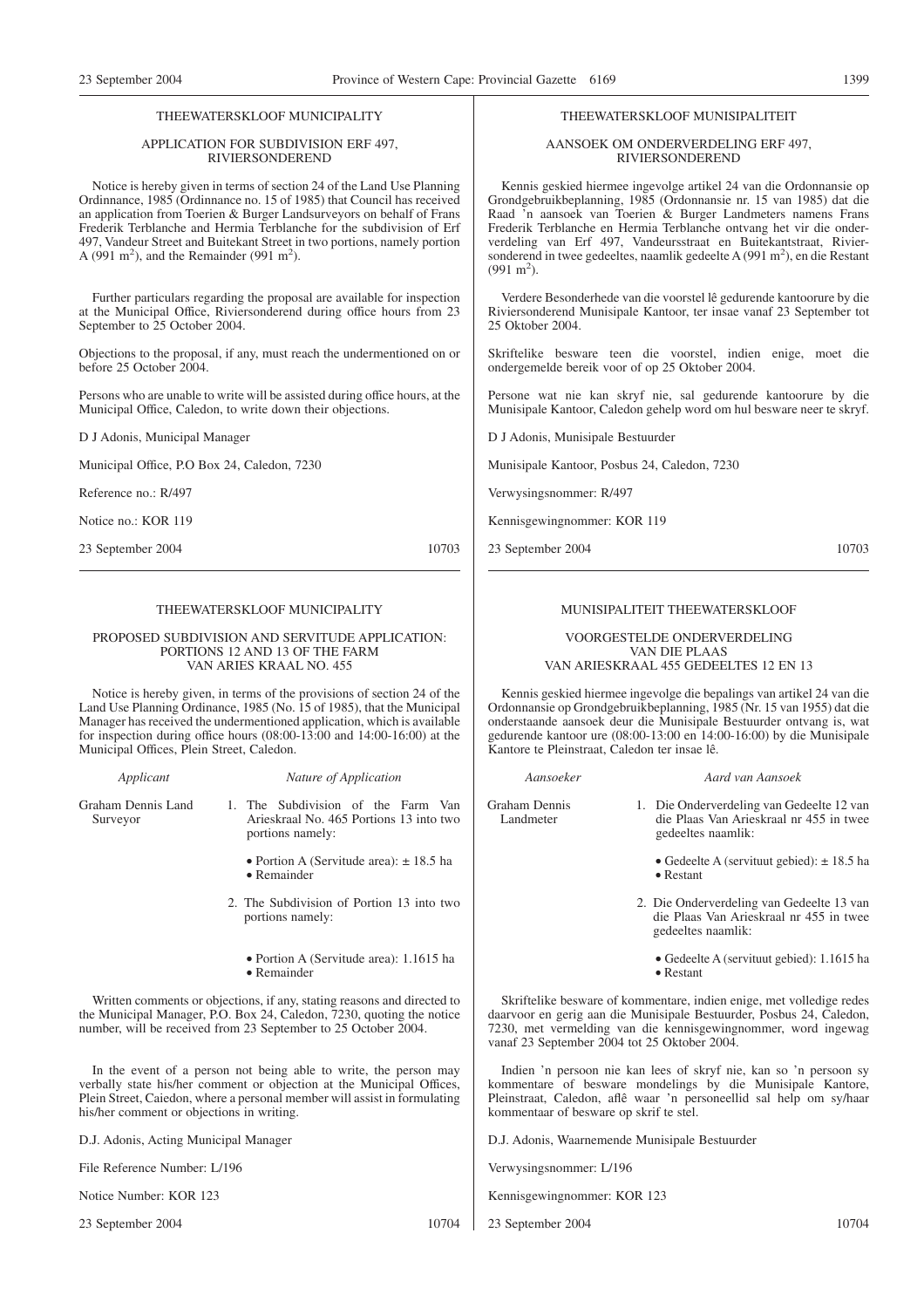## THEEWATERSKLOOF MUNICIPALITY

### APPLICATION FOR SUBDIVISION ERF 497, RIVIERSONDEREND

Notice is hereby given in terms of section 24 of the Land Use Planning Ordinnance, 1985 (Ordinnance no. 15 of 1985) that Council has received an application from Toerien & Burger Landsurveyors on behalf of Frans Frederik Terblanche and Hermia Terblanche for the subdivision of Erf 497, Vandeur Street and Buitekant Street in two portions, namely portion A (991 $m^2$), and the Remainder (991 $m^2$).

Further particulars regarding the proposal are available for inspection at the Municipal Office, Riviersonderend during office hours from 23 September to 25 October 2004.

Objections to the proposal, if any, must reach the undermentioned on or before 25 October 2004.

Persons who are unable to write will be assisted during office hours, at the Municipal Office, Caledon, to write down their objections.

D J Adonis, Municipal Manager

Municipal Office, P.O Box 24, Caledon, 7230

Reference no.: R/497

Notice no.: KOR 119

23 September 2004 — 10703

---

## THEEWATERSKLOOF MUNISIPALITEIT

### AANSOEK OM ONDERVERDELING ERF 497, RIVIERSONDEREND

Kennis geskied hiermee ingevolge artikel 24 van die Ordonnansie op Grondgebruikbeplanning, 1985 (Ordonnansie nr. 15 van 1985) dat die Raad 'n aansoek van Toerien & Burger Landmeters namens Frans Frederik Terblanche en Hermia Terblanche ontvang het vir die onderverdeling van Erf 497, Vandeursstraat en Buitekantstraat, Riviersonderend in twee gedeeltes, naamlik gedeelte A (991 $m^2$), en die Restant (991 $m^2$).

Verdere Besonderhede van die voorstel lê gedurende kantoorure by die Riviersonderend Munisipale Kantoor, ter insae vanaf 23 September tot 25 Oktober 2004.

Skriftelike besware teen die voorstel, indien enige, moet die ondergemelde bereik voor of op 25 Oktober 2004.

Persone wat nie kan skryf nie, sal gedurende kantoorure by die Munisipale Kantoor, Caledon gehelp word om hul besware neer te skryf.

D J Adonis, Munisipale Bestuurder

Munisipale Kantoor, Posbus 24, Caledon, 7230

Verwysingsnommer: R/497

Kennisgewingnommer: KOR 119

23 September 2004 — 10703

---

## THEEWATERSKLOOF MUNICIPALITY

### PROPOSED SUBDIVISION AND SERVITUDE APPLICATION: PORTIONS 12 AND 13 OF THE FARM VAN ARIES KRAAL NO. 455

Notice is hereby given, in terms of the provisions of section 24 of the Land Use Planning Ordinance, 1985 (No. 15 of 1985), that the Municipal Manager has received the undermentioned application, which is available for inspection during office hours (08:00-13:00 and 14:00-16:00) at the Municipal Offices, Plein Street, Caledon.

| *Applicant* | *Nature of Application* |
|---|---|
| Graham Dennis Land Surveyor | 1. The Subdivision of the Farm Van Arieskraal No. 465 Portions 13 into two portions namely:<br>• Portion A (Servitude area): ± 18.5 ha<br>• Remainder<br>2. The Subdivision of Portion 13 into two portions namely:<br>• Portion A (Servitude area): 1.1615 ha<br>• Remainder |

Written comments or objections, if any, stating reasons and directed to the Municipal Manager, P.O. Box 24, Caledon, 7230, quoting the notice number, will be received from 23 September to 25 October 2004.

In the event of a person not being able to write, the person may verbally state his/her comment or objection at the Municipal Offices, Plein Street, Caiedon, where a personal member will assist in formulating his/her comment or objections in writing.

D.J. Adonis, Acting Municipal Manager

File Reference Number: L/196

Notice Number: KOR 123

23 September 2004 — 10704

---

## MUNISIPALITEIT THEEWATERSKLOOF

### VOORGESTELDE ONDERVERDELING VAN DIE PLAAS VAN ARIESKRAAL 455 GEDEELTES 12 EN 13

Kennis geskied hiermee ingevolge die bepalings van artikel 24 van die Ordonnansie op Grondgebruikbeplanning, 1985 (Nr. 15 van 1955) dat die onderstaande aansoek deur die Munisipale Bestuurder ontvang is, wat gedurende kantoor ure (08:00-13:00 en 14:00-16:00) by die Munisipale Kantore te Pleinstraat, Caledon ter insae lê.

| *Aansoeker* | *Aard van Aansoek* |
|---|---|
| Graham Dennis Landmeter | 1. Die Onderverdeling van Gedeelte 12 van die Plaas Van Arieskraal nr 455 in twee gedeeltes naamlik:<br>• Gedeelte A (servituut gebied): ± 18.5 ha<br>• Restant<br>2. Die Onderverdeling van Gedeelte 13 van die Plaas Van Arieskraal nr 455 in twee gedeeltes naamlik:<br>• Gedeelte A (servituut gebied): 1.1615 ha<br>• Restant |

Skriftelike besware of kommentare, indien enige, met volledige redes daarvoor en gerig aan die Munisipale Bestuurder, Posbus 24, Caledon, 7230, met vermelding van die kennisgewingnommer, word ingewag vanaf 23 September 2004 tot 25 Oktober 2004.

Indien 'n persoon nie kan lees of skryf nie, kan so 'n persoon sy kommentare of besware mondelings by die Munisipale Kantore, Pleinstraat, Caledon, aflê waar 'n personeellid sal help om sy/haar kommentaar of besware op skrif te stel.

D.J. Adonis, Waarnemende Munisipale Bestuurder

Verwysingsnommer: L/196

Kennisgewingnommer: KOR 123

23 September 2004 — 10704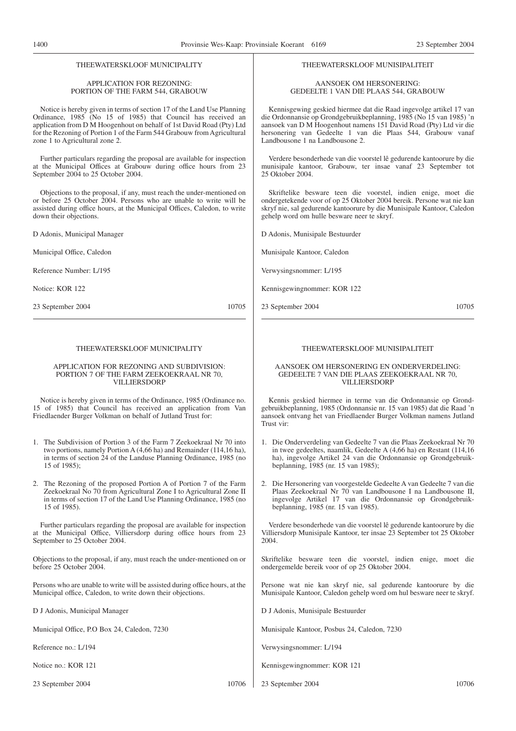THEEWATERSKLOOF MUNICIPALITY

APPLICATION FOR REZONING:
PORTION OF THE FARM 544, GRABOUW

Notice is hereby given in terms of section 17 of the Land Use Planning Ordinance, 1985 (No 15 of 1985) that Council has received an application from D M Hoogenhout on behalf of 1st David Road (Pty) Ltd for the Rezoning of Portion 1 of the Farm 544 Grabouw from Agricultural zone 1 to Agricultural zone 2.

Further particulars regarding the proposal are available for inspection at the Municipal Offices at Grabouw during office hours from 23 September 2004 to 25 October 2004.

Objections to the proposal, if any, must reach the under-mentioned on or before 25 October 2004. Persons who are unable to write will be assisted during office hours, at the Municipal Offices, Caledon, to write down their objections.

D Adonis, Municipal Manager

Municipal Office, Caledon

Reference Number: L/195

Notice: KOR 122

23 September 2004 10705

---

THEEWATERSKLOOF MUNISIPALITEIT

AANSOEK OM HERSONERING:
GEDEELTE 1 VAN DIE PLAAS 544, GRABOUW

Kennisgewing geskied hiermee dat die Raad ingevolge artikel 17 van die Ordonnansie op Grondgebruikbeplanning, 1985 (No 15 van 1985) 'n aansoek van D M Hoogenhout namens 151 David Road (Pty) Ltd vir die hersonering van Gedeelte 1 van die Plaas 544, Grabouw vanaf Landbousone 1 na Landbousone 2.

Verdere besonderhede van die voorstel lê gedurende kantoorure by die munisipale kantoor, Grabouw, ter insae vanaf 23 September tot 25 Oktober 2004.

Skriftelike besware teen die voorstel, indien enige, moet die ondergetekende voor of op 25 Oktober 2004 bereik. Persone wat nie kan skryf nie, sal gedurende kantoorure by die Munisipale Kantoor, Caledon gehelp word om hulle besware neer te skryf.

D Adonis, Munisipale Bestuurder

Munisipale Kantoor, Caledon

Verwysingsnommer: L/195

Kennisgewingnommer: KOR 122

23 September 2004 10705

---

THEEWATERSKLOOF MUNICIPALITY

APPLICATION FOR REZONING AND SUBDIVISION:
PORTION 7 OF THE FARM ZEEKOEKRAAL NR 70,
VILLIERSDORP

Notice is hereby given in terms of the Ordinance, 1985 (Ordinance no. 15 of 1985) that Council has received an application from Van Friedlaender Burger Volkman on behalf of Jutland Trust for:

1. The Subdivision of Portion 3 of the Farm 7 Zeekoekraal Nr 70 into two portions, namely Portion A (4,66 ha) and Remainder (114,16 ha), in terms of section 24 of the Landuse Planning Ordinance, 1985 (no 15 of 1985);

2. The Rezoning of the proposed Portion A of Portion 7 of the Farm Zeekoekraal No 70 from Agricultural Zone I to Agricultural Zone II in terms of section 17 of the Land Use Planning Ordinance, 1985 (no 15 of 1985).

Further particulars regarding the proposal are available for inspection at the Municipal Office, Villiersdorp during office hours from 23 September to 25 October 2004.

Objections to the proposal, if any, must reach the under-mentioned on or before 25 October 2004.

Persons who are unable to write will be assisted during office hours, at the Municipal office, Caledon, to write down their objections.

D J Adonis, Municipal Manager

Municipal Office, P.O Box 24, Caledon, 7230

Reference no.: L/194

Notice no.: KOR 121

23 September 2004 10706

---

THEEWATERSKLOOF MUNISIPALITEIT

AANSOEK OM HERSONERING EN ONDERVERDELING:
GEDEELTE 7 VAN DIE PLAAS ZEEKOEKRAAL NR 70,
VILLIERSDORP

Kennis geskied hiermee in terme van die Ordonnansie op Grondgebruikbeplanning, 1985 (Ordonnansie nr. 15 van 1985) dat die Raad 'n aansoek ontvang het van Friedlaender Burger Volkman namens Jutland Trust vir:

1. Die Onderverdeling van Gedeelte 7 van die Plaas Zeekoekraal Nr 70 in twee gedeeltes, naamlik, Gedeelte A (4,66 ha) en Restant (114,16 ha), ingevolge Artikel 24 van die Ordonnansie op Grondgebruikbeplanning, 1985 (nr. 15 van 1985);

2. Die Hersonering van voorgestelde Gedeelte A van Gedeelte 7 van die Plaas Zeekoekraal Nr 70 van Landbousone I na Landbousone II, ingevolge Artikel 17 van die Ordonnansie op Grondgebruikbeplanning, 1985 (nr. 15 van 1985).

Verdere besonderhede van die voorstel lê gedurende kantoorure by die Villiersdorp Munisipale Kantoor, ter insae 23 September tot 25 Oktober 2004.

Skriftelike besware teen die voorstel, indien enige, moet die ondergemelde bereik voor of op 25 Oktober 2004.

Persone wat nie kan skryf nie, sal gedurende kantoorure by die Munisipale Kantoor, Caledon gehelp word om hul besware neer te skryf.

D J Adonis, Munisipale Bestuurder

Munisipale Kantoor, Posbus 24, Caledon, 7230

Verwysingsnommer: L/194

Kennisgewingnommer: KOR 121

23 September 2004 10706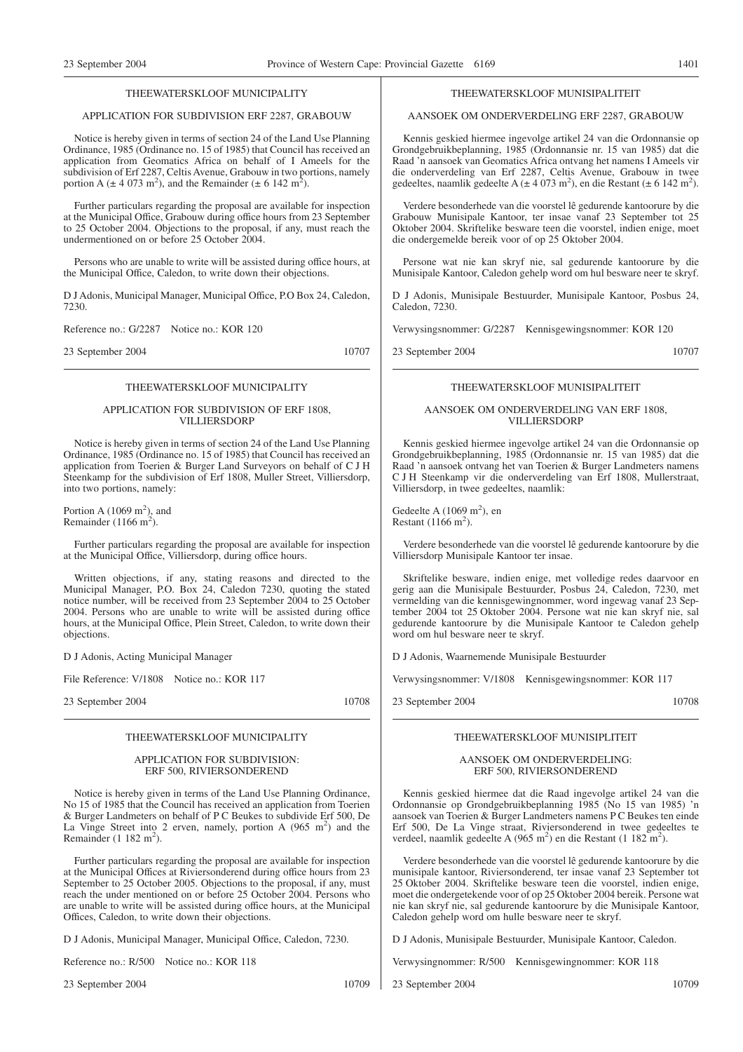## THEEWATERSKLOOF MUNICIPALITY

### APPLICATION FOR SUBDIVISION ERF 2287, GRABOUW

Notice is hereby given in terms of section 24 of the Land Use Planning Ordinance, 1985 (Ordinance no. 15 of 1985) that Council has received an application from Geomatics Africa on behalf of I Ameels for the subdivision of Erf 2287, Celtis Avenue, Grabouw in two portions, namely portion A (± 4 073 $m^2$), and the Remainder (± 6 142 $m^2$).

Further particulars regarding the proposal are available for inspection at the Municipal Office, Grabouw during office hours from 23 September to 25 October 2004. Objections to the proposal, if any, must reach the undermentioned on or before 25 October 2004.

Persons who are unable to write will be assisted during office hours, at the Municipal Office, Caledon, to write down their objections.

D J Adonis, Municipal Manager, Municipal Office, P.O Box 24, Caledon, 7230.

Reference no.: G/2287 Notice no.: KOR 120

23 September 2004 10707

---

## THEEWATERSKLOOF MUNISIPALITEIT

### AANSOEK OM ONDERVERDELING ERF 2287, GRABOUW

Kennis geskied hiermee ingevolge artikel 24 van die Ordonnansie op Grondgebruikbeplanning, 1985 (Ordonnansie nr. 15 van 1985) dat die Raad 'n aansoek van Geomatics Africa ontvang het namens I Ameels vir die onderverdeling van Erf 2287, Celtis Avenue, Grabouw in twee gedeeltes, naamlik gedeelte A (± 4 073 $m^2$), en die Restant (± 6 142 $m^2$).

Verdere besonderhede van die voorstel lê gedurende kantoorure by die Grabouw Munisipale Kantoor, ter insae vanaf 23 September tot 25 Oktober 2004. Skriftelike besware teen die voorstel, indien enige, moet die ondergemelde bereik voor of op 25 Oktober 2004.

Persone wat nie kan skryf nie, sal gedurende kantoorure by die Munisipale Kantoor, Caledon gehelp word om hul besware neer te skryf.

D J Adonis, Munisipale Bestuurder, Munisipale Kantoor, Posbus 24, Caledon, 7230.

Verwysingsnommer: G/2287 Kennisgewingsnommer: KOR 120

23 September 2004 10707

---

## THEEWATERSKLOOF MUNICIPALITY

### APPLICATION FOR SUBDIVISION OF ERF 1808, VILLIERSDORP

Notice is hereby given in terms of section 24 of the Land Use Planning Ordinance, 1985 (Ordinance no. 15 of 1985) that Council has received an application from Toerien & Burger Land Surveyors on behalf of C J H Steenkamp for the subdivision of Erf 1808, Muller Street, Villiersdorp, into two portions, namely:

Portion A (1069 $m^2$), and
Remainder (1166 $m^2$).

Further particulars regarding the proposal are available for inspection at the Municipal Office, Villiersdorp, during office hours.

Written objections, if any, stating reasons and directed to the Municipal Manager, P.O. Box 24, Caledon 7230, quoting the stated notice number, will be received from 23 September 2004 to 25 October 2004. Persons who are unable to write will be assisted during office hours, at the Municipal Office, Plein Street, Caledon, to write down their objections.

D J Adonis, Acting Municipal Manager

File Reference: V/1808 Notice no.: KOR 117

23 September 2004 10708

---

## THEEWATERSKLOOF MUNISIPALITEIT

### AANSOEK OM ONDERVERDELING VAN ERF 1808, VILLIERSDORP

Kennis geskied hiermee ingevolge artikel 24 van die Ordonnansie op Grondgebruikbeplanning, 1985 (Ordonnansie nr. 15 van 1985) dat die Raad 'n aansoek ontvang het van Toerien & Burger Landmeters namens C J H Steenkamp vir die onderverdeling van Erf 1808, Mullerstraat, Villiersdorp, in twee gedeeltes, naamlik:

Gedeelte A (1069 $m^2$), en
Restant (1166 $m^2$).

Verdere besonderhede van die voorstel lê gedurende kantoorure by die Villiersdorp Munisipale Kantoor ter insae.

Skriftelike besware, indien enige, met volledige redes daarvoor en gerig aan die Munisipale Bestuurder, Posbus 24, Caledon, 7230, met vermelding van die kennisgewingnommer, word ingewag vanaf 23 September 2004 tot 25 Oktober 2004. Persone wat nie kan skryf nie, sal gedurende kantoorure by die Munisipale Kantoor te Caledon gehelp word om hul besware neer te skryf.

D J Adonis, Waarnemende Munisipale Bestuurder

Verwysingsnommer: V/1808 Kennisgewingsnommer: KOR 117

23 September 2004 10708

---

## THEEWATERSKLOOF MUNICIPALITY

### APPLICATION FOR SUBDIVISION: ERF 500, RIVIERSONDEREND

Notice is hereby given in terms of the Land Use Planning Ordinance, No 15 of 1985 that the Council has received an application from Toerien & Burger Landmeters on behalf of P C Beukes to subdivide Erf 500, De La Vinge Street into 2 erven, namely, portion A (965 $m^2$) and the Remainder (1 182 $m^2$).

Further particulars regarding the proposal are available for inspection at the Municipal Offices at Riviersonderend during office hours from 23 September to 25 October 2005. Objections to the proposal, if any, must reach the under mentioned on or before 25 October 2004. Persons who are unable to write will be assisted during office hours, at the Municipal Offices, Caledon, to write down their objections.

D J Adonis, Municipal Manager, Municipal Office, Caledon, 7230.

Reference no.: R/500 Notice no.: KOR 118

23 September 2004 10709

---

## THEEWATERSKLOOF MUNISIPLITEIT

### AANSOEK OM ONDERVERDELING: ERF 500, RIVIERSONDEREND

Kennis geskied hiermee dat die Raad ingevolge artikel 24 van die Ordonnansie op Grondgebruikbeplanning 1985 (No 15 van 1985) 'n aansoek van Toerien & Burger Landmeters namens P C Beukes ten einde Erf 500, De La Vinge straat, Riviersonderend in twee gedeeltes te verdeel, naamlik gedeelte A (965 $m^2$) en die Restant (1 182 $m^2$).

Verdere besonderhede van die voorstel lê gedurende kantoorure by die munisipale kantoor, Riviersonderend, ter insae vanaf 23 September tot 25 Oktober 2004. Skriftelike besware teen die voorstel, indien enige, moet die ondergetekende voor of op 25 Oktober 2004 bereik. Persone wat nie kan skryf nie, sal gedurende kantoorure by die Munisipale Kantoor, Caledon gehelp word om hulle besware neer te skryf.

D J Adonis, Munisipale Bestuurder, Munisipale Kantoor, Caledon.

Verwysingnommer: R/500 Kennisgewingnommer: KOR 118

23 September 2004 10709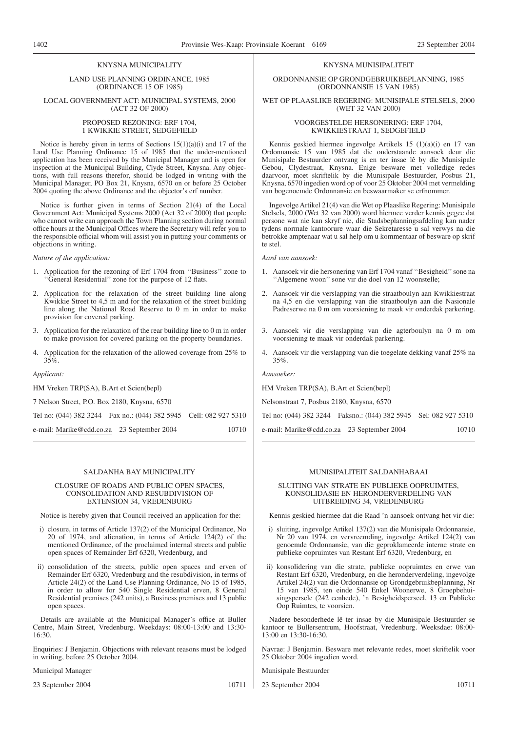KNYSNA MUNICIPALITY

LAND USE PLANNING ORDINANCE, 1985 (ORDINANCE 15 OF 1985)

LOCAL GOVERNMENT ACT: MUNICIPAL SYSTEMS, 2000 (ACT 32 OF 2000)

PROPOSED REZONING: ERF 1704, 1 KWIKKIE STREET, SEDGEFIELD

Notice is hereby given in terms of Sections 15(1)(a)(i) and 17 of the Land Use Planning Ordinance 15 of 1985 that the under-mentioned application has been received by the Municipal Manager and is open for inspection at the Municipal Building, Clyde Street, Knysna. Any objections, with full reasons therefor, should be lodged in writing with the Municipal Manager, PO Box 21, Knysna, 6570 on or before 25 October 2004 quoting the above Ordinance and the objector's erf number.

Notice is further given in terms of Section 21(4) of the Local Government Act: Municipal Systems 2000 (Act 32 of 2000) that people who cannot write can approach the Town Planning section during normal office hours at the Municipal Offices where the Secretary will refer you to the responsible official whom will assist you in putting your comments or objections in writing.

*Nature of the application:*

1. Application for the rezoning of Erf 1704 from ''Business'' zone to ''General Residential'' zone for the purpose of 12 flats.
2. Application for the relaxation of the street building line along Kwikkie Street to 4,5 m and for the relaxation of the street building line along the National Road Reserve to 0 m in order to make provision for covered parking.
3. Application for the relaxation of the rear building line to 0 m in order to make provision for covered parking on the property boundaries.
4. Application for the relaxation of the allowed coverage from 25% to 35%.

*Applicant:*

HM Vreken TRP(SA), B.Art et Scien(bepl)

7 Nelson Street, P.O. Box 2180, Knysna, 6570

Tel no: (044) 382 3244 Fax no.: (044) 382 5945 Cell: 082 927 5310

e-mail: Marike@cdd.co.za 23 September 2004 10710

KNYSNA MUNISIPALITEIT

ORDONNANSIE OP GRONDGEBRUIKBEPLANNING, 1985 (ORDONNANSIE 15 VAN 1985)

WET OP PLAASLIKE REGERING: MUNISIPALE STELSELS, 2000 (WET 32 VAN 2000)

VOORGESTELDE HERSONERING: ERF 1704, KWIKKIESTRAAT 1, SEDGEFIELD

Kennis geskied hiermee ingevolge Artikels 15 (1)(a)(i) en 17 van Ordonnansie 15 van 1985 dat die onderstaande aansoek deur die Munisipale Bestuurder ontvang is en ter insae lê by die Munisipale Gebou, Clydestraat, Knysna. Enige besware met volledige redes daarvoor, moet skriftelik by die Munisipale Bestuurder, Posbus 21, Knysna, 6570 ingedien word op of voor 25 Oktober 2004 met vermelding van bogenoemde Ordonnansie en beswaarmaker se erfnommer.

Ingevolge Artikel 21(4) van die Wet op Plaaslike Regering: Munisipale Stelsels, 2000 (Wet 32 van 2000) word hiermee verder kennis gegee dat persone wat nie kan skryf nie, die Stadsbeplanningsafdeling kan nader tydens normale kantoorure waar die Sekretaresse u sal verwys na die betrokke amptenaar wat u sal help om u kommentaar of besware op skrif te stel.

*Aard van aansoek:*

1. Aansoek vir die hersonering van Erf 1704 vanaf ''Besigheid'' sone na ''Algemene woon'' sone vir die doel van 12 woonstelle;
2. Aansoek vir die verslapping van die straatboulyn aan Kwikkiestraat na 4,5 en die verslapping van die straatboulyn aan die Nasionale Padreserwe na 0 m om voorsiening te maak vir onderdak parkering.
3. Aansoek vir die verslapping van die agterboulyn na 0 m om voorsiening te maak vir onderdak parkering.
4. Aansoek vir die verslapping van die toegelate dekking vanaf 25% na 35%.

*Aansoeker:*

HM Vreken TRP(SA), B.Art et Scien(bepl)

Nelsonstraat 7, Posbus 2180, Knysna, 6570

Tel no: (044) 382 3244 Faksno.: (044) 382 5945 Sel: 082 927 5310

e-mail: Marike@cdd.co.za 23 September 2004 10710

SALDANHA BAY MUNICIPALITY

CLOSURE OF ROADS AND PUBLIC OPEN SPACES, CONSOLIDATION AND RESUBDIVISION OF EXTENSION 34, VREDENBURG

Notice is hereby given that Council received an application for the:

i) closure, in terms of Article 137(2) of the Municipal Ordinance, No 20 of 1974, and alienation, in terms of Article 124(2) of the mentioned Ordinance, of the proclaimed internal streets and public open spaces of Remainder Erf 6320, Vredenburg, and

ii) consolidation of the streets, public open spaces and erven of Remainder Erf 6320, Vredenburg and the resubdivision, in terms of Article 24(2) of the Land Use Planning Ordinance, No 15 of 1985, in order to allow for 540 Single Residential erven, 8 General Residential premises (242 units), a Business premises and 13 public open spaces.

Details are available at the Municipal Manager's office at Buller Centre, Main Street, Vredenburg. Weekdays: 08:00-13:00 and 13:30-16:30.

Enquiries: J Benjamin. Objections with relevant reasons must be lodged in writing, before 25 October 2004.

Municipal Manager

23 September 2004 10711

MUNISIPALITEIT SALDANHABAAI

SLUITING VAN STRATE EN PUBLIEKE OOPRUIMTES, KONSOLIDASIE EN HERONDERVERDELING VAN UITBREIDING 34, VREDENBURG

Kennis geskied hiermee dat die Raad 'n aansoek ontvang het vir die:

i) sluiting, ingevolge Artikel 137(2) van die Munisipale Ordonnansie, Nr 20 van 1974, en vervreemding, ingevolge Artikel 124(2) van genoemde Ordonnansie, van die geproklameerde interne strate en publieke oopruimtes van Restant Erf 6320, Vredenburg, en

ii) konsolidering van die strate, publieke oopruimtes en erwe van Restant Erf 6320, Vredenburg, en die heronderverdeling, ingevolge Artikel 24(2) van die Ordonnansie op Grondgebruikbeplanning, Nr 15 van 1985, ten einde 540 Enkel Woonerwe, 8 Groepbehuisingspersele (242 eenhede), 'n Besigheidsperseel, 13 en Publieke Oop Ruimtes, te voorsien.

Nadere besonderhede lê ter insae by die Munisipale Bestuurder se kantoor te Bullersentrum, Hoofstraat, Vredenburg. Weeksdae: 08:00-13:00 en 13:30-16:30.

Navrae: J Benjamin. Besware met relevante redes, moet skriftelik voor 25 Oktober 2004 ingedien word.

Munisipale Bestuurder

23 September 2004 10711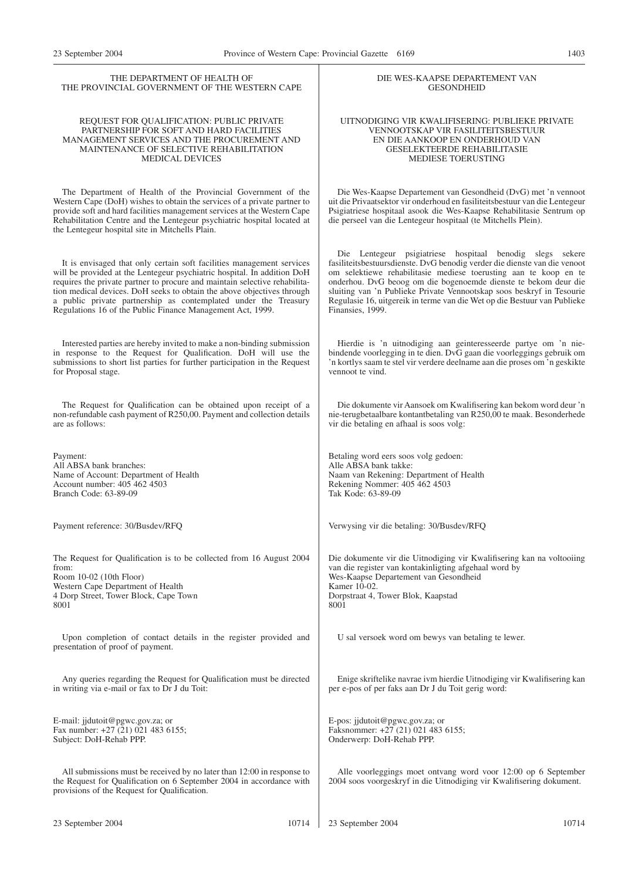## THE DEPARTMENT OF HEALTH OF THE PROVINCIAL GOVERNMENT OF THE WESTERN CAPE

### REQUEST FOR QUALIFICATION: PUBLIC PRIVATE PARTNERSHIP FOR SOFT AND HARD FACILITIES MANAGEMENT SERVICES AND THE PROCUREMENT AND MAINTENANCE OF SELECTIVE REHABILITATION MEDICAL DEVICES

The Department of Health of the Provincial Government of the Western Cape (DoH) wishes to obtain the services of a private partner to provide soft and hard facilities management services at the Western Cape Rehabilitation Centre and the Lentegeur psychiatric hospital located at the Lentegeur hospital site in Mitchells Plain.

It is envisaged that only certain soft facilities management services will be provided at the Lentegeur psychiatric hospital. In addition DoH requires the private partner to procure and maintain selective rehabilitation medical devices. DoH seeks to obtain the above objectives through a public private partnership as contemplated under the Treasury Regulations 16 of the Public Finance Management Act, 1999.

Interested parties are hereby invited to make a non-binding submission in response to the Request for Qualification. DoH will use the submissions to short list parties for further participation in the Request for Proposal stage.

The Request for Qualification can be obtained upon receipt of a non-refundable cash payment of R250,00. Payment and collection details are as follows:

Payment:
All ABSA bank branches:
Name of Account: Department of Health
Account number: 405 462 4503
Branch Code: 63-89-09

Payment reference: 30/Busdev/RFQ

The Request for Qualification is to be collected from 16 August 2004 from:
Room 10-02 (10th Floor)
Western Cape Department of Health
4 Dorp Street, Tower Block, Cape Town
8001

Upon completion of contact details in the register provided and presentation of proof of payment.

Any queries regarding the Request for Qualification must be directed in writing via e-mail or fax to Dr J du Toit:

E-mail: jjdutoit@pgwc.gov.za; or
Fax number: +27 (21) 021 483 6155;
Subject: DoH-Rehab PPP.

All submissions must be received by no later than 12:00 in response to the Request for Qualification on 6 September 2004 in accordance with provisions of the Request for Qualification.

23 September 2004 10714

## DIE WES-KAAPSE DEPARTEMENT VAN GESONDHEID

### UITNODIGING VIR KWALIFISERING: PUBLIEKE PRIVATE VENNOOTSKAP VIR FASILITEITSBESTUUR EN DIE AANKOOP EN ONDERHOUD VAN GESELEKTEERDE REHABILITASIE MEDIESE TOERUSTING

Die Wes-Kaapse Departement van Gesondheid (DvG) met 'n vennoot uit die Privaatsektor vir onderhoud en fasiliteitsbestuur van die Lentegeur Psigiatriese hospitaal asook die Wes-Kaapse Rehabilitasie Sentrum op die perseel van die Lentegeur hospitaal (te Mitchells Plein).

Die Lentegeur psigiatriese hospitaal benodig slegs sekere fasiliteitsbestuursdienste. DvG benodig verder die dienste van die vennoot om selektiewe rehabilitasie mediese toerusting aan te koop en te onderhou. DvG beoog om die bogenoemde dienste te bekom deur die sluiting van 'n Publieke Private Vennootskap soos beskryf in Tesourie Regulasie 16, uitgereik in terme van die Wet op die Bestuur van Publieke Finansies, 1999.

Hierdie is 'n uitnodiging aan geinteresseerde partye om 'n nie-bindende voorlegging in te dien. DvG gaan die voorleggings gebruik om 'n kortlys saam te stel vir verdere deelname aan die proses om 'n geskikte vennoot te vind.

Die dokumente vir Aansoek om Kwalifisering kan bekom word deur 'n nie-terugbetaalbare kontantbetaling van R250,00 te maak. Besonderhede vir die betaling en afhaal is soos volg:

Betaling word eers soos volg gedoen:
Alle ABSA bank takke:
Naam van Rekening: Department of Health
Rekening Nommer: 405 462 4503
Tak Kode: 63-89-09

Verwysing vir die betaling: 30/Busdev/RFQ

Die dokumente vir die Uitnodiging vir Kwalifisering kan na voltooiing van die register van kontakinligting afgehaal word by
Wes-Kaapse Departement van Gesondheid
Kamer 10-02.
Dorpstraat 4, Tower Blok, Kaapstad
8001

U sal versoek word om bewys van betaling te lewer.

Enige skriftelike navrae ivm hierdie Uitnodiging vir Kwalifisering kan per e-pos of per faks aan Dr J du Toit gerig word:

E-pos: jjdutoit@pgwc.gov.za; or
Faksnommer: +27 (21) 021 483 6155;
Onderwerp: DoH-Rehab PPP.

Alle voorleggings moet ontvang word voor 12:00 op 6 September 2004 soos voorgeskryf in die Uitnodiging vir Kwalifisering dokument.

23 September 2004 10714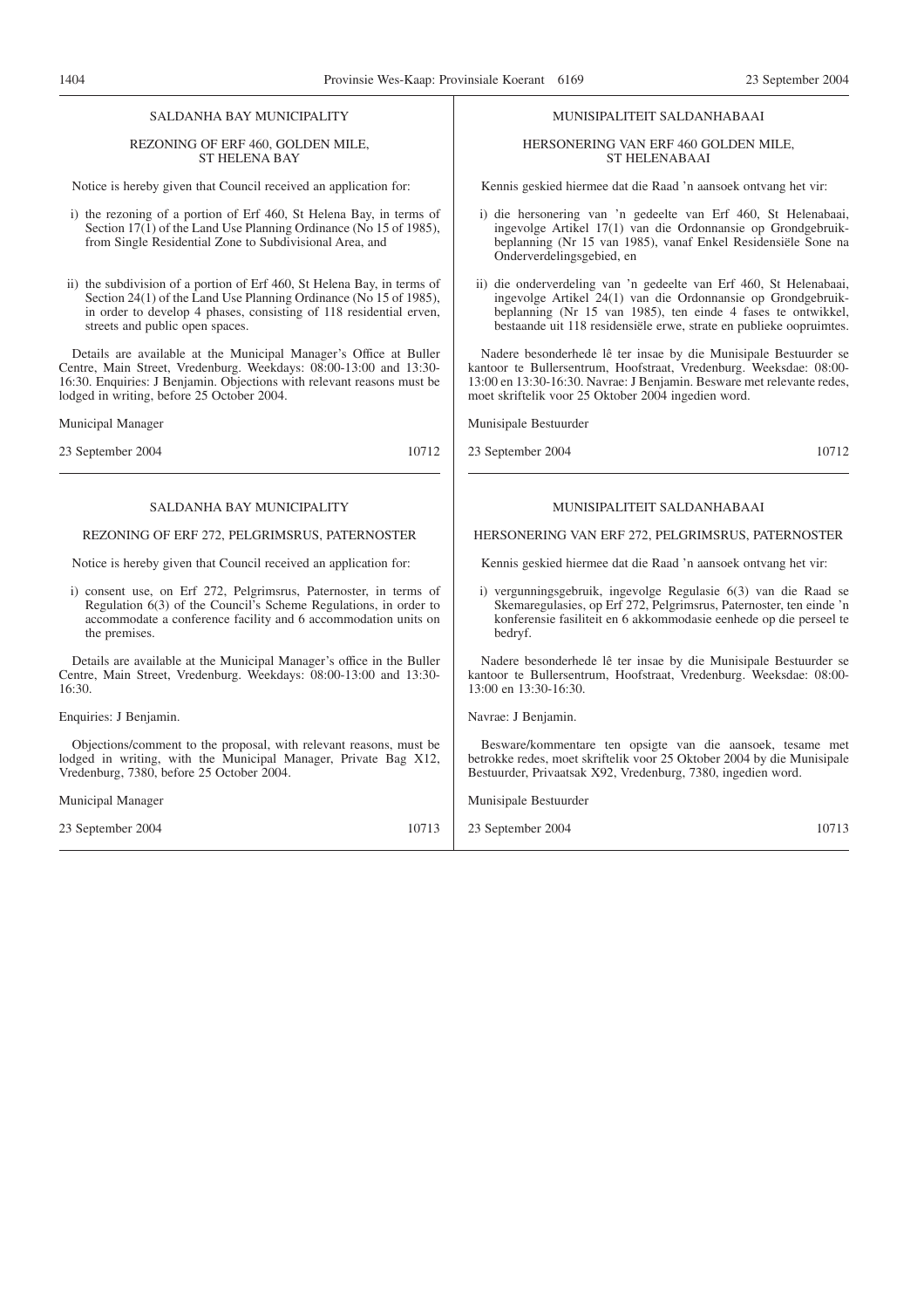## SALDANHA BAY MUNICIPALITY

### REZONING OF ERF 460, GOLDEN MILE, ST HELENA BAY

Notice is hereby given that Council received an application for:

i) the rezoning of a portion of Erf 460, St Helena Bay, in terms of Section 17(1) of the Land Use Planning Ordinance (No 15 of 1985), from Single Residential Zone to Subdivisional Area, and

ii) the subdivision of a portion of Erf 460, St Helena Bay, in terms of Section 24(1) of the Land Use Planning Ordinance (No 15 of 1985), in order to develop 4 phases, consisting of 118 residential erven, streets and public open spaces.

Details are available at the Municipal Manager's Office at Buller Centre, Main Street, Vredenburg. Weekdays: 08:00-13:00 and 13:30-16:30. Enquiries: J Benjamin. Objections with relevant reasons must be lodged in writing, before 25 October 2004.

Municipal Manager

23 September 2004 10712

## MUNISIPALITEIT SALDANHABAAI

### HERSONERING VAN ERF 460 GOLDEN MILE, ST HELENABAAI

Kennis geskied hiermee dat die Raad 'n aansoek ontvang het vir:

i) die hersonering van 'n gedeelte van Erf 460, St Helenabaai, ingevolge Artikel 17(1) van die Ordonnansie op Grondgebruikbeplanning (Nr 15 van 1985), vanaf Enkel Residensiële Sone na Onderverdelingsgebied, en

ii) die onderverdeling van 'n gedeelte van Erf 460, St Helenabaai, ingevolge Artikel 24(1) van die Ordonnansie op Grondgebruikbeplanning (Nr 15 van 1985), ten einde 4 fases te ontwikkel, bestaande uit 118 residensiële erwe, strate en publieke oopruimtes.

Nadere besonderhede lê ter insae by die Munisipale Bestuurder se kantoor te Bullersentrum, Hoofstraat, Vredenburg. Weeksdae: 08:00-13:00 en 13:30-16:30. Navrae: J Benjamin. Besware met relevante redes, moet skriftelik voor 25 Oktober 2004 ingedien word.

Munisipale Bestuurder

23 September 2004 10712

## SALDANHA BAY MUNICIPALITY

### REZONING OF ERF 272, PELGRIMSRUS, PATERNOSTER

Notice is hereby given that Council received an application for:

i) consent use, on Erf 272, Pelgrimsrus, Paternoster, in terms of Regulation 6(3) of the Council's Scheme Regulations, in order to accommodate a conference facility and 6 accommodation units on the premises.

Details are available at the Municipal Manager's office in the Buller Centre, Main Street, Vredenburg. Weekdays: 08:00-13:00 and 13:30-16:30.

Enquiries: J Benjamin.

Objections/comment to the proposal, with relevant reasons, must be lodged in writing, with the Municipal Manager, Private Bag X12, Vredenburg, 7380, before 25 October 2004.

Municipal Manager

23 September 2004 10713

## MUNISIPALITEIT SALDANHABAAI

### HERSONERING VAN ERF 272, PELGRIMSRUS, PATERNOSTER

Kennis geskied hiermee dat die Raad 'n aansoek ontvang het vir:

i) vergunningsgebruik, ingevolge Regulasie 6(3) van die Raad se Skemaregulasies, op Erf 272, Pelgrimsrus, Paternoster, ten einde 'n konferensie fasiliteit en 6 akkommodasie eenhede op die perseel te bedryf.

Nadere besonderhede lê ter insae by die Munisipale Bestuurder se kantoor te Bullersentrum, Hoofstraat, Vredenburg. Weeksdae: 08:00-13:00 en 13:30-16:30.

Navrae: J Benjamin.

Besware/kommentare ten opsigte van die aansoek, tesame met betrokke redes, moet skriftelik voor 25 Oktober 2004 by die Munisipale Bestuurder, Privaatsak X92, Vredenburg, 7380, ingedien word.

Munisipale Bestuurder

23 September 2004 10713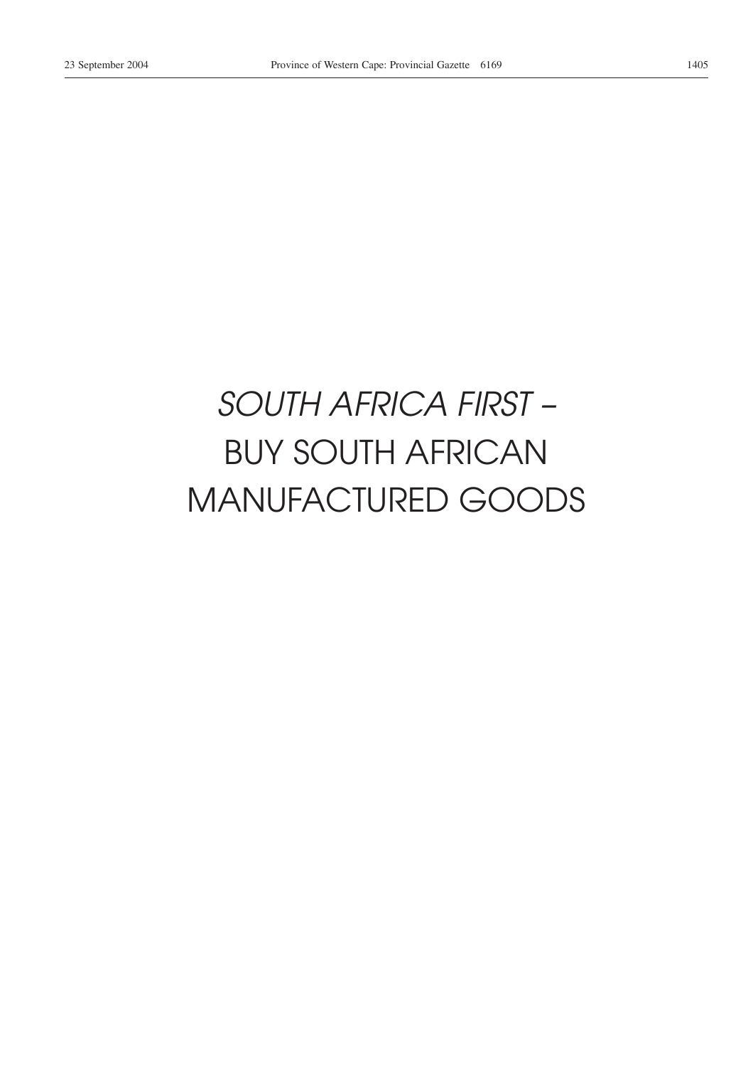*SOUTH AFRICA FIRST –*

BUY SOUTH AFRICAN

MANUFACTURED GOODS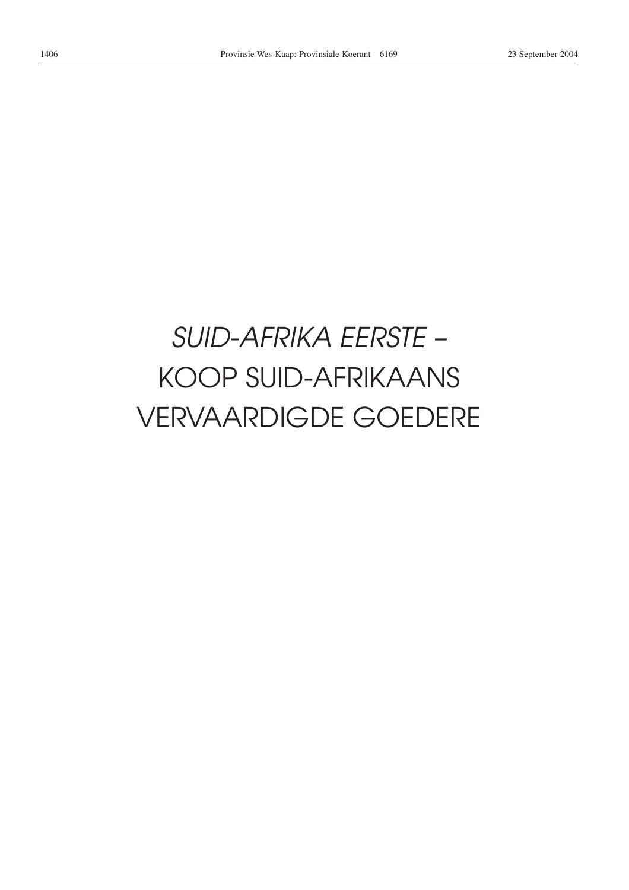*SUID-AFRIKA EERSTE –*

KOOP SUID-AFRIKAANS

VERVAARDIGDE GOEDERE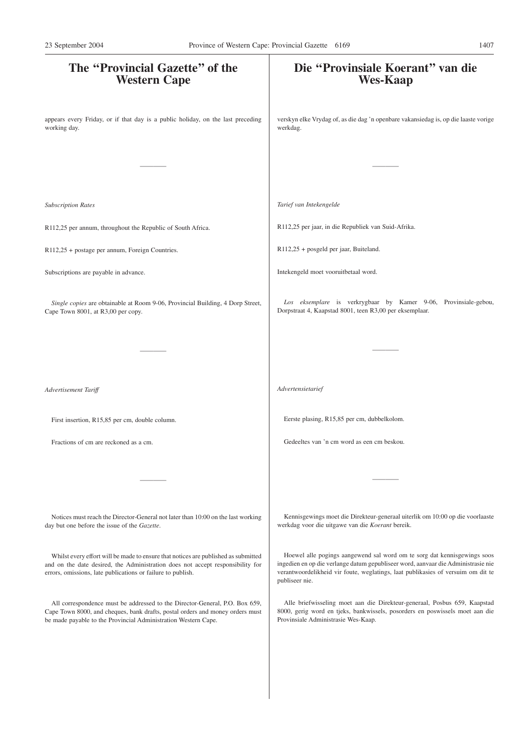# The "Provincial Gazette" of the Western Cape

appears every Friday, or if that day is a public holiday, on the last preceding working day.

---

*Subscription Rates*

R112,25 per annum, throughout the Republic of South Africa.

R112,25 + postage per annum, Foreign Countries.

Subscriptions are payable in advance.

*Single copies* are obtainable at Room 9-06, Provincial Building, 4 Dorp Street, Cape Town 8001, at R3,00 per copy.

---

*Advertisement Tariff*

First insertion, R15,85 per cm, double column.

Fractions of cm are reckoned as a cm.

---

Notices must reach the Director-General not later than 10:00 on the last working day but one before the issue of the *Gazette*.

Whilst every effort will be made to ensure that notices are published as submitted and on the date desired, the Administration does not accept responsibility for errors, omissions, late publications or failure to publish.

All correspondence must be addressed to the Director-General, P.O. Box 659, Cape Town 8000, and cheques, bank drafts, postal orders and money orders must be made payable to the Provincial Administration Western Cape.

# Die "Provinsiale Koerant" van die Wes-Kaap

verskyn elke Vrydag of, as die dag 'n openbare vakansiedag is, op die laaste vorige werkdag.

---

*Tarief van Intekengelde*

R112,25 per jaar, in die Republiek van Suid-Afrika.

R112,25 + posgeld per jaar, Buiteland.

Intekengeld moet vooruitbetaal word.

*Los eksemplare* is verkrygbaar by Kamer 9-06, Provinsiale-gebou, Dorpstraat 4, Kaapstad 8001, teen R3,00 per eksemplaar.

---

*Advertensietarief*

Eerste plasing, R15,85 per cm, dubbelkolom.

Gedeeltes van 'n cm word as een cm beskou.

---

Kennisgewings moet die Direkteur-generaal uiterlik om 10:00 op die voorlaaste werkdag voor die uitgawe van die *Koerant* bereik.

Hoewel alle pogings aangewend sal word om te sorg dat kennisgewings soos ingedien en op die verlange datum gepubliseer word, aanvaar die Administrasie nie verantwoordelikheid vir foute, weglatings, laat publikasies of versuim om dit te publiseer nie.

Alle briefwisseling moet aan die Direkteur-generaal, Posbus 659, Kaapstad 8000, gerig word en tjeks, bankwissels, posorders en poswissels moet aan die Provinsiale Administrasie Wes-Kaap.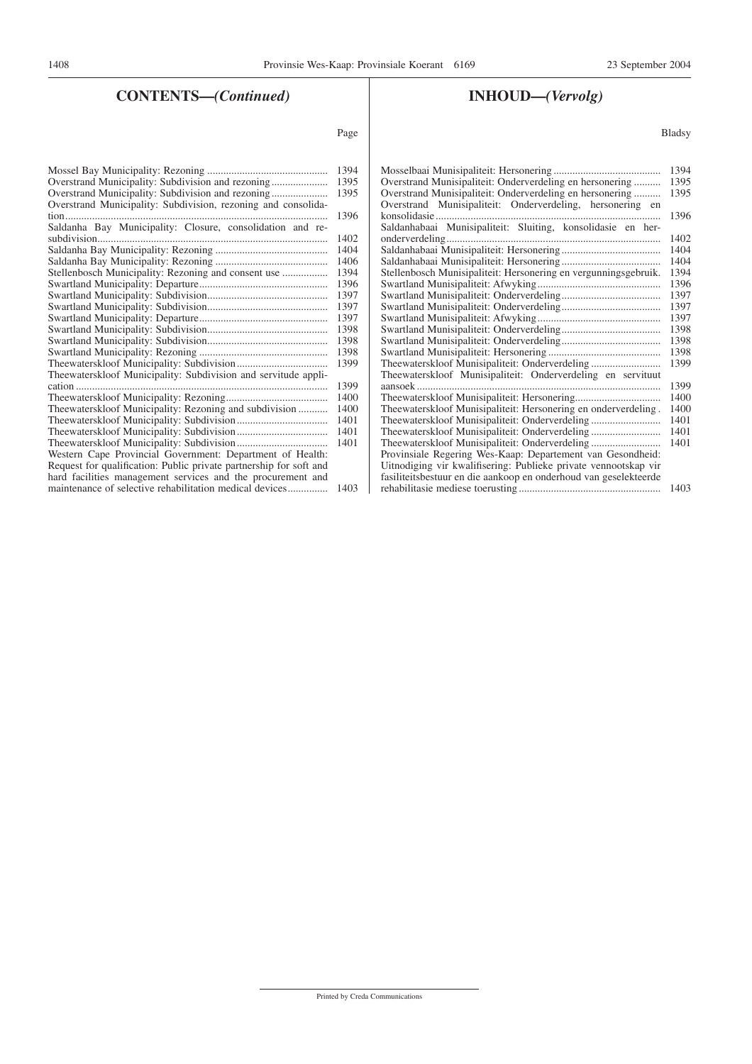## CONTENTS—*(Continued)*

| | Page |
|---|---|
| Mossel Bay Municipality: Rezoning | 1394 |
| Overstrand Municipality: Subdivision and rezoning | 1395 |
| Overstrand Municipality: Subdivision and rezoning | 1395 |
| Overstrand Municipality: Subdivision, rezoning and consolidation | 1396 |
| Saldanha Bay Municipality: Closure, consolidation and re-subdivision | 1402 |
| Saldanha Bay Municipality: Rezoning | 1404 |
| Saldanha Bay Municipality: Rezoning | 1406 |
| Stellenbosch Municipality: Rezoning and consent use | 1394 |
| Swartland Municipality: Departure | 1396 |
| Swartland Municipality: Subdivision | 1397 |
| Swartland Municipality: Subdivision | 1397 |
| Swartland Municipality: Departure | 1397 |
| Swartland Municipality: Subdivision | 1398 |
| Swartland Municipality: Subdivision | 1398 |
| Swartland Municipality: Rezoning | 1398 |
| Theewaterskloof Municipality: Subdivision | 1399 |
| Theewaterskloof Municipality: Subdivision and servitude application | 1399 |
| Theewaterskloof Municipality: Rezoning | 1400 |
| Theewaterskloof Municipality: Rezoning and subdivision | 1400 |
| Theewaterskloof Municipality: Subdivision | 1401 |
| Theewaterskloof Municipality: Subdivision | 1401 |
| Theewaterskloof Municipality: Subdivision | 1401 |
| Western Cape Provincial Government: Department of Health: Request for qualification: Public private partnership for soft and hard facilities management services and the procurement and maintenance of selective rehabilitation medical devices | 1403 |

## INHOUD—*(Vervolg)*

| | Bladsy |
|---|---|
| Mosselbaai Munisipaliteit: Hersonering | 1394 |
| Overstrand Munisipaliteit: Onderverdeling en hersonering | 1395 |
| Overstrand Munisipaliteit: Onderverdeling en hersonering | 1395 |
| Overstrand Munisipaliteit: Onderverdeling, hersonering en konsolidasie | 1396 |
| Saldanhabaai Munisipaliteit: Sluiting, konsolidasie en her-onderverdeling | 1402 |
| Saldanhabaai Munisipaliteit: Hersonering | 1404 |
| Saldanhabaai Munisipaliteit: Hersonering | 1404 |
| Stellenbosch Munisipaliteit: Hersonering en vergunningsgebruik. | 1394 |
| Swartland Munisipaliteit: Afwyking | 1396 |
| Swartland Munisipaliteit: Onderverdeling | 1397 |
| Swartland Munisipaliteit: Onderverdeling | 1397 |
| Swartland Munisipaliteit: Afwyking | 1397 |
| Swartland Munisipaliteit: Onderverdeling | 1398 |
| Swartland Munisipaliteit: Onderverdeling | 1398 |
| Swartland Munisipaliteit: Hersonering | 1398 |
| Theewaterskloof Munisipaliteit: Onderverdeling | 1399 |
| Theewaterskloof Munisipaliteit: Onderverdeling en servituut aansoek | 1399 |
| Theewaterskloof Munisipaliteit: Hersonering | 1400 |
| Theewaterskloof Munisipaliteit: Hersonering en onderverdeling . | 1400 |
| Theewaterskloof Munisipaliteit: Onderverdeling | 1401 |
| Theewaterskloof Munisipaliteit: Onderverdeling | 1401 |
| Theewaterskloof Munisipaliteit: Onderverdeling | 1401 |
| Provinsiale Regering Wes-Kaap: Departement van Gesondheid: Uitnodiging vir kwalifisering: Publieke private vennootskap vir fasiliteitsbestuur en die aankoop en onderhoud van geselekteerde rehabilitasie mediese toerusting | 1403 |

Printed by Creda Communications